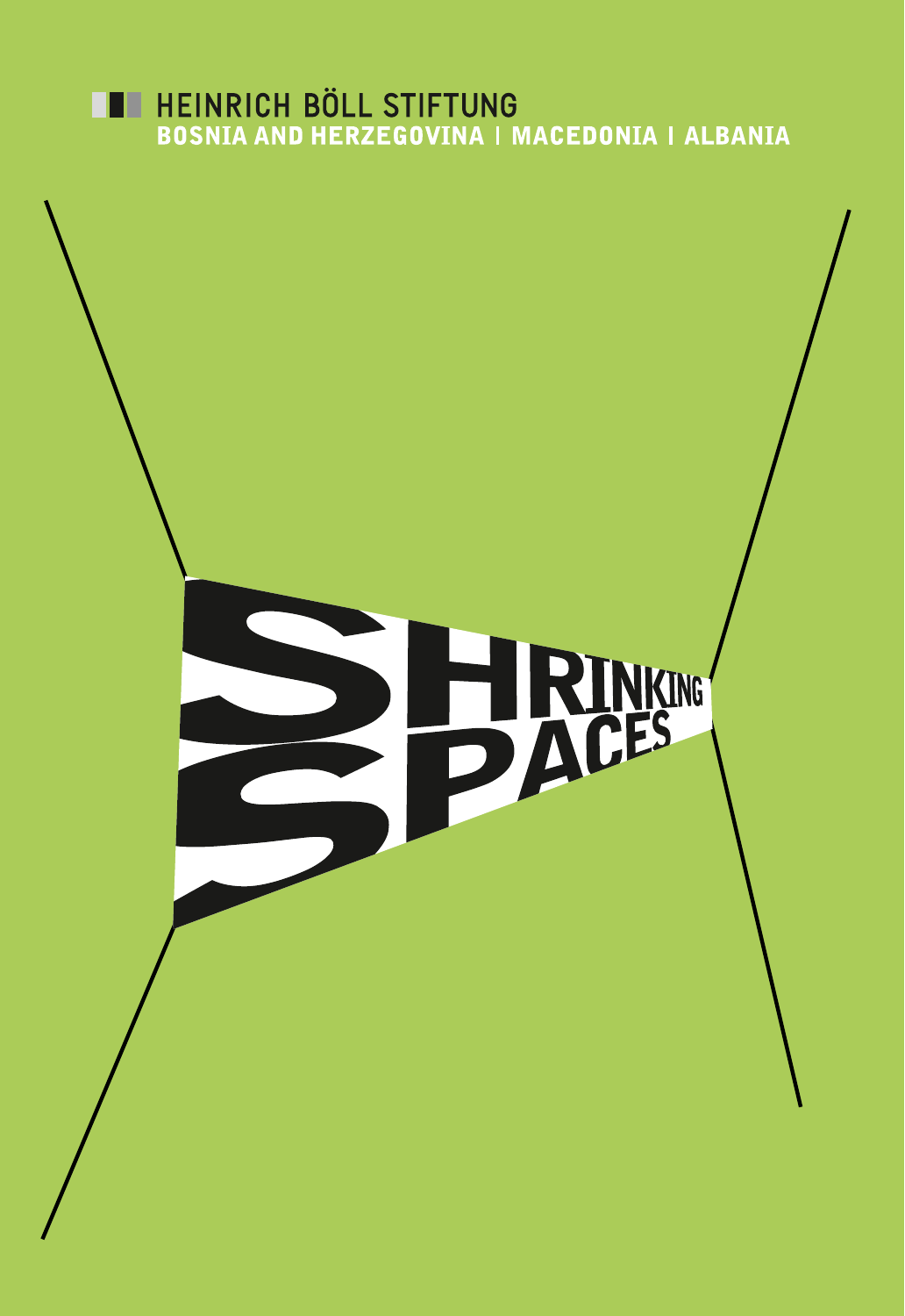HEINRICH BÖLL STIFTUNG

**BOSNIA AND HERZEGOVINA | MACEDONIA | ALBANIA**

# SHRINKING SPACES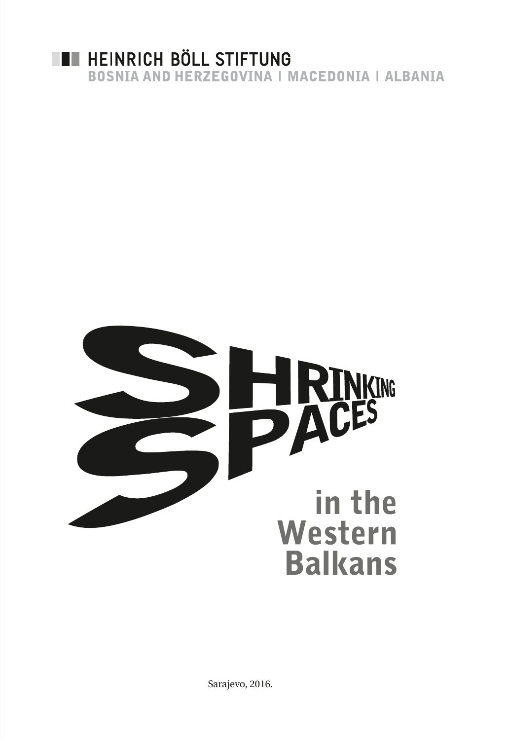HEINRICH BÖLL STIFTUNG
BOSNIA AND HERZEGOVINA | MACEDONIA | ALBANIA

# SHRINKING SPACES in the Western Balkans

Sarajevo, 2016.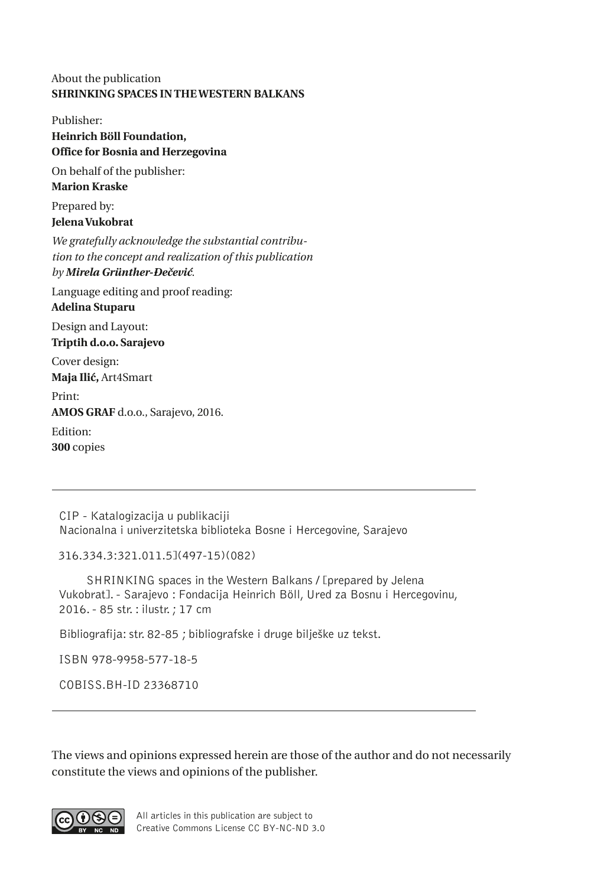About the publication
**SHRINKING SPACES IN THE WESTERN BALKANS**

Publisher:
**Heinrich Böll Foundation,**
**Office for Bosnia and Herzegovina**

On behalf of the publisher:
**Marion Kraske**

Prepared by:
**Jelena Vukobrat**

*We gratefully acknowledge the substantial contribution to the concept and realization of this publication by* ***Mirela Grünther-Đečević****.*

Language editing and proof reading:
**Adelina Stuparu**

Design and Layout:
**Triptih d.o.o. Sarajevo**

Cover design:
**Maja Ilić,** Art4Smart

Print:
**AMOS GRAF** d.o.o., Sarajevo, 2016.

Edition:
**300** copies

---

CIP - Katalogizacija u publikaciji
Nacionalna i univerzitetska biblioteka Bosne i Hercegovine, Sarajevo

316.334.3:321.011.5](497-15)(082)

SHRINKING spaces in the Western Balkans / [prepared by Jelena Vukobrat]. - Sarajevo : Fondacija Heinrich Böll, Ured za Bosnu i Hercegovinu, 2016. - 85 str. : ilustr. ; 17 cm

Bibliografija: str. 82-85 ; bibliografske i druge bilješke uz tekst.

ISBN 978-9958-577-18-5

COBISS.BH-ID 23368710

---

The views and opinions expressed herein are those of the author and do not necessarily constitute the views and opinions of the publisher.

All articles in this publication are subject to Creative Commons License CC BY-NC-ND 3.0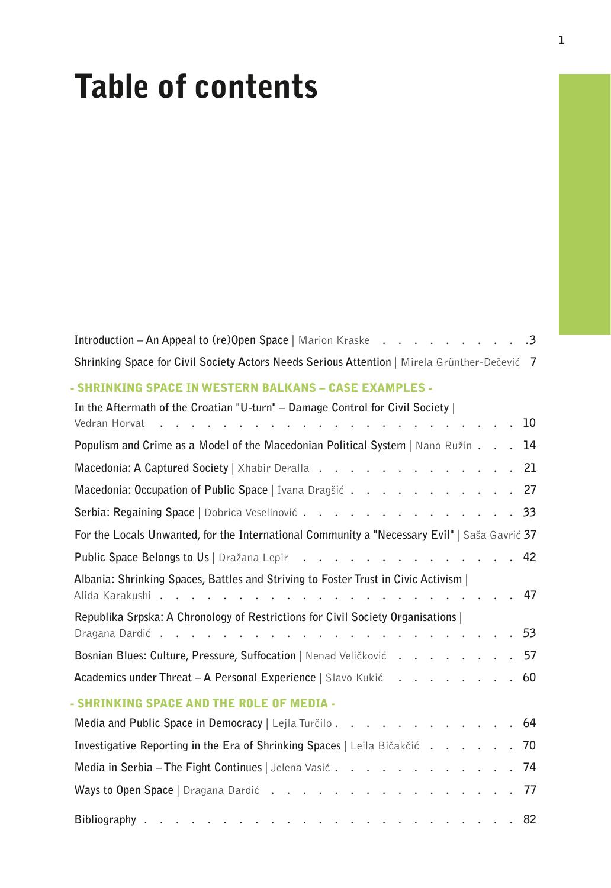# Table of contents

**Introduction – An Appeal to (re)Open Space** | Marion Kraske . . . . . . . . . . .3

**Shrinking Space for Civil Society Actors Needs Serious Attention** | Mirela Grünther-Đečević 7

## - SHRINKING SPACE IN WESTERN BALKANS – CASE EXAMPLES -

**In the Aftermath of the Croatian "U-turn" – Damage Control for Civil Society** | Vedran Horvat . . . . . . . . . . . . . . . . . . . . . . . . . 10

**Populism and Crime as a Model of the Macedonian Political System** | Nano Ružin . . . 14

**Macedonia: A Captured Society** | Xhabir Deralla . . . . . . . . . . . . . . 21

**Macedonia: Occupation of Public Space** | Ivana Dragšić . . . . . . . . . . . . 27

**Serbia: Regaining Space** | Dobrica Veselinović . . . . . . . . . . . . . . . 33

**For the Locals Unwanted, for the International Community a "Necessary Evil"** | Saša Gavrić 37

**Public Space Belongs to Us** | Dražana Lepir . . . . . . . . . . . . . . . . 42

**Albania: Shrinking Spaces, Battles and Striving to Foster Trust in Civic Activism** | Alida Karakushi . . . . . . . . . . . . . . . . . . . . . . . . . 47

**Republika Srpska: A Chronology of Restrictions for Civil Society Organisations** | Dragana Dardić . . . . . . . . . . . . . . . . . . . . . . . . . 53

**Bosnian Blues: Culture, Pressure, Suffocation** | Nenad Veličković . . . . . . . . . 57

**Academics under Threat – A Personal Experience** | Slavo Kukić . . . . . . . . . 60

## - SHRINKING SPACE AND THE ROLE OF MEDIA -

**Media and Public Space in Democracy** | Lejla Turčilo . . . . . . . . . . . . . 64

**Investigative Reporting in the Era of Shrinking Spaces** | Leila Bičakčić . . . . . . . 70

**Media in Serbia – The Fight Continues** | Jelena Vasić . . . . . . . . . . . . . 74

**Ways to Open Space** | Dragana Dardić . . . . . . . . . . . . . . . . . . 77

**Bibliography** . . . . . . . . . . . . . . . . . . . . . . . . . . 82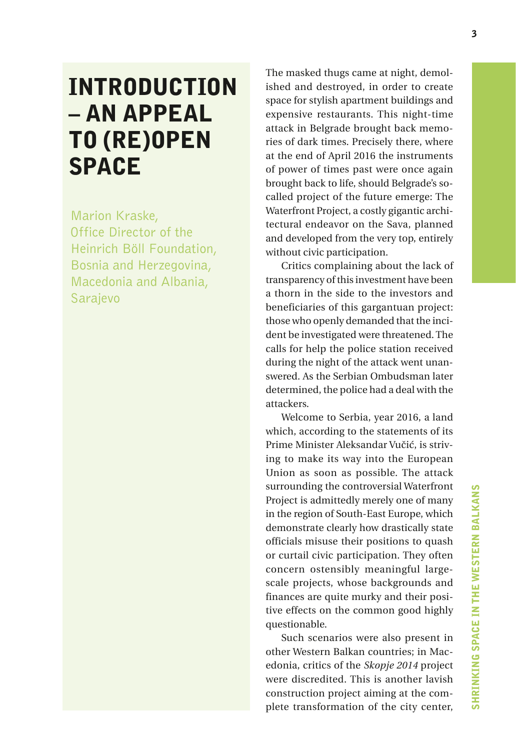# INTRODUCTION – AN APPEAL TO (RE)OPEN SPACE

Marion Kraske,
Office Director of the Heinrich Böll Foundation, Bosnia and Herzegovina, Macedonia and Albania, Sarajevo

The masked thugs came at night, demolished and destroyed, in order to create space for stylish apartment buildings and expensive restaurants. This night-time attack in Belgrade brought back memories of dark times. Precisely there, where at the end of April 2016 the instruments of power of times past were once again brought back to life, should Belgrade's so-called project of the future emerge: The Waterfront Project, a costly gigantic architectural endeavor on the Sava, planned and developed from the very top, entirely without civic participation.

Critics complaining about the lack of transparency of this investment have been a thorn in the side to the investors and beneficiaries of this gargantuan project: those who openly demanded that the incident be investigated were threatened. The calls for help the police station received during the night of the attack went unanswered. As the Serbian Ombudsman later determined, the police had a deal with the attackers.

Welcome to Serbia, year 2016, a land which, according to the statements of its Prime Minister Aleksandar Vučić, is striving to make its way into the European Union as soon as possible. The attack surrounding the controversial Waterfront Project is admittedly merely one of many in the region of South-East Europe, which demonstrate clearly how drastically state officials misuse their positions to quash or curtail civic participation. They often concern ostensibly meaningful large-scale projects, whose backgrounds and finances are quite murky and their positive effects on the common good highly questionable.

Such scenarios were also present in other Western Balkan countries; in Macedonia, critics of the *Skopje 2014* project were discredited. This is another lavish construction project aiming at the complete transformation of the city center,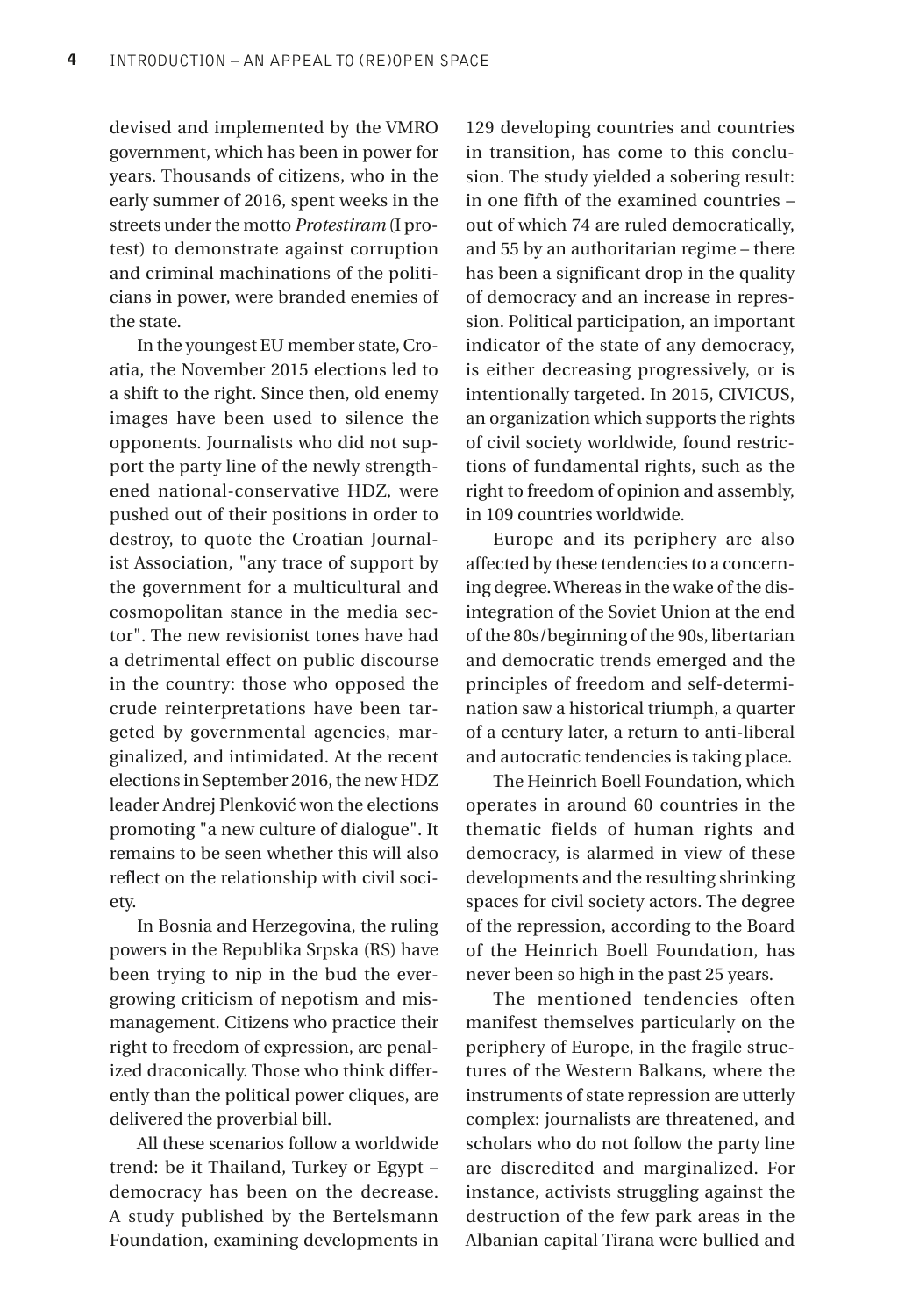devised and implemented by the VMRO government, which has been in power for years. Thousands of citizens, who in the early summer of 2016, spent weeks in the streets under the motto *Protestiram* (I protest) to demonstrate against corruption and criminal machinations of the politicians in power, were branded enemies of the state.

In the youngest EU member state, Croatia, the November 2015 elections led to a shift to the right. Since then, old enemy images have been used to silence the opponents. Journalists who did not support the party line of the newly strengthened national-conservative HDZ, were pushed out of their positions in order to destroy, to quote the Croatian Journalist Association, "any trace of support by the government for a multicultural and cosmopolitan stance in the media sector". The new revisionist tones have had a detrimental effect on public discourse in the country: those who opposed the crude reinterpretations have been targeted by governmental agencies, marginalized, and intimidated. At the recent elections in September 2016, the new HDZ leader Andrej Plenković won the elections promoting "a new culture of dialogue". It remains to be seen whether this will also reflect on the relationship with civil society.

In Bosnia and Herzegovina, the ruling powers in the Republika Srpska (RS) have been trying to nip in the bud the ever-growing criticism of nepotism and mismanagement. Citizens who practice their right to freedom of expression, are penalized draconically. Those who think differently than the political power cliques, are delivered the proverbial bill.

All these scenarios follow a worldwide trend: be it Thailand, Turkey or Egypt – democracy has been on the decrease. A study published by the Bertelsmann Foundation, examining developments in 129 developing countries and countries in transition, has come to this conclusion. The study yielded a sobering result: in one fifth of the examined countries – out of which 74 are ruled democratically, and 55 by an authoritarian regime – there has been a significant drop in the quality of democracy and an increase in repression. Political participation, an important indicator of the state of any democracy, is either decreasing progressively, or is intentionally targeted. In 2015, CIVICUS, an organization which supports the rights of civil society worldwide, found restrictions of fundamental rights, such as the right to freedom of opinion and assembly, in 109 countries worldwide.

Europe and its periphery are also affected by these tendencies to a concerning degree. Whereas in the wake of the disintegration of the Soviet Union at the end of the 80s/beginning of the 90s, libertarian and democratic trends emerged and the principles of freedom and self-determination saw a historical triumph, a quarter of a century later, a return to anti-liberal and autocratic tendencies is taking place.

The Heinrich Boell Foundation, which operates in around 60 countries in the thematic fields of human rights and democracy, is alarmed in view of these developments and the resulting shrinking spaces for civil society actors. The degree of the repression, according to the Board of the Heinrich Boell Foundation, has never been so high in the past 25 years.

The mentioned tendencies often manifest themselves particularly on the periphery of Europe, in the fragile structures of the Western Balkans, where the instruments of state repression are utterly complex: journalists are threatened, and scholars who do not follow the party line are discredited and marginalized. For instance, activists struggling against the destruction of the few park areas in the Albanian capital Tirana were bullied and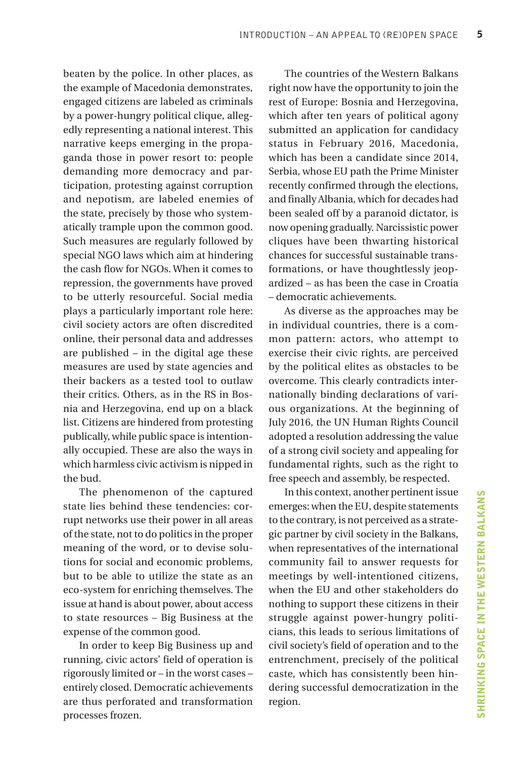beaten by the police. In other places, as the example of Macedonia demonstrates, engaged citizens are labeled as criminals by a power-hungry political clique, allegedly representing a national interest. This narrative keeps emerging in the propaganda those in power resort to: people demanding more democracy and participation, protesting against corruption and nepotism, are labeled enemies of the state, precisely by those who systematically trample upon the common good. Such measures are regularly followed by special NGO laws which aim at hindering the cash flow for NGOs. When it comes to repression, the governments have proved to be utterly resourceful. Social media plays a particularly important role here: civil society actors are often discredited online, their personal data and addresses are published – in the digital age these measures are used by state agencies and their backers as a tested tool to outlaw their critics. Others, as in the RS in Bosnia and Herzegovina, end up on a black list. Citizens are hindered from protesting publically, while public space is intentionally occupied. These are also the ways in which harmless civic activism is nipped in the bud.

The phenomenon of the captured state lies behind these tendencies: corrupt networks use their power in all areas of the state, not to do politics in the proper meaning of the word, or to devise solutions for social and economic problems, but to be able to utilize the state as an eco-system for enriching themselves. The issue at hand is about power, about access to state resources – Big Business at the expense of the common good.

In order to keep Big Business up and running, civic actors' field of operation is rigorously limited or – in the worst cases – entirely closed. Democratic achievements are thus perforated and transformation processes frozen.

The countries of the Western Balkans right now have the opportunity to join the rest of Europe: Bosnia and Herzegovina, which after ten years of political agony submitted an application for candidacy status in February 2016, Macedonia, which has been a candidate since 2014, Serbia, whose EU path the Prime Minister recently confirmed through the elections, and finally Albania, which for decades had been sealed off by a paranoid dictator, is now opening gradually. Narcissistic power cliques have been thwarting historical chances for successful sustainable transformations, or have thoughtlessly jeopardized – as has been the case in Croatia – democratic achievements.

As diverse as the approaches may be in individual countries, there is a common pattern: actors, who attempt to exercise their civic rights, are perceived by the political elites as obstacles to be overcome. This clearly contradicts internationally binding declarations of various organizations. At the beginning of July 2016, the UN Human Rights Council adopted a resolution addressing the value of a strong civil society and appealing for fundamental rights, such as the right to free speech and assembly, be respected.

In this context, another pertinent issue emerges: when the EU, despite statements to the contrary, is not perceived as a strategic partner by civil society in the Balkans, when representatives of the international community fail to answer requests for meetings by well-intentioned citizens, when the EU and other stakeholders do nothing to support these citizens in their struggle against power-hungry politicians, this leads to serious limitations of civil society's field of operation and to the entrenchment, precisely of the political caste, which has consistently been hindering successful democratization in the region.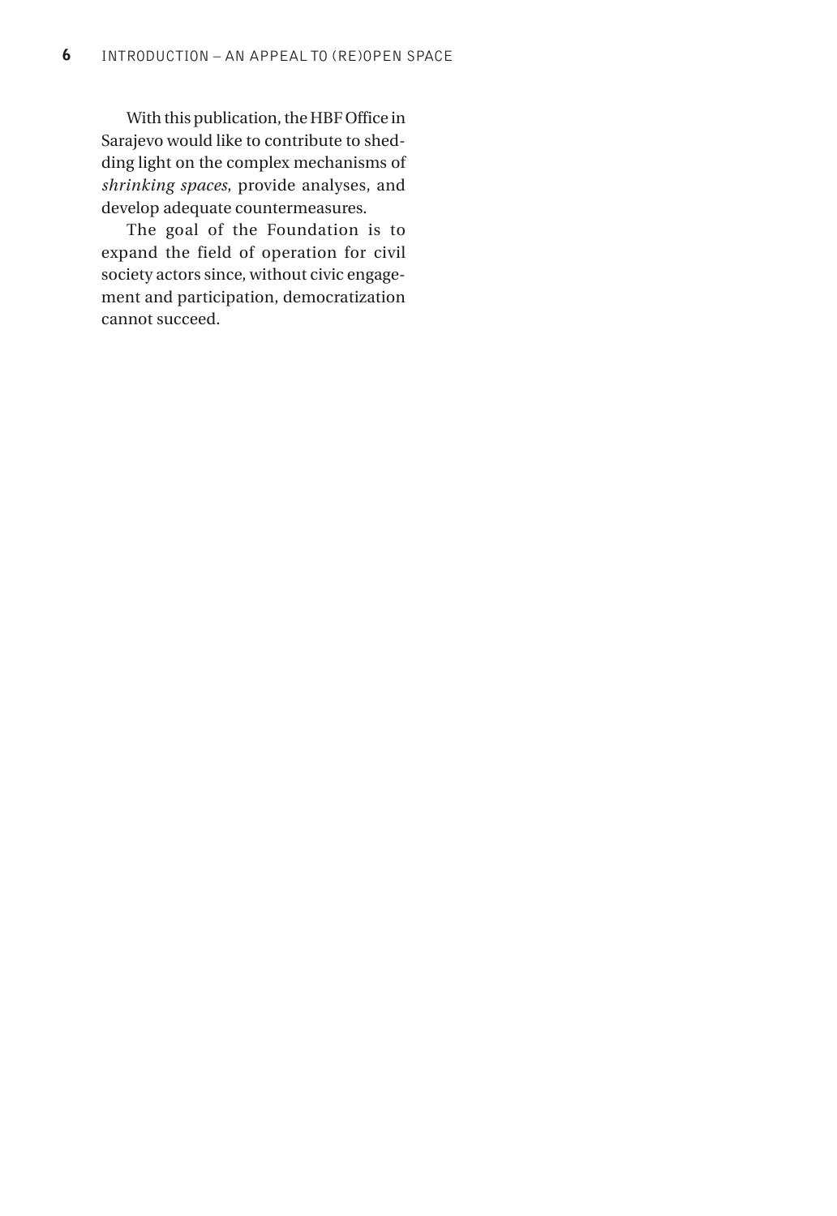With this publication, the HBF Office in Sarajevo would like to contribute to shedding light on the complex mechanisms of *shrinking spaces*, provide analyses, and develop adequate countermeasures.

The goal of the Foundation is to expand the field of operation for civil society actors since, without civic engagement and participation, democratization cannot succeed.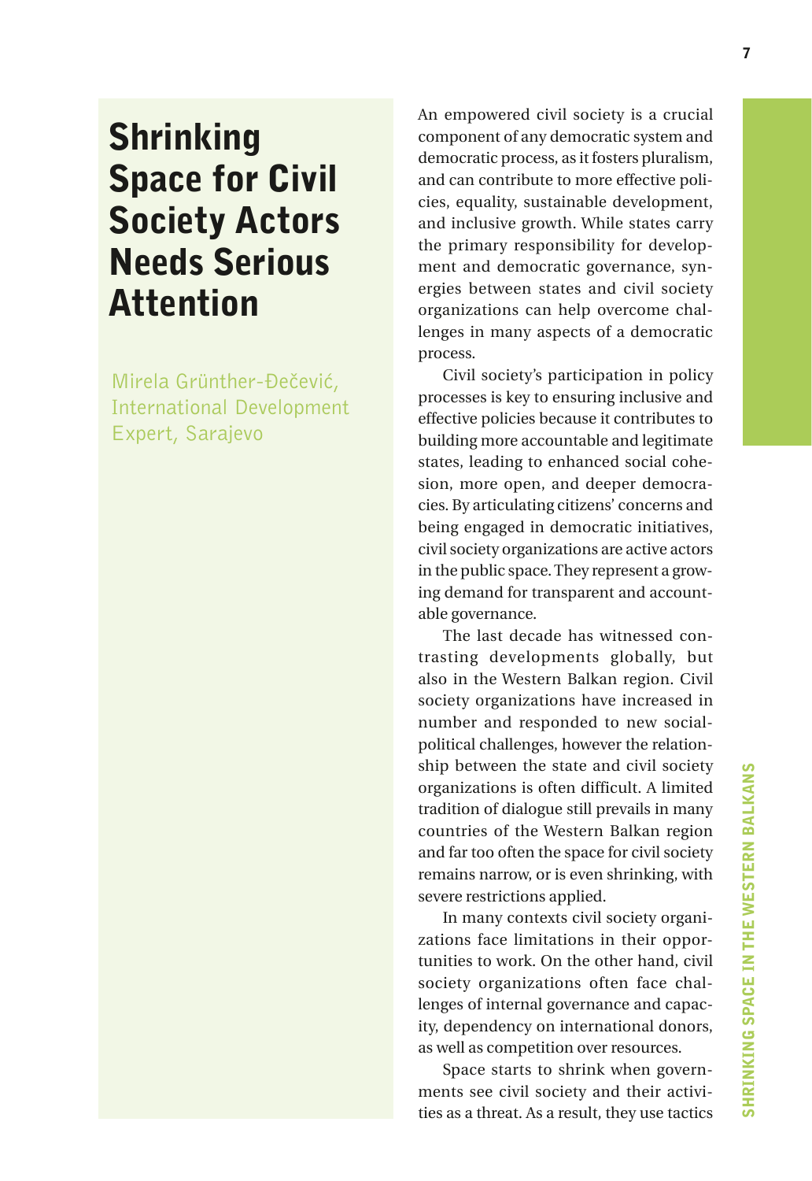# Shrinking Space for Civil Society Actors Needs Serious Attention

Mirela Grünther-Đečević, International Development Expert, Sarajevo

An empowered civil society is a crucial component of any democratic system and democratic process, as it fosters pluralism, and can contribute to more effective policies, equality, sustainable development, and inclusive growth. While states carry the primary responsibility for development and democratic governance, synergies between states and civil society organizations can help overcome challenges in many aspects of a democratic process.

Civil society's participation in policy processes is key to ensuring inclusive and effective policies because it contributes to building more accountable and legitimate states, leading to enhanced social cohesion, more open, and deeper democracies. By articulating citizens' concerns and being engaged in democratic initiatives, civil society organizations are active actors in the public space. They represent a growing demand for transparent and accountable governance.

The last decade has witnessed contrasting developments globally, but also in the Western Balkan region. Civil society organizations have increased in number and responded to new social-political challenges, however the relationship between the state and civil society organizations is often difficult. A limited tradition of dialogue still prevails in many countries of the Western Balkan region and far too often the space for civil society remains narrow, or is even shrinking, with severe restrictions applied.

In many contexts civil society organizations face limitations in their opportunities to work. On the other hand, civil society organizations often face challenges of internal governance and capacity, dependency on international donors, as well as competition over resources.

Space starts to shrink when governments see civil society and their activities as a threat. As a result, they use tactics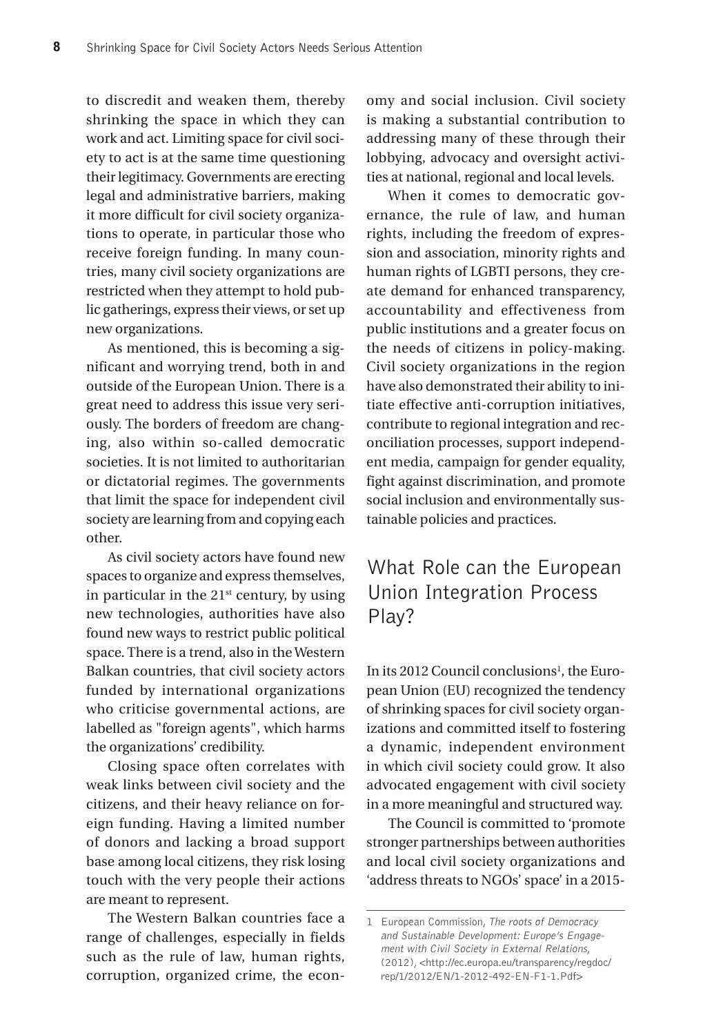to discredit and weaken them, thereby shrinking the space in which they can work and act. Limiting space for civil society to act is at the same time questioning their legitimacy. Governments are erecting legal and administrative barriers, making it more difficult for civil society organizations to operate, in particular those who receive foreign funding. In many countries, many civil society organizations are restricted when they attempt to hold public gatherings, express their views, or set up new organizations.

As mentioned, this is becoming a significant and worrying trend, both in and outside of the European Union. There is a great need to address this issue very seriously. The borders of freedom are changing, also within so-called democratic societies. It is not limited to authoritarian or dictatorial regimes. The governments that limit the space for independent civil society are learning from and copying each other.

As civil society actors have found new spaces to organize and express themselves, in particular in the 21st century, by using new technologies, authorities have also found new ways to restrict public political space. There is a trend, also in the Western Balkan countries, that civil society actors funded by international organizations who criticise governmental actions, are labelled as "foreign agents", which harms the organizations' credibility.

Closing space often correlates with weak links between civil society and the citizens, and their heavy reliance on foreign funding. Having a limited number of donors and lacking a broad support base among local citizens, they risk losing touch with the very people their actions are meant to represent.

The Western Balkan countries face a range of challenges, especially in fields such as the rule of law, human rights, corruption, organized crime, the economy and social inclusion. Civil society is making a substantial contribution to addressing many of these through their lobbying, advocacy and oversight activities at national, regional and local levels.

When it comes to democratic governance, the rule of law, and human rights, including the freedom of expression and association, minority rights and human rights of LGBTI persons, they create demand for enhanced transparency, accountability and effectiveness from public institutions and a greater focus on the needs of citizens in policy-making. Civil society organizations in the region have also demonstrated their ability to initiate effective anti-corruption initiatives, contribute to regional integration and reconciliation processes, support independent media, campaign for gender equality, fight against discrimination, and promote social inclusion and environmentally sustainable policies and practices.

## What Role can the European Union Integration Process Play?

In its 2012 Council conclusions[1], the European Union (EU) recognized the tendency of shrinking spaces for civil society organizations and committed itself to fostering a dynamic, independent environment in which civil society could grow. It also advocated engagement with civil society in a more meaningful and structured way.

The Council is committed to 'promote stronger partnerships between authorities and local civil society organizations and 'address threats to NGOs' space' in a 2015-

1 European Commission, *The roots of Democracy and Sustainable Development: Europe's Engagement with Civil Society in External Relations,* (2012), <http://ec.europa.eu/transparency/regdoc/rep/1/2012/EN/1-2012-492-EN-F1-1.Pdf>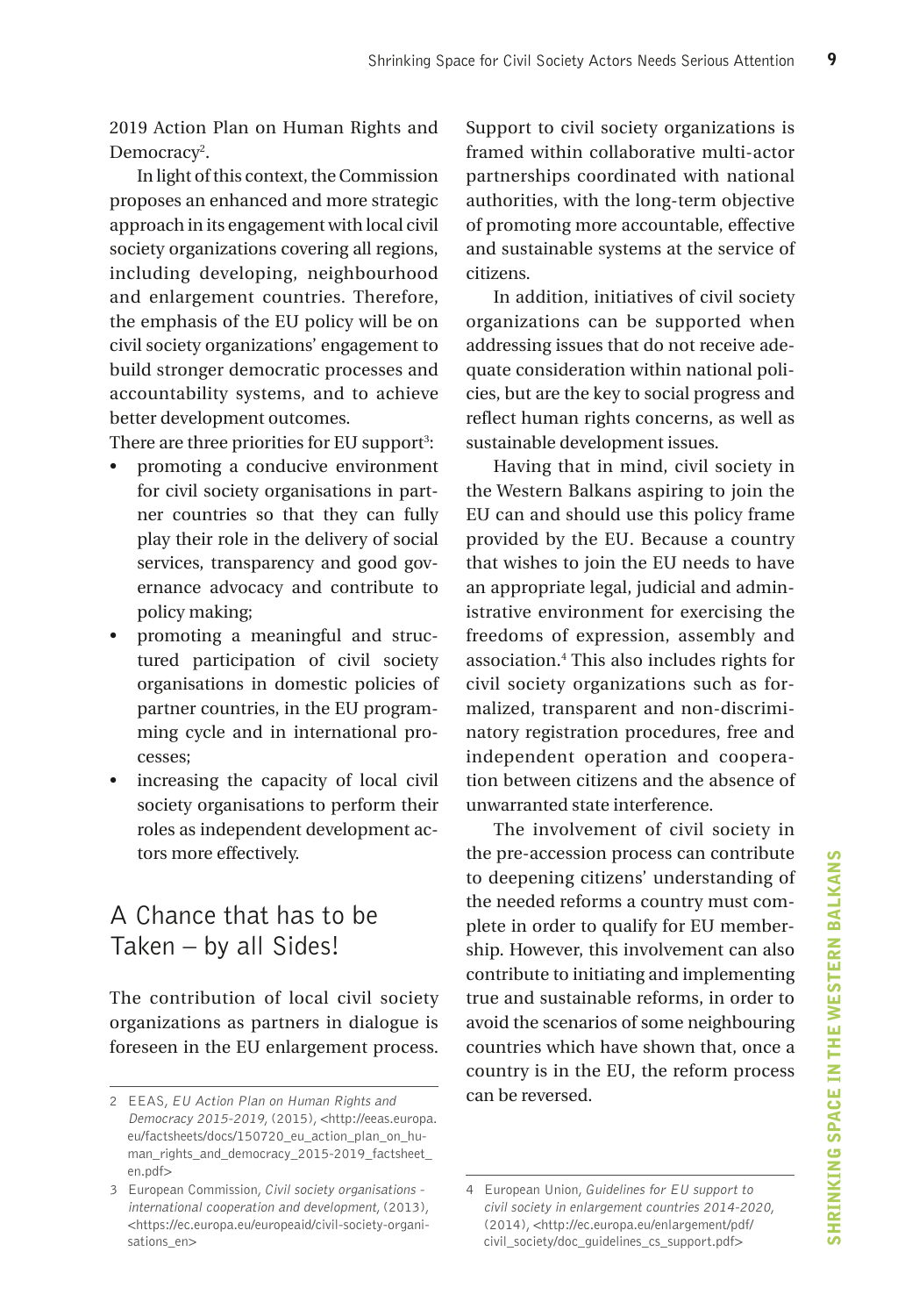2019 Action Plan on Human Rights and Democracy[2].

In light of this context, the Commission proposes an enhanced and more strategic approach in its engagement with local civil society organizations covering all regions, including developing, neighbourhood and enlargement countries. Therefore, the emphasis of the EU policy will be on civil society organizations' engagement to build stronger democratic processes and accountability systems, and to achieve better development outcomes.

There are three priorities for EU support[3]:

- promoting a conducive environment for civil society organisations in partner countries so that they can fully play their role in the delivery of social services, transparency and good governance advocacy and contribute to policy making;
- promoting a meaningful and structured participation of civil society organisations in domestic policies of partner countries, in the EU programming cycle and in international processes;
- increasing the capacity of local civil society organisations to perform their roles as independent development actors more effectively.

## A Chance that has to be Taken – by all Sides!

The contribution of local civil society organizations as partners in dialogue is foreseen in the EU enlargement process. Support to civil society organizations is framed within collaborative multi-actor partnerships coordinated with national authorities, with the long-term objective of promoting more accountable, effective and sustainable systems at the service of citizens.

In addition, initiatives of civil society organizations can be supported when addressing issues that do not receive adequate consideration within national policies, but are the key to social progress and reflect human rights concerns, as well as sustainable development issues.

Having that in mind, civil society in the Western Balkans aspiring to join the EU can and should use this policy frame provided by the EU. Because a country that wishes to join the EU needs to have an appropriate legal, judicial and administrative environment for exercising the freedoms of expression, assembly and association.[4] This also includes rights for civil society organizations such as formalized, transparent and non-discriminatory registration procedures, free and independent operation and cooperation between citizens and the absence of unwarranted state interference.

The involvement of civil society in the pre-accession process can contribute to deepening citizens' understanding of the needed reforms a country must complete in order to qualify for EU membership. However, this involvement can also contribute to initiating and implementing true and sustainable reforms, in order to avoid the scenarios of some neighbouring countries which have shown that, once a country is in the EU, the reform process can be reversed.

---

2 EEAS, *EU Action Plan on Human Rights and Democracy 2015-2019*, (2015), <http://eeas.europa.eu/factsheets/docs/150720_eu_action_plan_on_human_rights_and_democracy_2015-2019_factsheet_en.pdf>

3 European Commission, *Civil society organisations - international cooperation and development*, (2013), <https://ec.europa.eu/europeaid/civil-society-organisations_en>

4 European Union, *Guidelines for EU support to civil society in enlargement countries 2014-2020*, (2014), <http://ec.europa.eu/enlargement/pdf/civil_society/doc_guidelines_cs_support.pdf>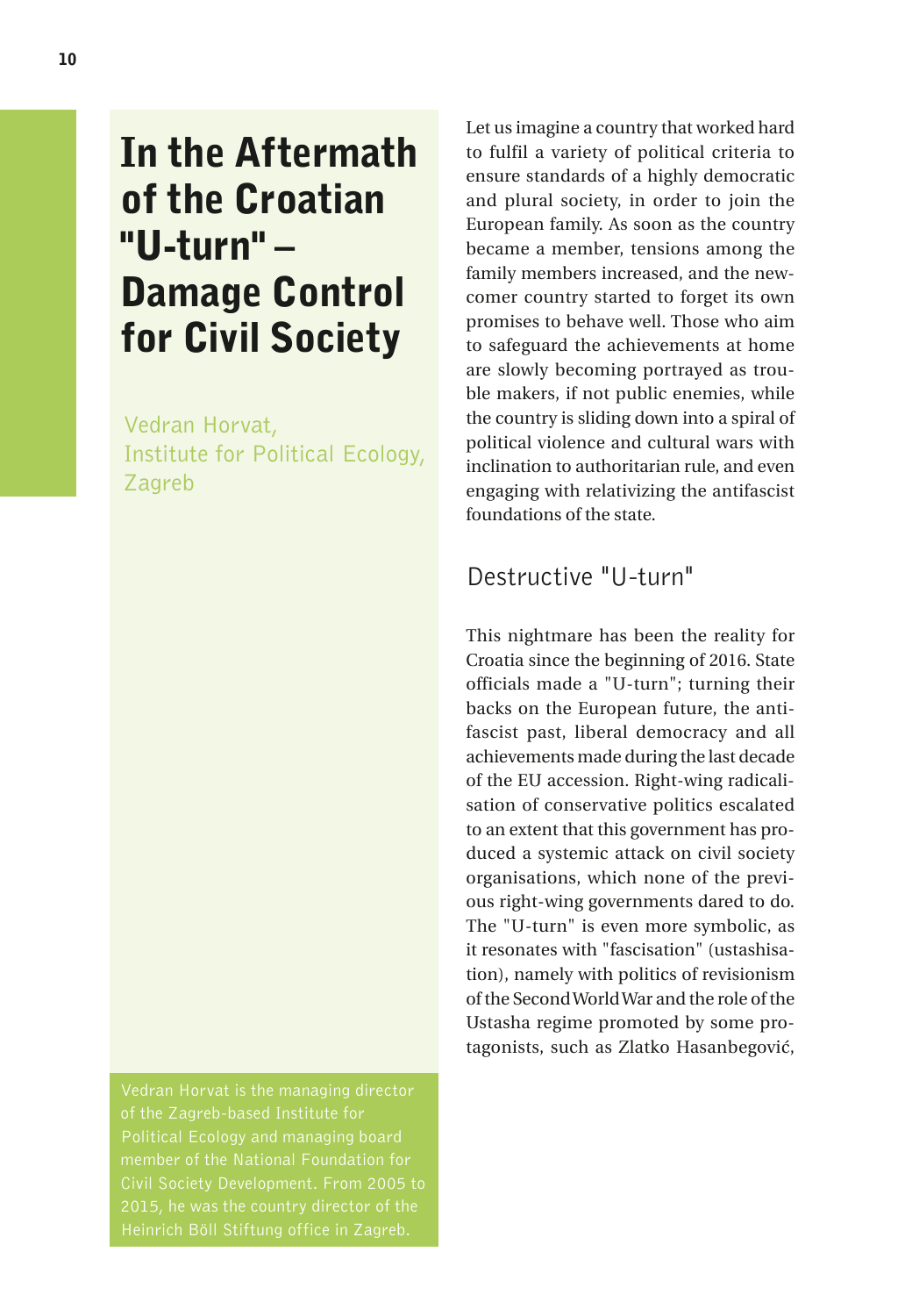# In the Aftermath of the Croatian "U-turn" – Damage Control for Civil Society

Vedran Horvat, Institute for Political Ecology, Zagreb

Vedran Horvat is the managing director of the Zagreb-based Institute for Political Ecology and managing board member of the National Foundation for Civil Society Development. From 2005 to 2015, he was the country director of the Heinrich Böll Stiftung office in Zagreb.

Let us imagine a country that worked hard to fulfil a variety of political criteria to ensure standards of a highly democratic and plural society, in order to join the European family. As soon as the country became a member, tensions among the family members increased, and the newcomer country started to forget its own promises to behave well. Those who aim to safeguard the achievements at home are slowly becoming portrayed as trouble makers, if not public enemies, while the country is sliding down into a spiral of political violence and cultural wars with inclination to authoritarian rule, and even engaging with relativizing the antifascist foundations of the state.

## Destructive "U-turn"

This nightmare has been the reality for Croatia since the beginning of 2016. State officials made a "U-turn"; turning their backs on the European future, the antifascist past, liberal democracy and all achievements made during the last decade of the EU accession. Right-wing radicalisation of conservative politics escalated to an extent that this government has produced a systemic attack on civil society organisations, which none of the previous right-wing governments dared to do. The "U-turn" is even more symbolic, as it resonates with "fascisation" (ustashisation), namely with politics of revisionism of the Second World War and the role of the Ustasha regime promoted by some protagonists, such as Zlatko Hasanbegović,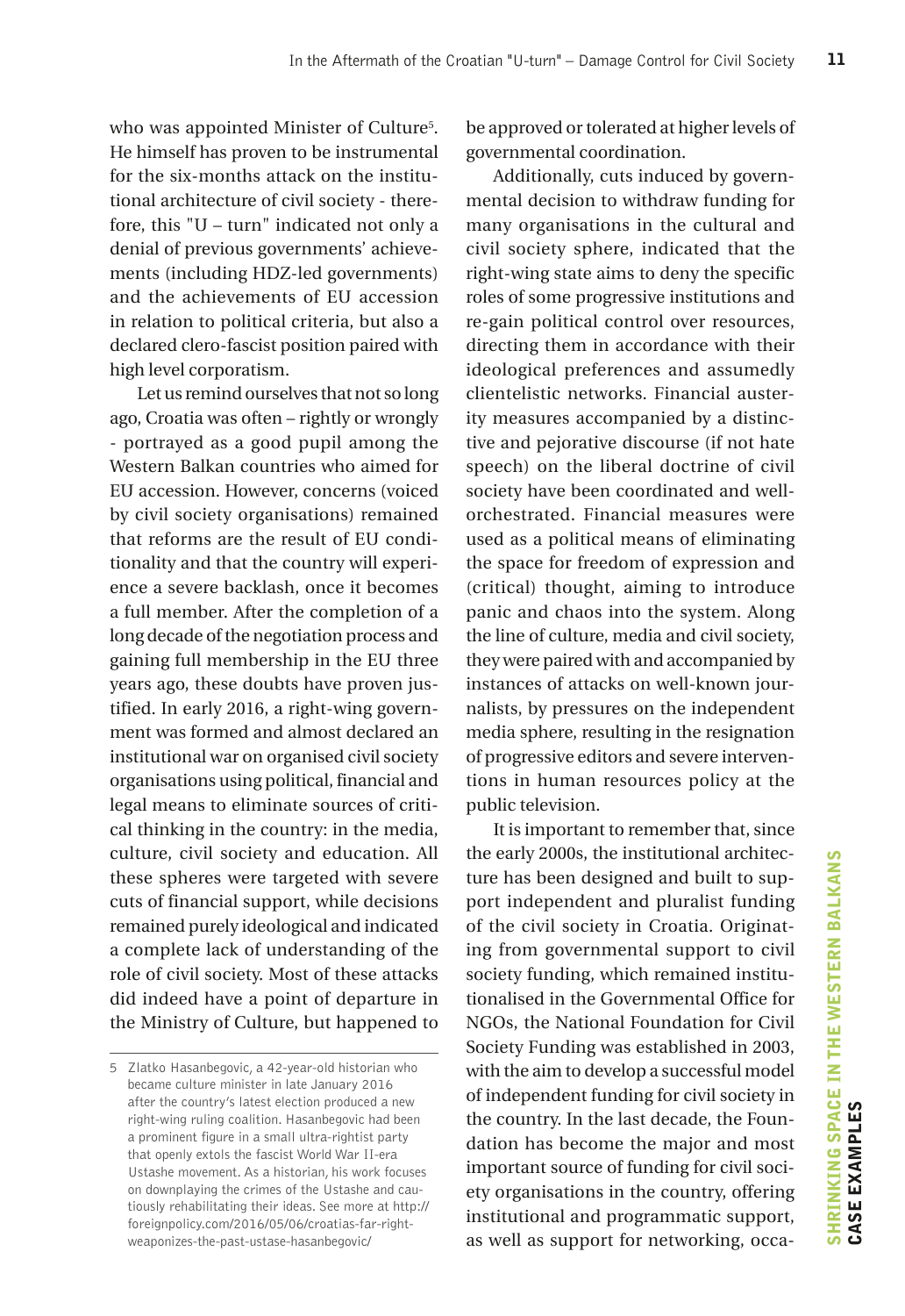who was appointed Minister of Culture[5]. He himself has proven to be instrumental for the six-months attack on the institutional architecture of civil society - therefore, this "U – turn" indicated not only a denial of previous governments' achievements (including HDZ-led governments) and the achievements of EU accession in relation to political criteria, but also a declared clero-fascist position paired with high level corporatism.

Let us remind ourselves that not so long ago, Croatia was often – rightly or wrongly - portrayed as a good pupil among the Western Balkan countries who aimed for EU accession. However, concerns (voiced by civil society organisations) remained that reforms are the result of EU conditionality and that the country will experience a severe backlash, once it becomes a full member. After the completion of a long decade of the negotiation process and gaining full membership in the EU three years ago, these doubts have proven justified. In early 2016, a right-wing government was formed and almost declared an institutional war on organised civil society organisations using political, financial and legal means to eliminate sources of critical thinking in the country: in the media, culture, civil society and education. All these spheres were targeted with severe cuts of financial support, while decisions remained purely ideological and indicated a complete lack of understanding of the role of civil society. Most of these attacks did indeed have a point of departure in the Ministry of Culture, but happened to be approved or tolerated at higher levels of governmental coordination.

Additionally, cuts induced by governmental decision to withdraw funding for many organisations in the cultural and civil society sphere, indicated that the right-wing state aims to deny the specific roles of some progressive institutions and re-gain political control over resources, directing them in accordance with their ideological preferences and assumedly clientelistic networks. Financial austerity measures accompanied by a distinctive and pejorative discourse (if not hate speech) on the liberal doctrine of civil society have been coordinated and well-orchestrated. Financial measures were used as a political means of eliminating the space for freedom of expression and (critical) thought, aiming to introduce panic and chaos into the system. Along the line of culture, media and civil society, they were paired with and accompanied by instances of attacks on well-known journalists, by pressures on the independent media sphere, resulting in the resignation of progressive editors and severe interventions in human resources policy at the public television.

It is important to remember that, since the early 2000s, the institutional architecture has been designed and built to support independent and pluralist funding of the civil society in Croatia. Originating from governmental support to civil society funding, which remained institutionalised in the Governmental Office for NGOs, the National Foundation for Civil Society Funding was established in 2003, with the aim to develop a successful model of independent funding for civil society in the country. In the last decade, the Foundation has become the major and most important source of funding for civil society organisations in the country, offering institutional and programmatic support, as well as support for networking, occa-

---

5 Zlatko Hasanbegovic, a 42-year-old historian who became culture minister in late January 2016 after the country's latest election produced a new right-wing ruling coalition. Hasanbegovic had been a prominent figure in a small ultra-rightist party that openly extols the fascist World War II-era Ustashe movement. As a historian, his work focuses on downplaying the crimes of the Ustashe and cautiously rehabilitating their ideas. See more at http://foreignpolicy.com/2016/05/06/croatias-far-right-weaponizes-the-past-ustase-hasanbegovic/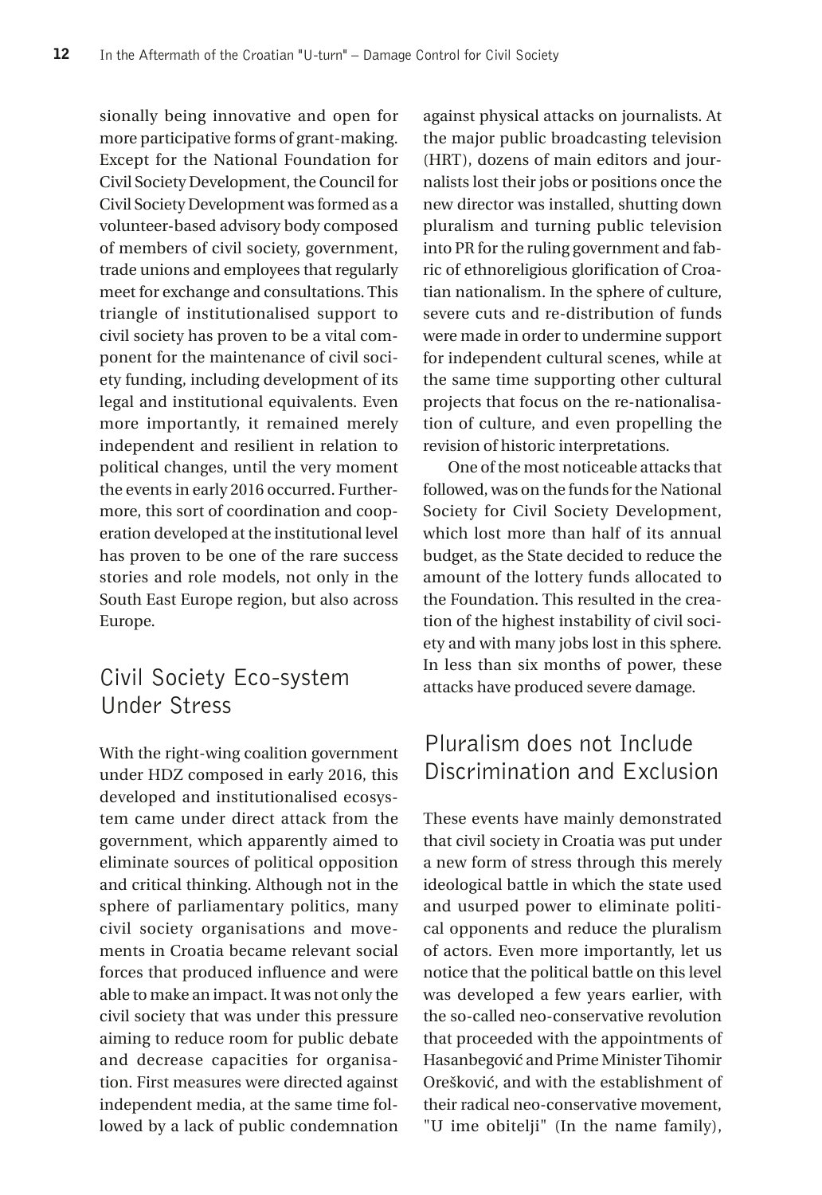sionally being innovative and open for more participative forms of grant-making. Except for the National Foundation for Civil Society Development, the Council for Civil Society Development was formed as a volunteer-based advisory body composed of members of civil society, government, trade unions and employees that regularly meet for exchange and consultations. This triangle of institutionalised support to civil society has proven to be a vital component for the maintenance of civil society funding, including development of its legal and institutional equivalents. Even more importantly, it remained merely independent and resilient in relation to political changes, until the very moment the events in early 2016 occurred. Furthermore, this sort of coordination and cooperation developed at the institutional level has proven to be one of the rare success stories and role models, not only in the South East Europe region, but also across Europe.

## Civil Society Eco-system Under Stress

With the right-wing coalition government under HDZ composed in early 2016, this developed and institutionalised ecosystem came under direct attack from the government, which apparently aimed to eliminate sources of political opposition and critical thinking. Although not in the sphere of parliamentary politics, many civil society organisations and movements in Croatia became relevant social forces that produced influence and were able to make an impact. It was not only the civil society that was under this pressure aiming to reduce room for public debate and decrease capacities for organisation. First measures were directed against independent media, at the same time followed by a lack of public condemnation against physical attacks on journalists. At the major public broadcasting television (HRT), dozens of main editors and journalists lost their jobs or positions once the new director was installed, shutting down pluralism and turning public television into PR for the ruling government and fabric of ethnoreligious glorification of Croatian nationalism. In the sphere of culture, severe cuts and re-distribution of funds were made in order to undermine support for independent cultural scenes, while at the same time supporting other cultural projects that focus on the re-nationalisation of culture, and even propelling the revision of historic interpretations.

One of the most noticeable attacks that followed, was on the funds for the National Society for Civil Society Development, which lost more than half of its annual budget, as the State decided to reduce the amount of the lottery funds allocated to the Foundation. This resulted in the creation of the highest instability of civil society and with many jobs lost in this sphere. In less than six months of power, these attacks have produced severe damage.

## Pluralism does not Include Discrimination and Exclusion

These events have mainly demonstrated that civil society in Croatia was put under a new form of stress through this merely ideological battle in which the state used and usurped power to eliminate political opponents and reduce the pluralism of actors. Even more importantly, let us notice that the political battle on this level was developed a few years earlier, with the so-called neo-conservative revolution that proceeded with the appointments of Hasanbegović and Prime Minister Tihomir Orešković, and with the establishment of their radical neo-conservative movement, "U ime obitelji" (In the name family),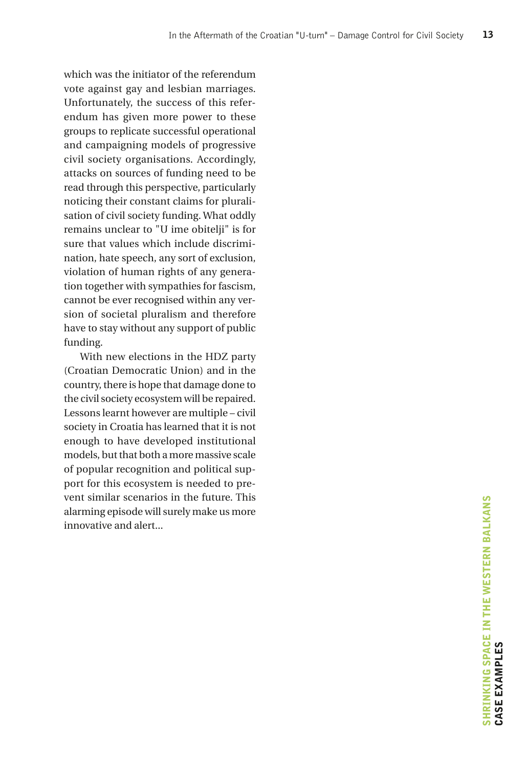which was the initiator of the referendum vote against gay and lesbian marriages. Unfortunately, the success of this referendum has given more power to these groups to replicate successful operational and campaigning models of progressive civil society organisations. Accordingly, attacks on sources of funding need to be read through this perspective, particularly noticing their constant claims for pluralisation of civil society funding. What oddly remains unclear to "U ime obitelji" is for sure that values which include discrimination, hate speech, any sort of exclusion, violation of human rights of any generation together with sympathies for fascism, cannot be ever recognised within any version of societal pluralism and therefore have to stay without any support of public funding.

With new elections in the HDZ party (Croatian Democratic Union) and in the country, there is hope that damage done to the civil society ecosystem will be repaired. Lessons learnt however are multiple – civil society in Croatia has learned that it is not enough to have developed institutional models, but that both a more massive scale of popular recognition and political support for this ecosystem is needed to prevent similar scenarios in the future. This alarming episode will surely make us more innovative and alert...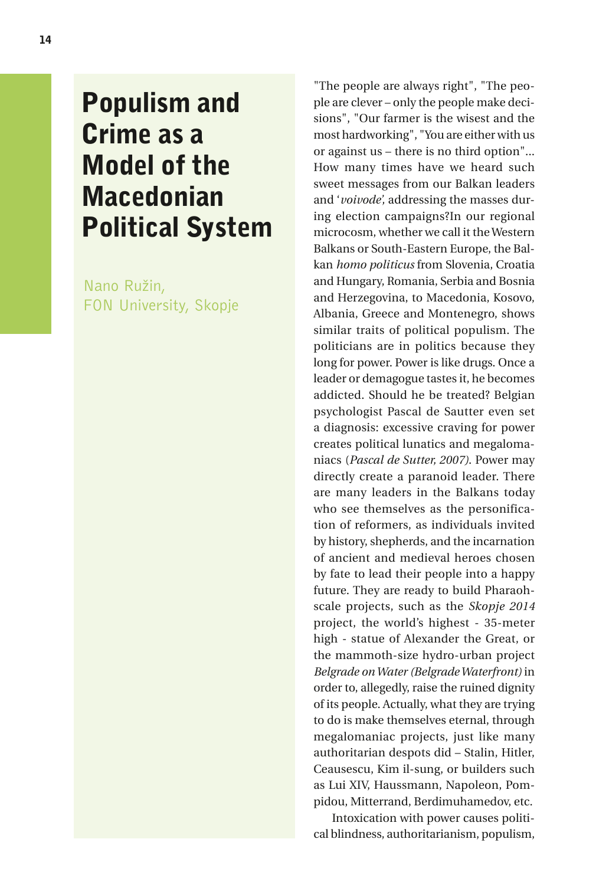# Populism and Crime as a Model of the Macedonian Political System

Nano Ružin,
FON University, Skopje

"The people are always right", "The people are clever – only the people make decisions", "Our farmer is the wisest and the most hardworking", "You are either with us or against us – there is no third option"… How many times have we heard such sweet messages from our Balkan leaders and '*voivode',* addressing the masses during election campaigns?In our regional microcosm, whether we call it the Western Balkans or South-Eastern Europe, the Balkan *homo politicus* from Slovenia, Croatia and Hungary, Romania, Serbia and Bosnia and Herzegovina, to Macedonia, Kosovo, Albania, Greece and Montenegro, shows similar traits of political populism. The politicians are in politics because they long for power. Power is like drugs. Once a leader or demagogue tastes it, he becomes addicted. Should he be treated? Belgian psychologist Pascal de Sautter even set a diagnosis: excessive craving for power creates political lunatics and megalomaniacs (*Pascal de Sutter, 2007)*. Power may directly create a paranoid leader. There are many leaders in the Balkans today who see themselves as the personification of reformers, as individuals invited by history, shepherds, and the incarnation of ancient and medieval heroes chosen by fate to lead their people into a happy future. They are ready to build Pharaoh-scale projects, such as the *Skopje 2014* project, the world's highest - 35-meter high - statue of Alexander the Great, or the mammoth-size hydro-urban project *Belgrade on Water (Belgrade Waterfront)* in order to, allegedly, raise the ruined dignity of its people. Actually, what they are trying to do is make themselves eternal, through megalomaniac projects, just like many authoritarian despots did – Stalin, Hitler, Ceausescu, Kim il-sung, or builders such as Lui XIV, Haussmann, Napoleon, Pompidou, Mitterrand, Berdimuhamedov, etc.

Intoxication with power causes political blindness, authoritarianism, populism,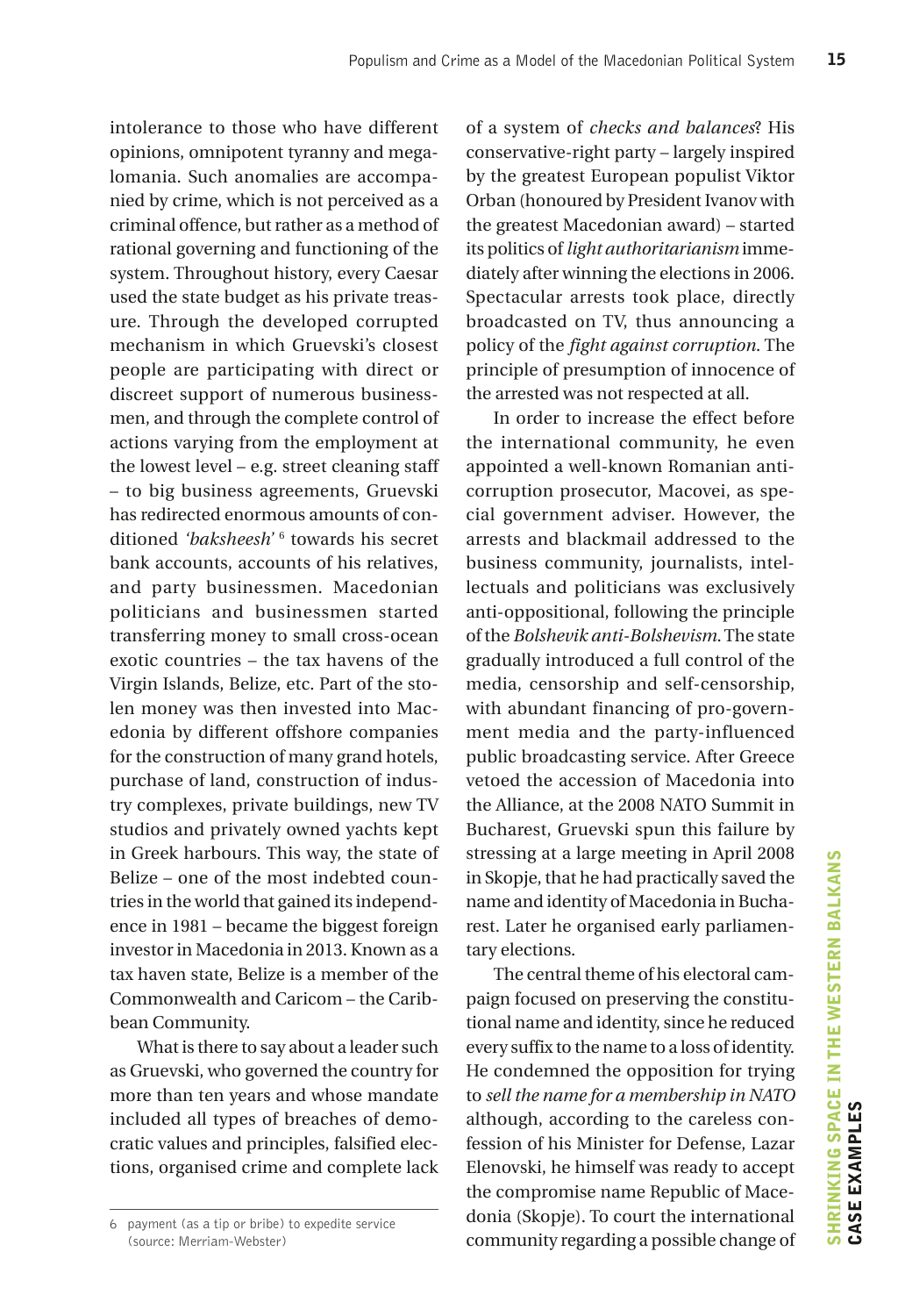intolerance to those who have different opinions, omnipotent tyranny and megalomania. Such anomalies are accompanied by crime, which is not perceived as a criminal offence, but rather as a method of rational governing and functioning of the system. Throughout history, every Caesar used the state budget as his private treasure. Through the developed corrupted mechanism in which Gruevski's closest people are participating with direct or discreet support of numerous businessmen, and through the complete control of actions varying from the employment at the lowest level – e.g. street cleaning staff – to big business agreements, Gruevski has redirected enormous amounts of conditioned *'baksheesh'* [6] towards his secret bank accounts, accounts of his relatives, and party businessmen. Macedonian politicians and businessmen started transferring money to small cross-ocean exotic countries – the tax havens of the Virgin Islands, Belize, etc. Part of the stolen money was then invested into Macedonia by different offshore companies for the construction of many grand hotels, purchase of land, construction of industry complexes, private buildings, new TV studios and privately owned yachts kept in Greek harbours. This way, the state of Belize – one of the most indebted countries in the world that gained its independence in 1981 – became the biggest foreign investor in Macedonia in 2013. Known as a tax haven state, Belize is a member of the Commonwealth and Caricom – the Caribbean Community.

What is there to say about a leader such as Gruevski, who governed the country for more than ten years and whose mandate included all types of breaches of democratic values and principles, falsified elections, organised crime and complete lack of a system of *checks and balances*? His conservative-right party – largely inspired by the greatest European populist Viktor Orban (honoured by President Ivanov with the greatest Macedonian award) – started its politics of *light authoritarianism* immediately after winning the elections in 2006. Spectacular arrests took place, directly broadcasted on TV, thus announcing a policy of the *fight against corruption*. The principle of presumption of innocence of the arrested was not respected at all.

In order to increase the effect before the international community, he even appointed a well-known Romanian anti-corruption prosecutor, Macovei, as special government adviser. However, the arrests and blackmail addressed to the business community, journalists, intellectuals and politicians was exclusively anti-oppositional, following the principle of the *Bolshevik anti-Bolshevism*. The state gradually introduced a full control of the media, censorship and self-censorship, with abundant financing of pro-government media and the party-influenced public broadcasting service. After Greece vetoed the accession of Macedonia into the Alliance, at the 2008 NATO Summit in Bucharest, Gruevski spun this failure by stressing at a large meeting in April 2008 in Skopje, that he had practically saved the name and identity of Macedonia in Bucharest. Later he organised early parliamentary elections.

The central theme of his electoral campaign focused on preserving the constitutional name and identity, since he reduced every suffix to the name to a loss of identity. He condemned the opposition for trying to *sell the name for a membership in NATO* although, according to the careless confession of his Minister for Defense, Lazar Elenovski, he himself was ready to accept the compromise name Republic of Macedonia (Skopje). To court the international community regarding a possible change of

6 payment (as a tip or bribe) to expedite service (source: Merriam-Webster)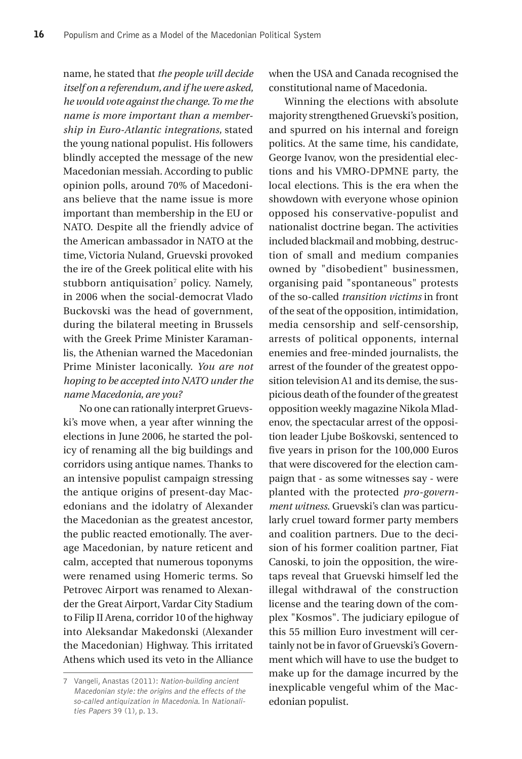name, he stated that *the people will decide itself on a referendum, and if he were asked, he would vote against the change. To me the name is more important than a membership in Euro-Atlantic integrations,* stated the young national populist. His followers blindly accepted the message of the new Macedonian messiah. According to public opinion polls, around 70% of Macedonians believe that the name issue is more important than membership in the EU or NATO. Despite all the friendly advice of the American ambassador in NATO at the time, Victoria Nuland, Gruevski provoked the ire of the Greek political elite with his stubborn antiquisation[7] policy. Namely, in 2006 when the social-democrat Vlado Buckovski was the head of government, during the bilateral meeting in Brussels with the Greek Prime Minister Karamanlis, the Athenian warned the Macedonian Prime Minister laconically. *You are not hoping to be accepted into NATO under the name Macedonia, are you?*

No one can rationally interpret Gruevski's move when, a year after winning the elections in June 2006, he started the policy of renaming all the big buildings and corridors using antique names. Thanks to an intensive populist campaign stressing the antique origins of present-day Macedonians and the idolatry of Alexander the Macedonian as the greatest ancestor, the public reacted emotionally. The average Macedonian, by nature reticent and calm, accepted that numerous toponyms were renamed using Homeric terms. So Petrovec Airport was renamed to Alexander the Great Airport, Vardar City Stadium to Filip II Arena, corridor 10 of the highway into Aleksandar Makedonski (Alexander the Macedonian) Highway. This irritated Athens which used its veto in the Alliance when the USA and Canada recognised the constitutional name of Macedonia.

Winning the elections with absolute majority strengthened Gruevski's position, and spurred on his internal and foreign politics. At the same time, his candidate, George Ivanov, won the presidential elections and his VMRO-DPMNE party, the local elections. This is the era when the showdown with everyone whose opinion opposed his conservative-populist and nationalist doctrine began. The activities included blackmail and mobbing, destruction of small and medium companies owned by "disobedient" businessmen, organising paid "spontaneous" protests of the so-called *transition victims* in front of the seat of the opposition, intimidation, media censorship and self-censorship, arrests of political opponents, internal enemies and free-minded journalists, the arrest of the founder of the greatest opposition television A1 and its demise, the suspicious death of the founder of the greatest opposition weekly magazine Nikola Mladenov, the spectacular arrest of the opposition leader Ljube Boškovski, sentenced to five years in prison for the 100,000 Euros that were discovered for the election campaign that - as some witnesses say - were planted with the protected *pro-government witness*. Gruevski's clan was particularly cruel toward former party members and coalition partners. Due to the decision of his former coalition partner, Fiat Canoski, to join the opposition, the wiretaps reveal that Gruevski himself led the illegal withdrawal of the construction license and the tearing down of the complex "Kosmos". The judiciary epilogue of this 55 million Euro investment will certainly not be in favor of Gruevski's Government which will have to use the budget to make up for the damage incurred by the inexplicable vengeful whim of the Macedonian populist.

---

7 Vangeli, Anastas (2011): *Nation-building ancient Macedonian style: the origins and the effects of the so-called antiquization in Macedonia*. In *Nationalities Papers* 39 (1), p. 13.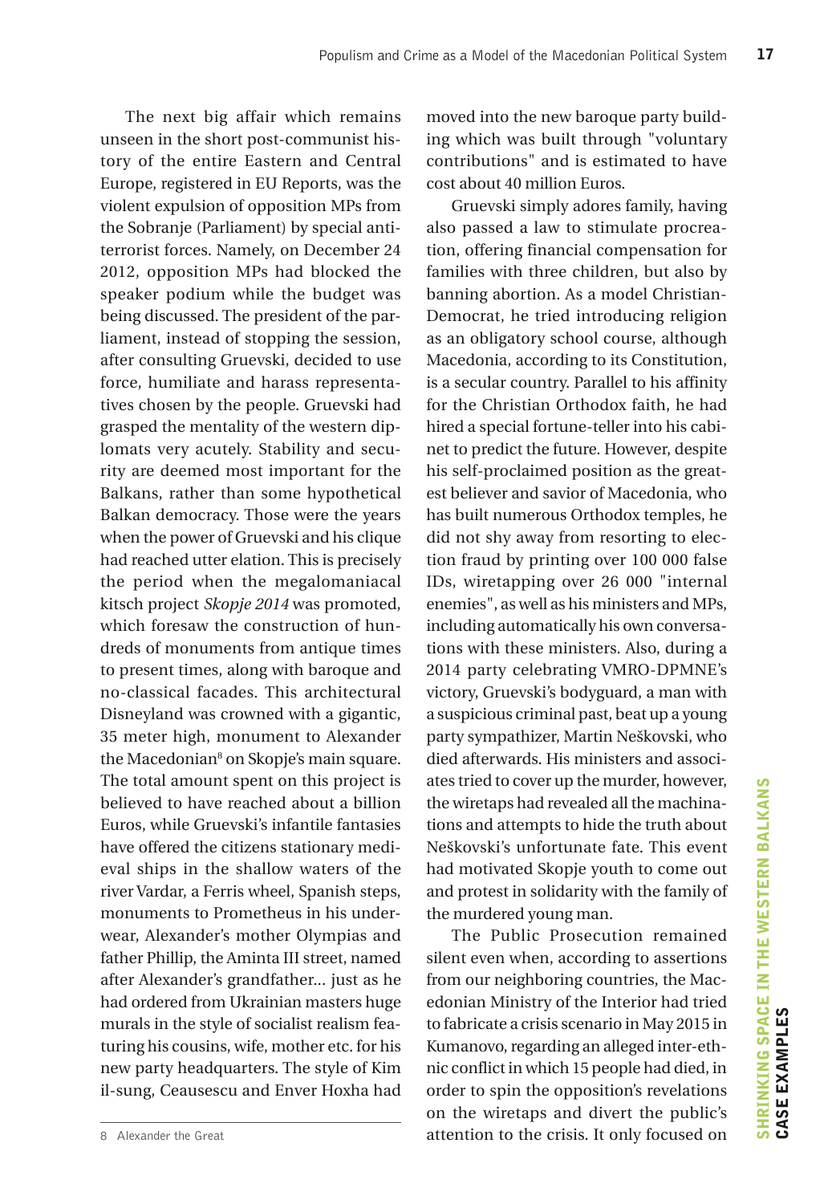The next big affair which remains unseen in the short post-communist history of the entire Eastern and Central Europe, registered in EU Reports, was the violent expulsion of opposition MPs from the Sobranje (Parliament) by special antiterrorist forces. Namely, on December 24 2012, opposition MPs had blocked the speaker podium while the budget was being discussed. The president of the parliament, instead of stopping the session, after consulting Gruevski, decided to use force, humiliate and harass representatives chosen by the people. Gruevski had grasped the mentality of the western diplomats very acutely. Stability and security are deemed most important for the Balkans, rather than some hypothetical Balkan democracy. Those were the years when the power of Gruevski and his clique had reached utter elation. This is precisely the period when the megalomaniacal kitsch project *Skopje 2014* was promoted, which foresaw the construction of hundreds of monuments from antique times to present times, along with baroque and no-classical facades. This architectural Disneyland was crowned with a gigantic, 35 meter high, monument to Alexander the Macedonian[8] on Skopje's main square. The total amount spent on this project is believed to have reached about a billion Euros, while Gruevski's infantile fantasies have offered the citizens stationary medieval ships in the shallow waters of the river Vardar, a Ferris wheel, Spanish steps, monuments to Prometheus in his underwear, Alexander's mother Olympias and father Phillip, the Aminta III street, named after Alexander's grandfather... just as he had ordered from Ukrainian masters huge murals in the style of socialist realism featuring his cousins, wife, mother etc. for his new party headquarters. The style of Kim il-sung, Ceausescu and Enver Hoxha had moved into the new baroque party building which was built through "voluntary contributions" and is estimated to have cost about 40 million Euros.

Gruevski simply adores family, having also passed a law to stimulate procreation, offering financial compensation for families with three children, but also by banning abortion. As a model Christian-Democrat, he tried introducing religion as an obligatory school course, although Macedonia, according to its Constitution, is a secular country. Parallel to his affinity for the Christian Orthodox faith, he had hired a special fortune-teller into his cabinet to predict the future. However, despite his self-proclaimed position as the greatest believer and savior of Macedonia, who has built numerous Orthodox temples, he did not shy away from resorting to election fraud by printing over 100 000 false IDs, wiretapping over 26 000 "internal enemies", as well as his ministers and MPs, including automatically his own conversations with these ministers. Also, during a 2014 party celebrating VMRO-DPMNE's victory, Gruevski's bodyguard, a man with a suspicious criminal past, beat up a young party sympathizer, Martin Neškovski, who died afterwards. His ministers and associates tried to cover up the murder, however, the wiretaps had revealed all the machinations and attempts to hide the truth about Neškovski's unfortunate fate. This event had motivated Skopje youth to come out and protest in solidarity with the family of the murdered young man.

The Public Prosecution remained silent even when, according to assertions from our neighboring countries, the Macedonian Ministry of the Interior had tried to fabricate a crisis scenario in May 2015 in Kumanovo, regarding an alleged inter-ethnic conflict in which 15 people had died, in order to spin the opposition's revelations on the wiretaps and divert the public's attention to the crisis. It only focused on

---

8 Alexander the Great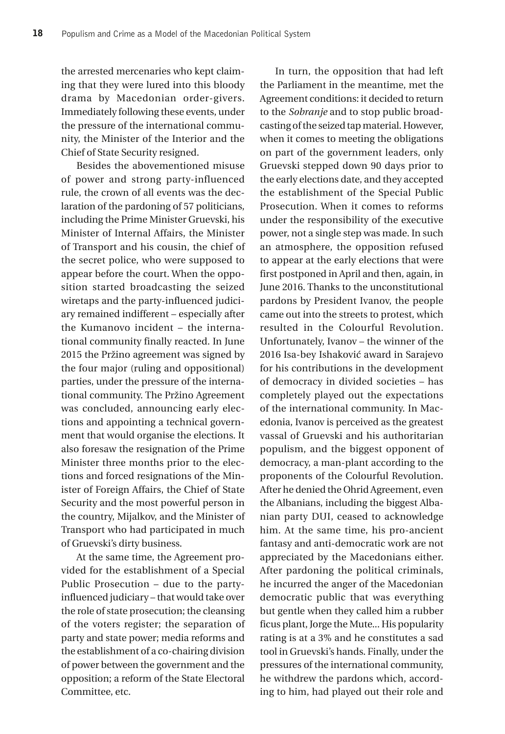the arrested mercenaries who kept claiming that they were lured into this bloody drama by Macedonian order-givers. Immediately following these events, under the pressure of the international community, the Minister of the Interior and the Chief of State Security resigned.

Besides the abovementioned misuse of power and strong party-influenced rule, the crown of all events was the declaration of the pardoning of 57 politicians, including the Prime Minister Gruevski, his Minister of Internal Affairs, the Minister of Transport and his cousin, the chief of the secret police, who were supposed to appear before the court. When the opposition started broadcasting the seized wiretaps and the party-influenced judiciary remained indifferent – especially after the Kumanovo incident – the international community finally reacted. In June 2015 the Pržino agreement was signed by the four major (ruling and oppositional) parties, under the pressure of the international community. The Pržino Agreement was concluded, announcing early elections and appointing a technical government that would organise the elections. It also foresaw the resignation of the Prime Minister three months prior to the elections and forced resignations of the Minister of Foreign Affairs, the Chief of State Security and the most powerful person in the country, Mijalkov, and the Minister of Transport who had participated in much of Gruevski's dirty business.

At the same time, the Agreement provided for the establishment of a Special Public Prosecution – due to the party-influenced judiciary – that would take over the role of state prosecution; the cleansing of the voters register; the separation of party and state power; media reforms and the establishment of a co-chairing division of power between the government and the opposition; a reform of the State Electoral Committee, etc.

In turn, the opposition that had left the Parliament in the meantime, met the Agreement conditions: it decided to return to the *Sobranje* and to stop public broadcasting of the seized tap material. However, when it comes to meeting the obligations on part of the government leaders, only Gruevski stepped down 90 days prior to the early elections date, and they accepted the establishment of the Special Public Prosecution. When it comes to reforms under the responsibility of the executive power, not a single step was made. In such an atmosphere, the opposition refused to appear at the early elections that were first postponed in April and then, again, in June 2016. Thanks to the unconstitutional pardons by President Ivanov, the people came out into the streets to protest, which resulted in the Colourful Revolution. Unfortunately, Ivanov – the winner of the 2016 Isa-bey Ishaković award in Sarajevo for his contributions in the development of democracy in divided societies – has completely played out the expectations of the international community. In Macedonia, Ivanov is perceived as the greatest vassal of Gruevski and his authoritarian populism, and the biggest opponent of democracy, a man-plant according to the proponents of the Colourful Revolution. After he denied the Ohrid Agreement, even the Albanians, including the biggest Albanian party DUI, ceased to acknowledge him. At the same time, his pro-ancient fantasy and anti-democratic work are not appreciated by the Macedonians either. After pardoning the political criminals, he incurred the anger of the Macedonian democratic public that was everything but gentle when they called him a rubber ficus plant, Jorge the Mute... His popularity rating is at a 3% and he constitutes a sad tool in Gruevski's hands. Finally, under the pressures of the international community, he withdrew the pardons which, according to him, had played out their role and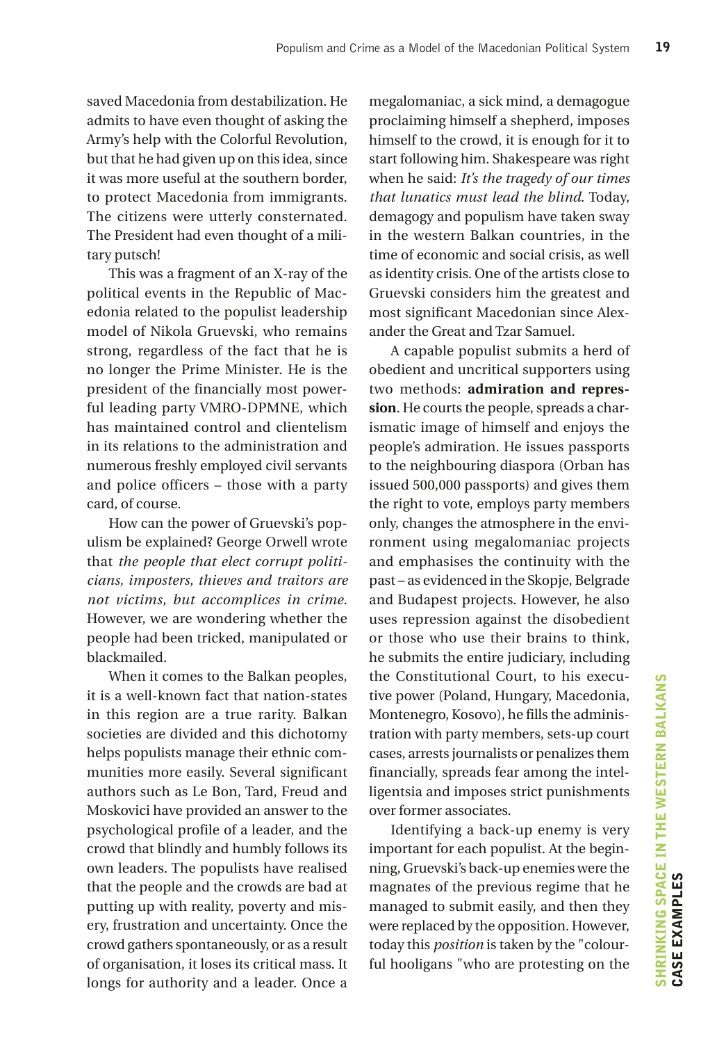saved Macedonia from destabilization. He admits to have even thought of asking the Army's help with the Colorful Revolution, but that he had given up on this idea, since it was more useful at the southern border, to protect Macedonia from immigrants. The citizens were utterly consternated. The President had even thought of a military putsch!

This was a fragment of an X-ray of the political events in the Republic of Macedonia related to the populist leadership model of Nikola Gruevski, who remains strong, regardless of the fact that he is no longer the Prime Minister. He is the president of the financially most powerful leading party VMRO-DPMNE, which has maintained control and clientelism in its relations to the administration and numerous freshly employed civil servants and police officers – those with a party card, of course.

How can the power of Gruevski's populism be explained? George Orwell wrote that *the people that elect corrupt politicians, imposters, thieves and traitors are not victims, but accomplices in crime*. However, we are wondering whether the people had been tricked, manipulated or blackmailed.

When it comes to the Balkan peoples, it is a well-known fact that nation-states in this region are a true rarity. Balkan societies are divided and this dichotomy helps populists manage their ethnic communities more easily. Several significant authors such as Le Bon, Tard, Freud and Moskovici have provided an answer to the psychological profile of a leader, and the crowd that blindly and humbly follows its own leaders. The populists have realised that the people and the crowds are bad at putting up with reality, poverty and misery, frustration and uncertainty. Once the crowd gathers spontaneously, or as a result of organisation, it loses its critical mass. It longs for authority and a leader. Once a megalomaniac, a sick mind, a demagogue proclaiming himself a shepherd, imposes himself to the crowd, it is enough for it to start following him. Shakespeare was right when he said: *It's the tragedy of our times that lunatics must lead the blind*. Today, demagogy and populism have taken sway in the western Balkan countries, in the time of economic and social crisis, as well as identity crisis. One of the artists close to Gruevski considers him the greatest and most significant Macedonian since Alexander the Great and Tzar Samuel.

A capable populist submits a herd of obedient and uncritical supporters using two methods: **admiration and repression**. He courts the people, spreads a charismatic image of himself and enjoys the people's admiration. He issues passports to the neighbouring diaspora (Orban has issued 500,000 passports) and gives them the right to vote, employs party members only, changes the atmosphere in the environment using megalomaniac projects and emphasises the continuity with the past – as evidenced in the Skopje, Belgrade and Budapest projects. However, he also uses repression against the disobedient or those who use their brains to think, he submits the entire judiciary, including the Constitutional Court, to his executive power (Poland, Hungary, Macedonia, Montenegro, Kosovo), he fills the administration with party members, sets-up court cases, arrests journalists or penalizes them financially, spreads fear among the intelligentsia and imposes strict punishments over former associates.

Identifying a back-up enemy is very important for each populist. At the beginning, Gruevski's back-up enemies were the magnates of the previous regime that he managed to submit easily, and then they were replaced by the opposition. However, today this *position* is taken by the "colourful hooligans "who are protesting on the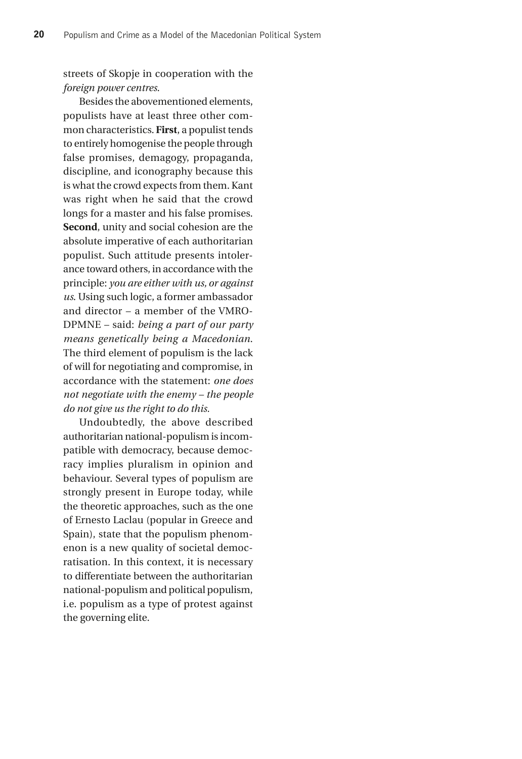streets of Skopje in cooperation with the *foreign power centres*.

Besides the abovementioned elements, populists have at least three other common characteristics. **First**, a populist tends to entirely homogenise the people through false promises, demagogy, propaganda, discipline, and iconography because this is what the crowd expects from them. Kant was right when he said that the crowd longs for a master and his false promises. **Second**, unity and social cohesion are the absolute imperative of each authoritarian populist. Such attitude presents intolerance toward others, in accordance with the principle: *you are either with us, or against us*. Using such logic, a former ambassador and director – a member of the VMRO-DPMNE – said: *being a part of our party means genetically being a Macedonian*. The third element of populism is the lack of will for negotiating and compromise, in accordance with the statement: *one does not negotiate with the enemy – the people do not give us the right to do this*.

Undoubtedly, the above described authoritarian national-populism is incompatible with democracy, because democracy implies pluralism in opinion and behaviour. Several types of populism are strongly present in Europe today, while the theoretic approaches, such as the one of Ernesto Laclau (popular in Greece and Spain), state that the populism phenomenon is a new quality of societal democratisation. In this context, it is necessary to differentiate between the authoritarian national-populism and political populism, i.e. populism as a type of protest against the governing elite.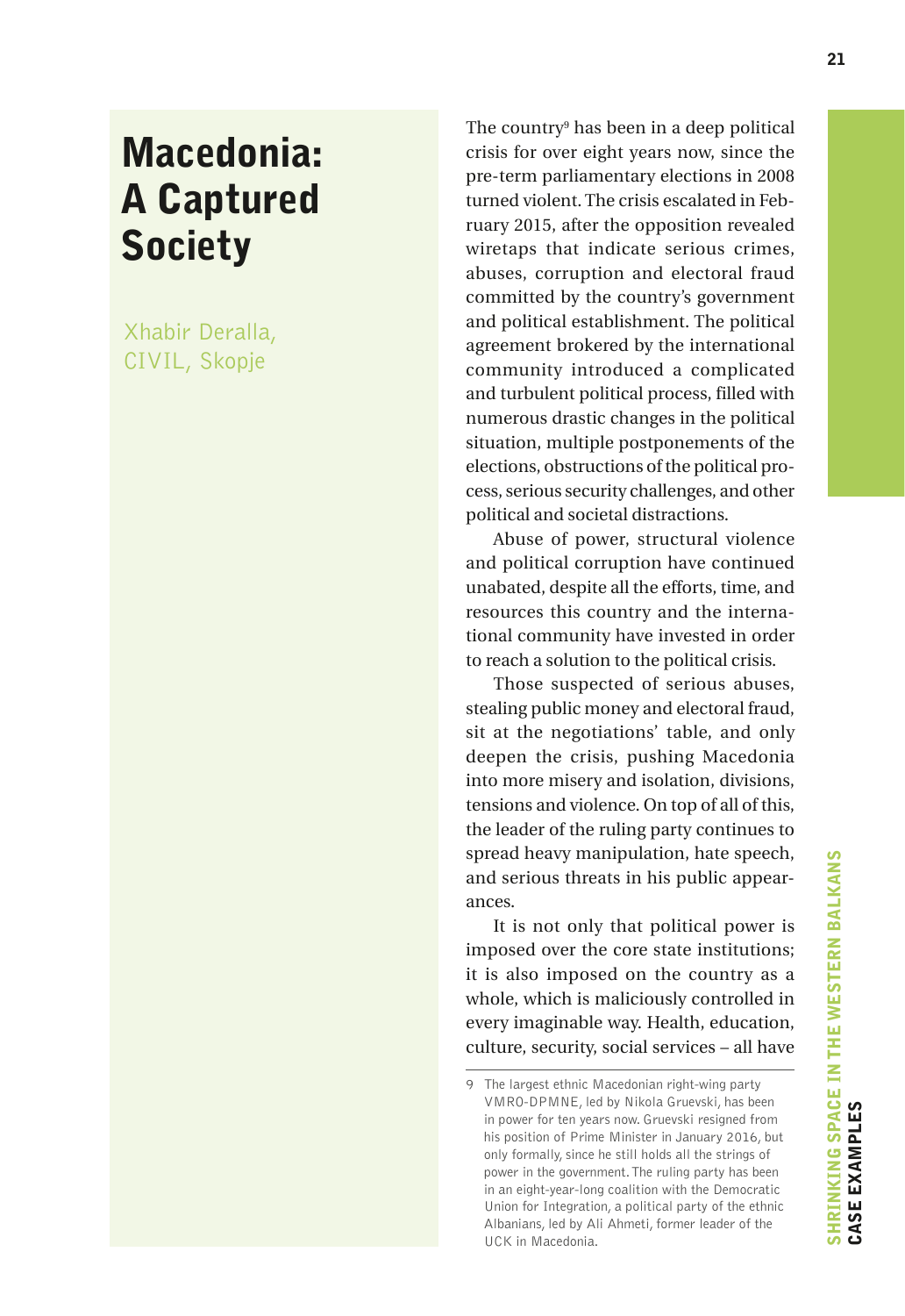# Macedonia: A Captured Society

Xhabir Deralla, CIVIL, Skopje

The country[9] has been in a deep political crisis for over eight years now, since the pre-term parliamentary elections in 2008 turned violent. The crisis escalated in February 2015, after the opposition revealed wiretaps that indicate serious crimes, abuses, corruption and electoral fraud committed by the country's government and political establishment. The political agreement brokered by the international community introduced a complicated and turbulent political process, filled with numerous drastic changes in the political situation, multiple postponements of the elections, obstructions of the political process, serious security challenges, and other political and societal distractions.

Abuse of power, structural violence and political corruption have continued unabated, despite all the efforts, time, and resources this country and the international community have invested in order to reach a solution to the political crisis.

Those suspected of serious abuses, stealing public money and electoral fraud, sit at the negotiations' table, and only deepen the crisis, pushing Macedonia into more misery and isolation, divisions, tensions and violence. On top of all of this, the leader of the ruling party continues to spread heavy manipulation, hate speech, and serious threats in his public appearances.

It is not only that political power is imposed over the core state institutions; it is also imposed on the country as a whole, which is maliciously controlled in every imaginable way. Health, education, culture, security, social services – all have

9 The largest ethnic Macedonian right-wing party VMRO-DPMNE, led by Nikola Gruevski, has been in power for ten years now. Gruevski resigned from his position of Prime Minister in January 2016, but only formally, since he still holds all the strings of power in the government. The ruling party has been in an eight-year-long coalition with the Democratic Union for Integration, a political party of the ethnic Albanians, led by Ali Ahmeti, former leader of the UCK in Macedonia.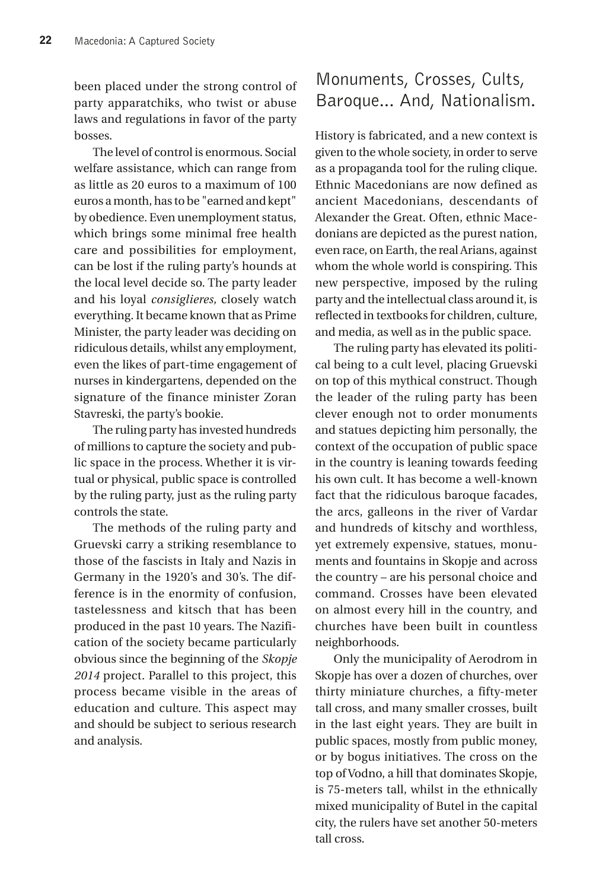been placed under the strong control of party apparatchiks, who twist or abuse laws and regulations in favor of the party bosses.

The level of control is enormous. Social welfare assistance, which can range from as little as 20 euros to a maximum of 100 euros a month, has to be "earned and kept" by obedience. Even unemployment status, which brings some minimal free health care and possibilities for employment, can be lost if the ruling party's hounds at the local level decide so. The party leader and his loyal *consiglieres,* closely watch everything. It became known that as Prime Minister, the party leader was deciding on ridiculous details, whilst any employment, even the likes of part-time engagement of nurses in kindergartens, depended on the signature of the finance minister Zoran Stavreski, the party's bookie.

The ruling party has invested hundreds of millions to capture the society and public space in the process. Whether it is virtual or physical, public space is controlled by the ruling party, just as the ruling party controls the state.

The methods of the ruling party and Gruevski carry a striking resemblance to those of the fascists in Italy and Nazis in Germany in the 1920's and 30's. The difference is in the enormity of confusion, tastelessness and kitsch that has been produced in the past 10 years. The Nazification of the society became particularly obvious since the beginning of the *Skopje 2014* project. Parallel to this project, this process became visible in the areas of education and culture. This aspect may and should be subject to serious research and analysis.

## Monuments, Crosses, Cults, Baroque... And, Nationalism.

History is fabricated, and a new context is given to the whole society, in order to serve as a propaganda tool for the ruling clique. Ethnic Macedonians are now defined as ancient Macedonians, descendants of Alexander the Great. Often, ethnic Macedonians are depicted as the purest nation, even race, on Earth, the real Arians, against whom the whole world is conspiring. This new perspective, imposed by the ruling party and the intellectual class around it, is reflected in textbooks for children, culture, and media, as well as in the public space.

The ruling party has elevated its political being to a cult level, placing Gruevski on top of this mythical construct. Though the leader of the ruling party has been clever enough not to order monuments and statues depicting him personally, the context of the occupation of public space in the country is leaning towards feeding his own cult. It has become a well-known fact that the ridiculous baroque facades, the arcs, galleons in the river of Vardar and hundreds of kitschy and worthless, yet extremely expensive, statues, monuments and fountains in Skopje and across the country – are his personal choice and command. Crosses have been elevated on almost every hill in the country, and churches have been built in countless neighborhoods.

Only the municipality of Aerodrom in Skopje has over a dozen of churches, over thirty miniature churches, a fifty-meter tall cross, and many smaller crosses, built in the last eight years. They are built in public spaces, mostly from public money, or by bogus initiatives. The cross on the top of Vodno, a hill that dominates Skopje, is 75-meters tall, whilst in the ethnically mixed municipality of Butel in the capital city, the rulers have set another 50-meters tall cross.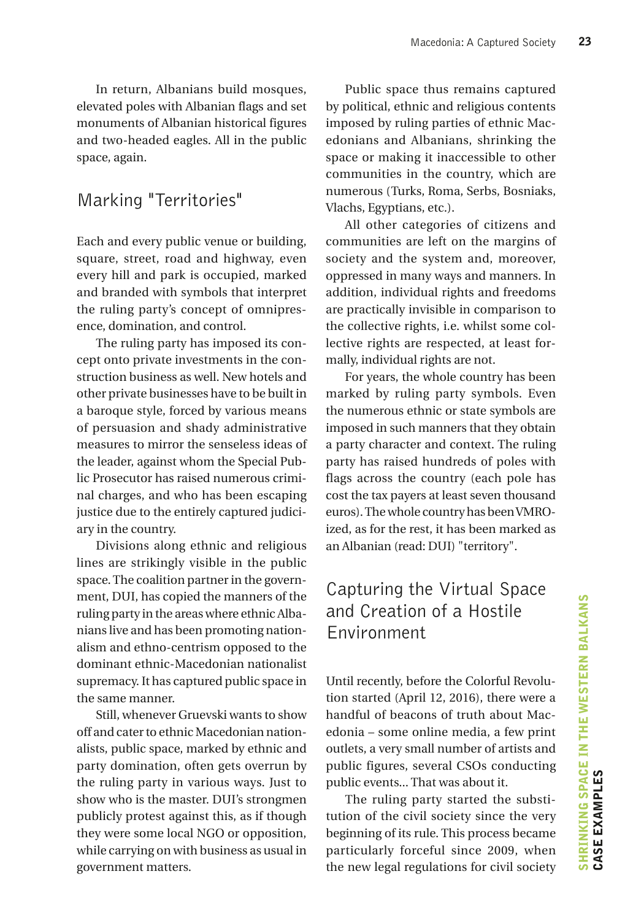In return, Albanians build mosques, elevated poles with Albanian flags and set monuments of Albanian historical figures and two-headed eagles. All in the public space, again.

## Marking "Territories"

Each and every public venue or building, square, street, road and highway, even every hill and park is occupied, marked and branded with symbols that interpret the ruling party's concept of omnipresence, domination, and control.

The ruling party has imposed its concept onto private investments in the construction business as well. New hotels and other private businesses have to be built in a baroque style, forced by various means of persuasion and shady administrative measures to mirror the senseless ideas of the leader, against whom the Special Public Prosecutor has raised numerous criminal charges, and who has been escaping justice due to the entirely captured judiciary in the country.

Divisions along ethnic and religious lines are strikingly visible in the public space. The coalition partner in the government, DUI, has copied the manners of the ruling party in the areas where ethnic Albanians live and has been promoting nationalism and ethno-centrism opposed to the dominant ethnic-Macedonian nationalist supremacy. It has captured public space in the same manner.

Still, whenever Gruevski wants to show off and cater to ethnic Macedonian nationalists, public space, marked by ethnic and party domination, often gets overrun by the ruling party in various ways. Just to show who is the master. DUI's strongmen publicly protest against this, as if though they were some local NGO or opposition, while carrying on with business as usual in government matters.

Public space thus remains captured by political, ethnic and religious contents imposed by ruling parties of ethnic Macedonians and Albanians, shrinking the space or making it inaccessible to other communities in the country, which are numerous (Turks, Roma, Serbs, Bosniaks, Vlachs, Egyptians, etc.).

All other categories of citizens and communities are left on the margins of society and the system and, moreover, oppressed in many ways and manners. In addition, individual rights and freedoms are practically invisible in comparison to the collective rights, i.e. whilst some collective rights are respected, at least formally, individual rights are not.

For years, the whole country has been marked by ruling party symbols. Even the numerous ethnic or state symbols are imposed in such manners that they obtain a party character and context. The ruling party has raised hundreds of poles with flags across the country (each pole has cost the tax payers at least seven thousand euros). The whole country has been VMRO-ized, as for the rest, it has been marked as an Albanian (read: DUI) "territory".

## Capturing the Virtual Space and Creation of a Hostile Environment

Until recently, before the Colorful Revolution started (April 12, 2016), there were a handful of beacons of truth about Macedonia – some online media, a few print outlets, a very small number of artists and public figures, several CSOs conducting public events... That was about it.

The ruling party started the substitution of the civil society since the very beginning of its rule. This process became particularly forceful since 2009, when the new legal regulations for civil society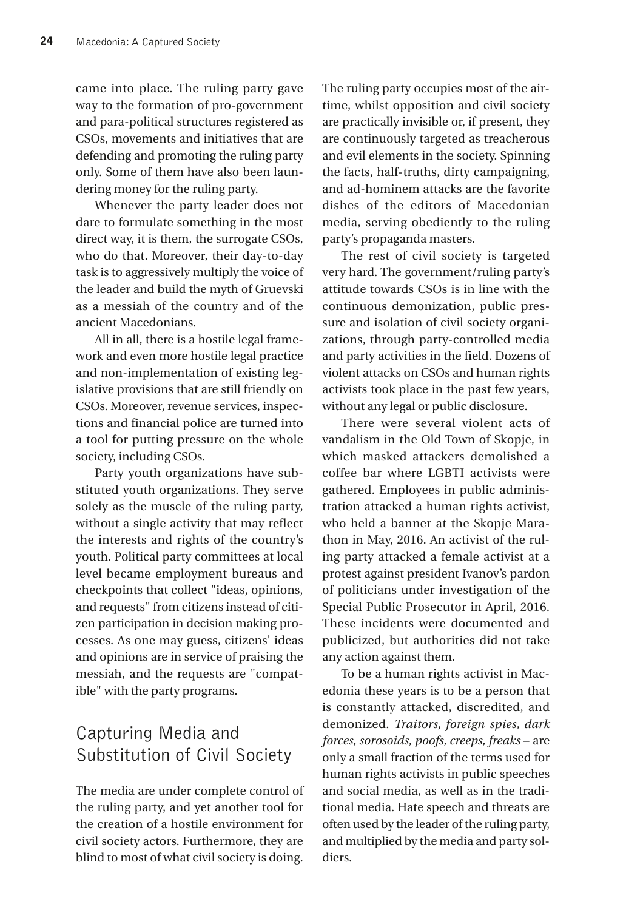came into place. The ruling party gave way to the formation of pro-government and para-political structures registered as CSOs, movements and initiatives that are defending and promoting the ruling party only. Some of them have also been laundering money for the ruling party.

Whenever the party leader does not dare to formulate something in the most direct way, it is them, the surrogate CSOs, who do that. Moreover, their day-to-day task is to aggressively multiply the voice of the leader and build the myth of Gruevski as a messiah of the country and of the ancient Macedonians.

All in all, there is a hostile legal framework and even more hostile legal practice and non-implementation of existing legislative provisions that are still friendly on CSOs. Moreover, revenue services, inspections and financial police are turned into a tool for putting pressure on the whole society, including CSOs.

Party youth organizations have substituted youth organizations. They serve solely as the muscle of the ruling party, without a single activity that may reflect the interests and rights of the country's youth. Political party committees at local level became employment bureaus and checkpoints that collect "ideas, opinions, and requests" from citizens instead of citizen participation in decision making processes. As one may guess, citizens' ideas and opinions are in service of praising the messiah, and the requests are "compatible" with the party programs.

## Capturing Media and Substitution of Civil Society

The media are under complete control of the ruling party, and yet another tool for the creation of a hostile environment for civil society actors. Furthermore, they are blind to most of what civil society is doing. The ruling party occupies most of the airtime, whilst opposition and civil society are practically invisible or, if present, they are continuously targeted as treacherous and evil elements in the society. Spinning the facts, half-truths, dirty campaigning, and ad-hominem attacks are the favorite dishes of the editors of Macedonian media, serving obediently to the ruling party's propaganda masters.

The rest of civil society is targeted very hard. The government/ruling party's attitude towards CSOs is in line with the continuous demonization, public pressure and isolation of civil society organizations, through party-controlled media and party activities in the field. Dozens of violent attacks on CSOs and human rights activists took place in the past few years, without any legal or public disclosure.

There were several violent acts of vandalism in the Old Town of Skopje, in which masked attackers demolished a coffee bar where LGBTI activists were gathered. Employees in public administration attacked a human rights activist, who held a banner at the Skopje Marathon in May, 2016. An activist of the ruling party attacked a female activist at a protest against president Ivanov's pardon of politicians under investigation of the Special Public Prosecutor in April, 2016. These incidents were documented and publicized, but authorities did not take any action against them.

To be a human rights activist in Macedonia these years is to be a person that is constantly attacked, discredited, and demonized. *Traitors, foreign spies, dark forces, sorosoids, poofs, creeps, freaks* – are only a small fraction of the terms used for human rights activists in public speeches and social media, as well as in the traditional media. Hate speech and threats are often used by the leader of the ruling party, and multiplied by the media and party soldiers.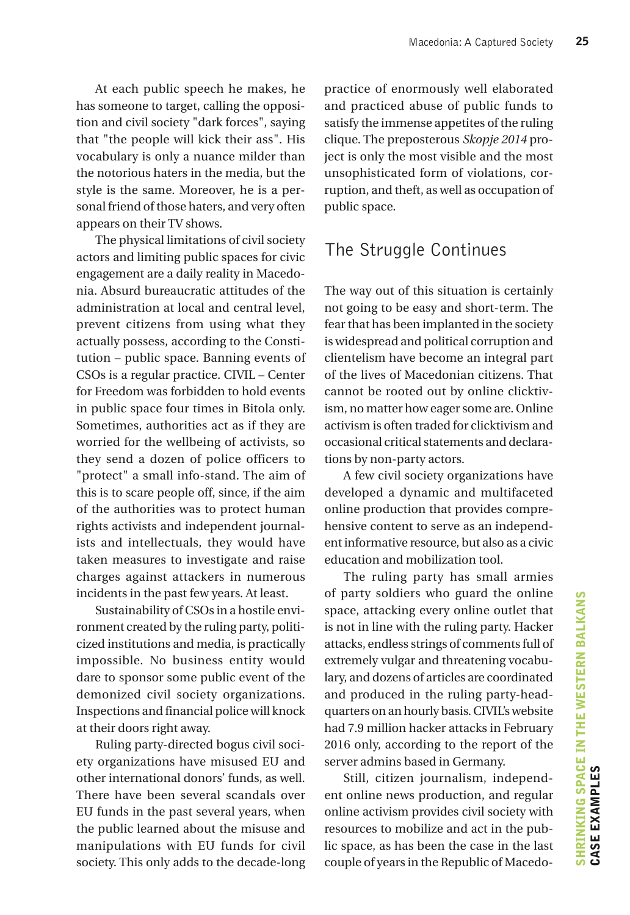At each public speech he makes, he has someone to target, calling the opposition and civil society "dark forces", saying that "the people will kick their ass". His vocabulary is only a nuance milder than the notorious haters in the media, but the style is the same. Moreover, he is a personal friend of those haters, and very often appears on their TV shows.

The physical limitations of civil society actors and limiting public spaces for civic engagement are a daily reality in Macedonia. Absurd bureaucratic attitudes of the administration at local and central level, prevent citizens from using what they actually possess, according to the Constitution – public space. Banning events of CSOs is a regular practice. CIVIL – Center for Freedom was forbidden to hold events in public space four times in Bitola only. Sometimes, authorities act as if they are worried for the wellbeing of activists, so they send a dozen of police officers to "protect" a small info-stand. The aim of this is to scare people off, since, if the aim of the authorities was to protect human rights activists and independent journalists and intellectuals, they would have taken measures to investigate and raise charges against attackers in numerous incidents in the past few years. At least.

Sustainability of CSOs in a hostile environment created by the ruling party, politicized institutions and media, is practically impossible. No business entity would dare to sponsor some public event of the demonized civil society organizations. Inspections and financial police will knock at their doors right away.

Ruling party-directed bogus civil society organizations have misused EU and other international donors' funds, as well. There have been several scandals over EU funds in the past several years, when the public learned about the misuse and manipulations with EU funds for civil society. This only adds to the decade-long practice of enormously well elaborated and practiced abuse of public funds to satisfy the immense appetites of the ruling clique. The preposterous *Skopje 2014* project is only the most visible and the most unsophisticated form of violations, corruption, and theft, as well as occupation of public space.

## The Struggle Continues

The way out of this situation is certainly not going to be easy and short-term. The fear that has been implanted in the society is widespread and political corruption and clientelism have become an integral part of the lives of Macedonian citizens. That cannot be rooted out by online clicktivism, no matter how eager some are. Online activism is often traded for clicktivism and occasional critical statements and declarations by non-party actors.

A few civil society organizations have developed a dynamic and multifaceted online production that provides comprehensive content to serve as an independent informative resource, but also as a civic education and mobilization tool.

The ruling party has small armies of party soldiers who guard the online space, attacking every online outlet that is not in line with the ruling party. Hacker attacks, endless strings of comments full of extremely vulgar and threatening vocabulary, and dozens of articles are coordinated and produced in the ruling party-headquarters on an hourly basis. CIVIL's website had 7.9 million hacker attacks in February 2016 only, according to the report of the server admins based in Germany.

Still, citizen journalism, independent online news production, and regular online activism provides civil society with resources to mobilize and act in the public space, as has been the case in the last couple of years in the Republic of Macedo-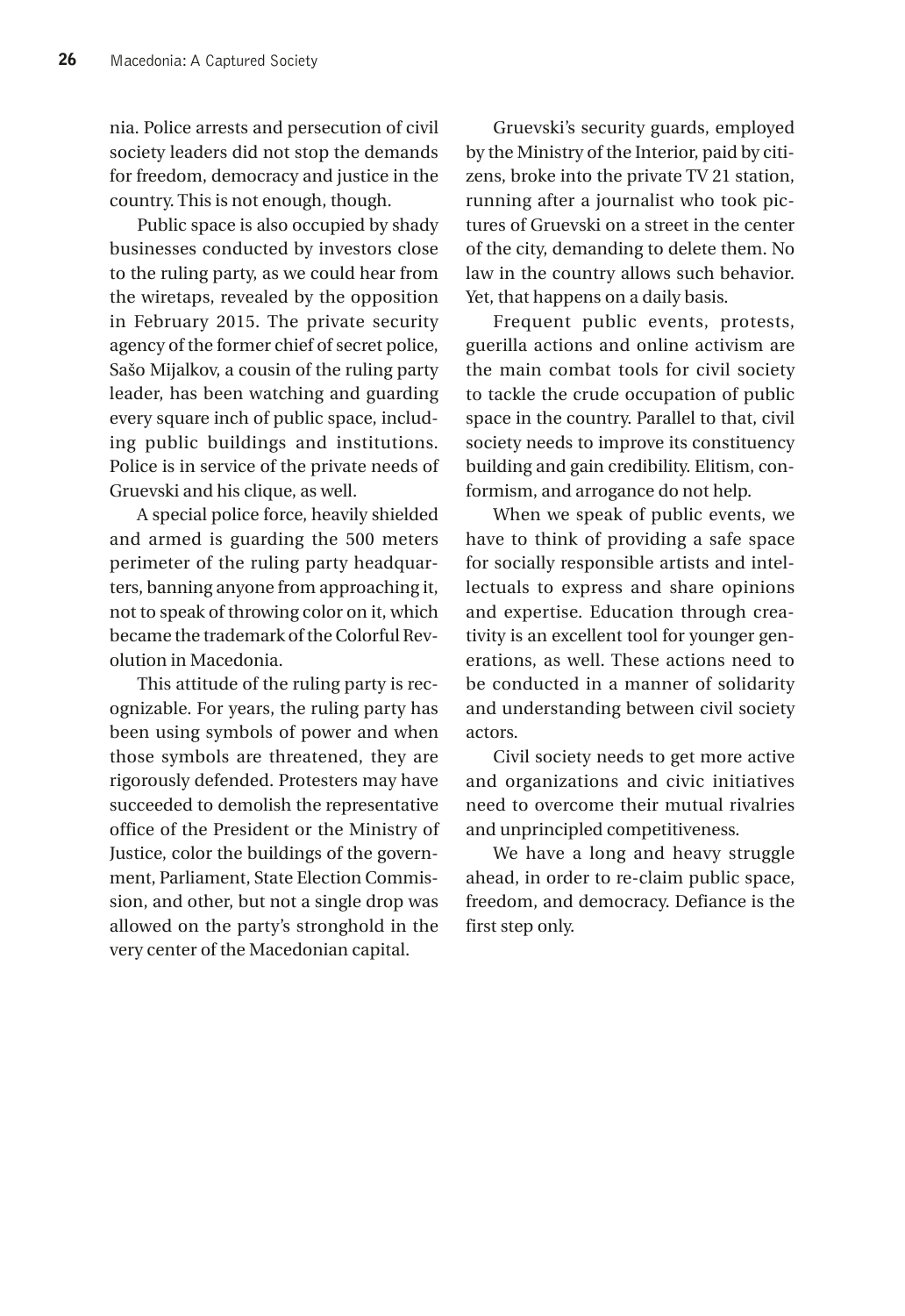nia. Police arrests and persecution of civil society leaders did not stop the demands for freedom, democracy and justice in the country. This is not enough, though.

Public space is also occupied by shady businesses conducted by investors close to the ruling party, as we could hear from the wiretaps, revealed by the opposition in February 2015. The private security agency of the former chief of secret police, Sašo Mijalkov, a cousin of the ruling party leader, has been watching and guarding every square inch of public space, including public buildings and institutions. Police is in service of the private needs of Gruevski and his clique, as well.

A special police force, heavily shielded and armed is guarding the 500 meters perimeter of the ruling party headquarters, banning anyone from approaching it, not to speak of throwing color on it, which became the trademark of the Colorful Revolution in Macedonia.

This attitude of the ruling party is recognizable. For years, the ruling party has been using symbols of power and when those symbols are threatened, they are rigorously defended. Protesters may have succeeded to demolish the representative office of the President or the Ministry of Justice, color the buildings of the government, Parliament, State Election Commission, and other, but not a single drop was allowed on the party's stronghold in the very center of the Macedonian capital.

Gruevski's security guards, employed by the Ministry of the Interior, paid by citizens, broke into the private TV 21 station, running after a journalist who took pictures of Gruevski on a street in the center of the city, demanding to delete them. No law in the country allows such behavior. Yet, that happens on a daily basis.

Frequent public events, protests, guerilla actions and online activism are the main combat tools for civil society to tackle the crude occupation of public space in the country. Parallel to that, civil society needs to improve its constituency building and gain credibility. Elitism, conformism, and arrogance do not help.

When we speak of public events, we have to think of providing a safe space for socially responsible artists and intellectuals to express and share opinions and expertise. Education through creativity is an excellent tool for younger generations, as well. These actions need to be conducted in a manner of solidarity and understanding between civil society actors.

Civil society needs to get more active and organizations and civic initiatives need to overcome their mutual rivalries and unprincipled competitiveness.

We have a long and heavy struggle ahead, in order to re-claim public space, freedom, and democracy. Defiance is the first step only.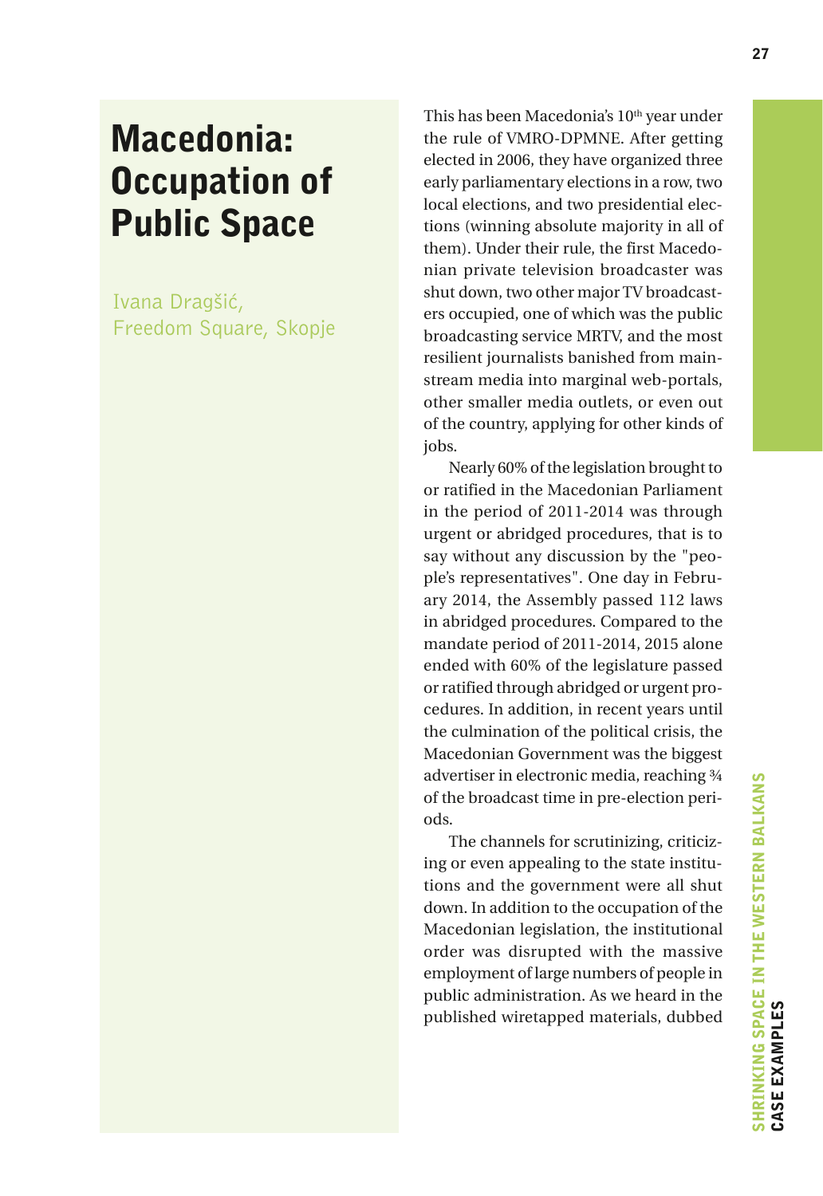# Macedonia: Occupation of Public Space

Ivana Dragšić,
Freedom Square, Skopje

This has been Macedonia's 10th year under the rule of VMRO-DPMNE. After getting elected in 2006, they have organized three early parliamentary elections in a row, two local elections, and two presidential elections (winning absolute majority in all of them). Under their rule, the first Macedonian private television broadcaster was shut down, two other major TV broadcasters occupied, one of which was the public broadcasting service MRTV, and the most resilient journalists banished from mainstream media into marginal web-portals, other smaller media outlets, or even out of the country, applying for other kinds of jobs.

Nearly 60% of the legislation brought to or ratified in the Macedonian Parliament in the period of 2011-2014 was through urgent or abridged procedures, that is to say without any discussion by the "people's representatives". One day in February 2014, the Assembly passed 112 laws in abridged procedures. Compared to the mandate period of 2011-2014, 2015 alone ended with 60% of the legislature passed or ratified through abridged or urgent procedures. In addition, in recent years until the culmination of the political crisis, the Macedonian Government was the biggest advertiser in electronic media, reaching ¾ of the broadcast time in pre-election periods.

The channels for scrutinizing, criticizing or even appealing to the state institutions and the government were all shut down. In addition to the occupation of the Macedonian legislation, the institutional order was disrupted with the massive employment of large numbers of people in public administration. As we heard in the published wiretapped materials, dubbed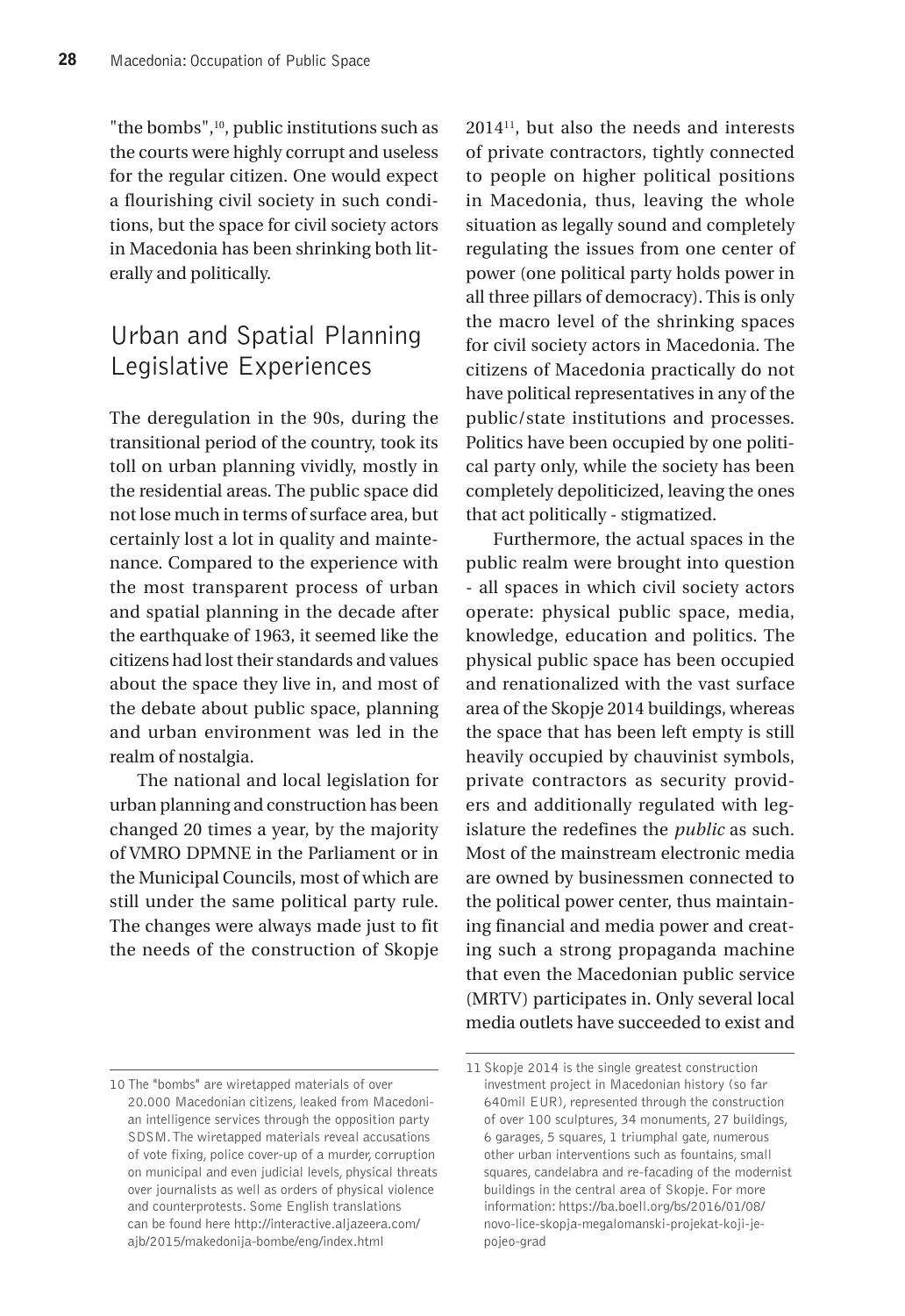"the bombs",[10], public institutions such as the courts were highly corrupt and useless for the regular citizen. One would expect a flourishing civil society in such conditions, but the space for civil society actors in Macedonia has been shrinking both literally and politically.

## Urban and Spatial Planning Legislative Experiences

The deregulation in the 90s, during the transitional period of the country, took its toll on urban planning vividly, mostly in the residential areas. The public space did not lose much in terms of surface area, but certainly lost a lot in quality and maintenance. Compared to the experience with the most transparent process of urban and spatial planning in the decade after the earthquake of 1963, it seemed like the citizens had lost their standards and values about the space they live in, and most of the debate about public space, planning and urban environment was led in the realm of nostalgia.

The national and local legislation for urban planning and construction has been changed 20 times a year, by the majority of VMRO DPMNE in the Parliament or in the Municipal Councils, most of which are still under the same political party rule. The changes were always made just to fit the needs of the construction of Skopje 2014[11], but also the needs and interests of private contractors, tightly connected to people on higher political positions in Macedonia, thus, leaving the whole situation as legally sound and completely regulating the issues from one center of power (one political party holds power in all three pillars of democracy). This is only the macro level of the shrinking spaces for civil society actors in Macedonia. The citizens of Macedonia practically do not have political representatives in any of the public/state institutions and processes. Politics have been occupied by one political party only, while the society has been completely depoliticized, leaving the ones that act politically - stigmatized.

Furthermore, the actual spaces in the public realm were brought into question - all spaces in which civil society actors operate: physical public space, media, knowledge, education and politics. The physical public space has been occupied and renationalized with the vast surface area of the Skopje 2014 buildings, whereas the space that has been left empty is still heavily occupied by chauvinist symbols, private contractors as security providers and additionally regulated with legislature the redefines the *public* as such. Most of the mainstream electronic media are owned by businessmen connected to the political power center, thus maintaining financial and media power and creating such a strong propaganda machine that even the Macedonian public service (MRTV) participates in. Only several local media outlets have succeeded to exist and

---

10 The "bombs" are wiretapped materials of over 20.000 Macedonian citizens, leaked from Macedonian intelligence services through the opposition party SDSM. The wiretapped materials reveal accusations of vote fixing, police cover-up of a murder, corruption on municipal and even judicial levels, physical threats over journalists as well as orders of physical violence and counterprotests. Some English translations can be found here http://interactive.aljazeera.com/ajb/2015/makedonija-bombe/eng/index.html

11 Skopje 2014 is the single greatest construction investment project in Macedonian history (so far 640mil EUR), represented through the construction of over 100 sculptures, 34 monuments, 27 buildings, 6 garages, 5 squares, 1 triumphal gate, numerous other urban interventions such as fountains, small squares, candelabra and re-facading of the modernist buildings in the central area of Skopje. For more information: https://ba.boell.org/bs/2016/01/08/novo-lice-skopja-megalomanski-projekat-koji-je-pojeo-grad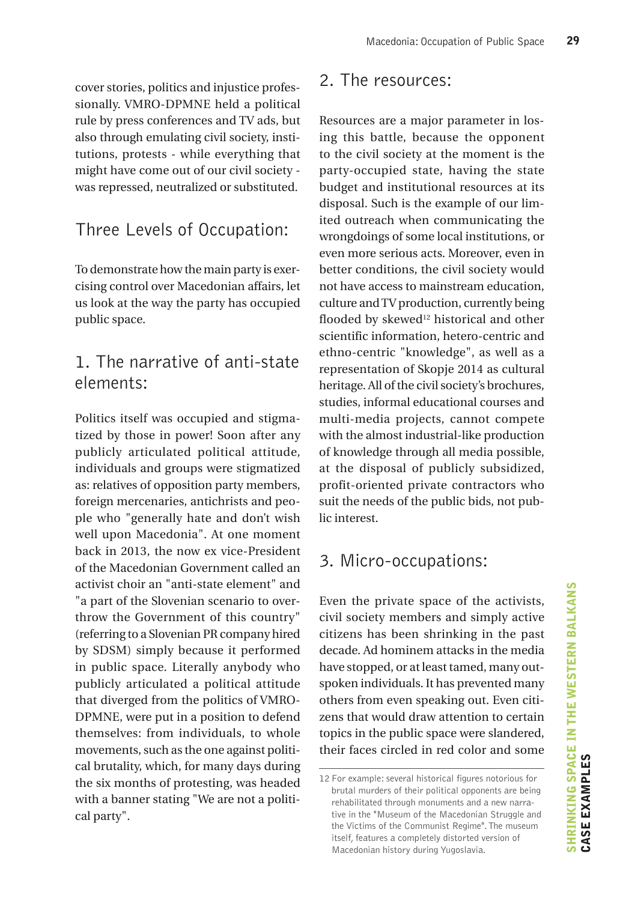cover stories, politics and injustice professionally. VMRO-DPMNE held a political rule by press conferences and TV ads, but also through emulating civil society, institutions, protests - while everything that might have come out of our civil society - was repressed, neutralized or substituted.

## Three Levels of Occupation:

To demonstrate how the main party is exercising control over Macedonian affairs, let us look at the way the party has occupied public space.

### 1. The narrative of anti-state elements:

Politics itself was occupied and stigmatized by those in power! Soon after any publicly articulated political attitude, individuals and groups were stigmatized as: relatives of opposition party members, foreign mercenaries, antichrists and people who "generally hate and don't wish well upon Macedonia". At one moment back in 2013, the now ex vice-President of the Macedonian Government called an activist choir an "anti-state element" and "a part of the Slovenian scenario to overthrow the Government of this country" (referring to a Slovenian PR company hired by SDSM) simply because it performed in public space. Literally anybody who publicly articulated a political attitude that diverged from the politics of VMRO-DPMNE, were put in a position to defend themselves: from individuals, to whole movements, such as the one against political brutality, which, for many days during the six months of protesting, was headed with a banner stating "We are not a political party".

### 2. The resources:

Resources are a major parameter in losing this battle, because the opponent to the civil society at the moment is the party-occupied state, having the state budget and institutional resources at its disposal. Such is the example of our limited outreach when communicating the wrongdoings of some local institutions, or even more serious acts. Moreover, even in better conditions, the civil society would not have access to mainstream education, culture and TV production, currently being flooded by skewed[12] historical and other scientific information, hetero-centric and ethno-centric "knowledge", as well as a representation of Skopje 2014 as cultural heritage. All of the civil society's brochures, studies, informal educational courses and multi-media projects, cannot compete with the almost industrial-like production of knowledge through all media possible, at the disposal of publicly subsidized, profit-oriented private contractors who suit the needs of the public bids, not public interest.

### 3. Micro-occupations:

Even the private space of the activists, civil society members and simply active citizens has been shrinking in the past decade. Ad hominem attacks in the media have stopped, or at least tamed, many outspoken individuals. It has prevented many others from even speaking out. Even citizens that would draw attention to certain topics in the public space were slandered, their faces circled in red color and some

12 For example: several historical figures notorious for brutal murders of their political opponents are being rehabilitated through monuments and a new narrative in the "Museum of the Macedonian Struggle and the Victims of the Communist Regime". The museum itself, features a completely distorted version of Macedonian history during Yugoslavia.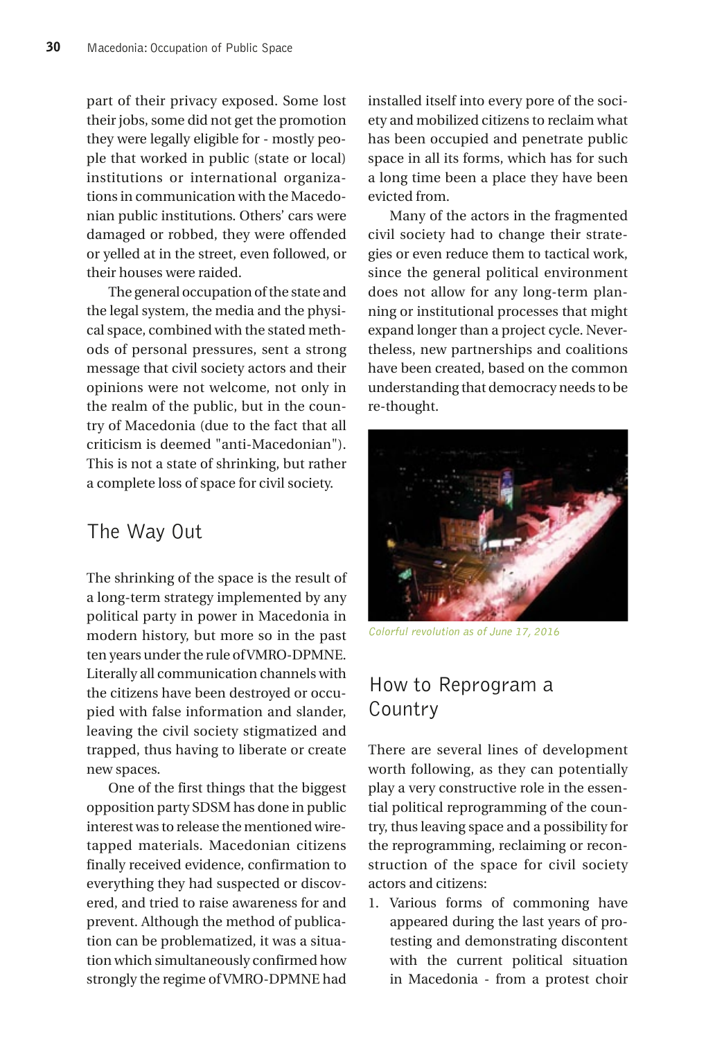part of their privacy exposed. Some lost their jobs, some did not get the promotion they were legally eligible for - mostly people that worked in public (state or local) institutions or international organizations in communication with the Macedonian public institutions. Others' cars were damaged or robbed, they were offended or yelled at in the street, even followed, or their houses were raided.

The general occupation of the state and the legal system, the media and the physical space, combined with the stated methods of personal pressures, sent a strong message that civil society actors and their opinions were not welcome, not only in the realm of the public, but in the country of Macedonia (due to the fact that all criticism is deemed "anti-Macedonian"). This is not a state of shrinking, but rather a complete loss of space for civil society.

## The Way Out

The shrinking of the space is the result of a long-term strategy implemented by any political party in power in Macedonia in modern history, but more so in the past ten years under the rule of VMRO-DPMNE. Literally all communication channels with the citizens have been destroyed or occupied with false information and slander, leaving the civil society stigmatized and trapped, thus having to liberate or create new spaces.

One of the first things that the biggest opposition party SDSM has done in public interest was to release the mentioned wiretapped materials. Macedonian citizens finally received evidence, confirmation to everything they had suspected or discovered, and tried to raise awareness for and prevent. Although the method of publication can be problematized, it was a situation which simultaneously confirmed how strongly the regime of VMRO-DPMNE had installed itself into every pore of the society and mobilized citizens to reclaim what has been occupied and penetrate public space in all its forms, which has for such a long time been a place they have been evicted from.

Many of the actors in the fragmented civil society had to change their strategies or even reduce them to tactical work, since the general political environment does not allow for any long-term planning or institutional processes that might expand longer than a project cycle. Nevertheless, new partnerships and coalitions have been created, based on the common understanding that democracy needs to be re-thought.

*Colorful revolution as of June 17, 2016*

## How to Reprogram a Country

There are several lines of development worth following, as they can potentially play a very constructive role in the essential political reprogramming of the country, thus leaving space and a possibility for the reprogramming, reclaiming or reconstruction of the space for civil society actors and citizens:

1. Various forms of commoning have appeared during the last years of protesting and demonstrating discontent with the current political situation in Macedonia - from a protest choir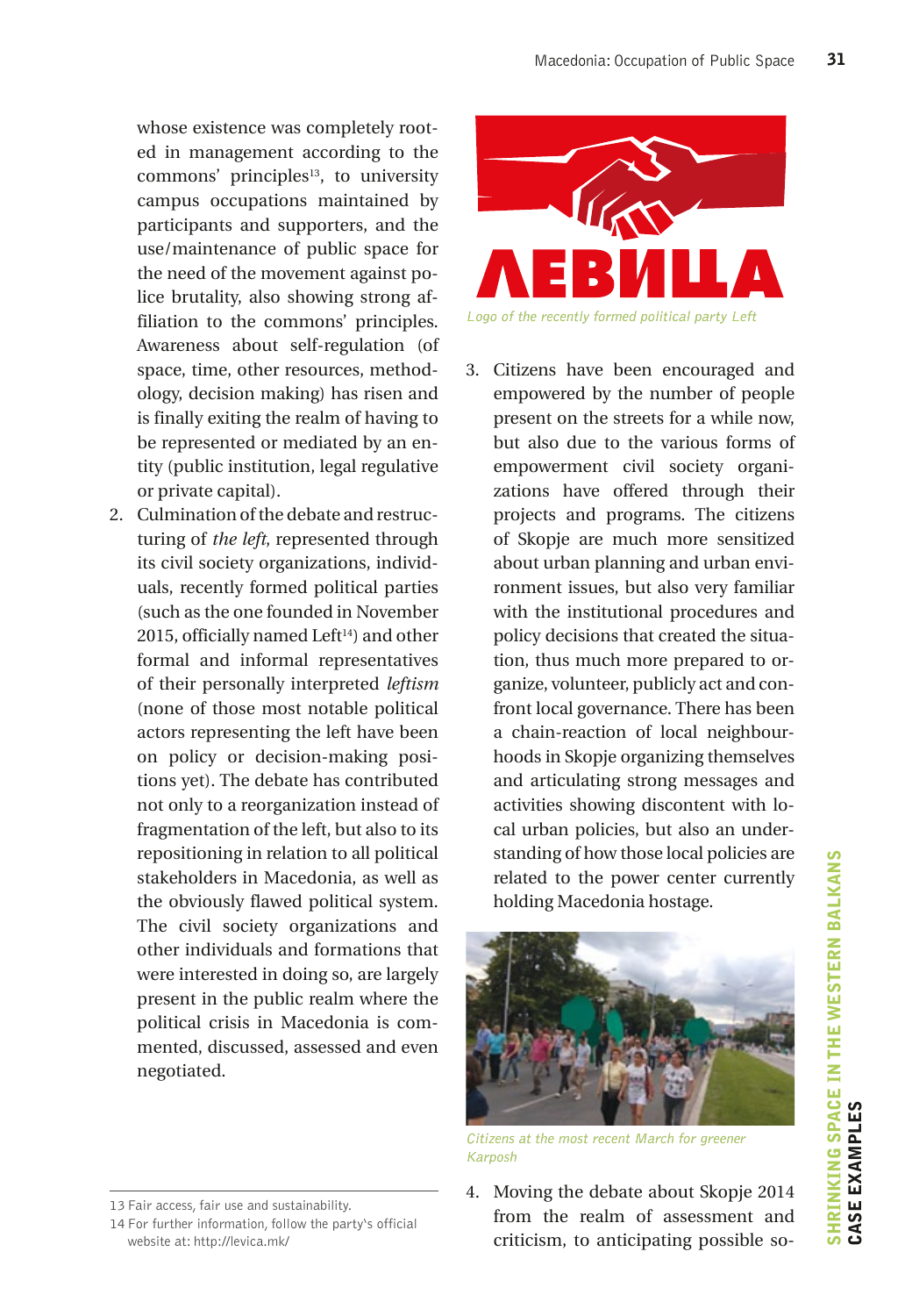whose existence was completely rooted in management according to the commons' principles[13], to university campus occupations maintained by participants and supporters, and the use/maintenance of public space for the need of the movement against police brutality, also showing strong affiliation to the commons' principles. Awareness about self-regulation (of space, time, other resources, methodology, decision making) has risen and is finally exiting the realm of having to be represented or mediated by an entity (public institution, legal regulative or private capital).

2. Culmination of the debate and restructuring of *the left*, represented through its civil society organizations, individuals, recently formed political parties (such as the one founded in November 2015, officially named Left[14]) and other formal and informal representatives of their personally interpreted *leftism* (none of those most notable political actors representing the left have been on policy or decision-making positions yet). The debate has contributed not only to a reorganization instead of fragmentation of the left, but also to its repositioning in relation to all political stakeholders in Macedonia, as well as the obviously flawed political system. The civil society organizations and other individuals and formations that were interested in doing so, are largely present in the public realm where the political crisis in Macedonia is commented, discussed, assessed and even negotiated.

*Logo of the recently formed political party Left*

3. Citizens have been encouraged and empowered by the number of people present on the streets for a while now, but also due to the various forms of empowerment civil society organizations have offered through their projects and programs. The citizens of Skopje are much more sensitized about urban planning and urban environment issues, but also very familiar with the institutional procedures and policy decisions that created the situation, thus much more prepared to organize, volunteer, publicly act and confront local governance. There has been a chain-reaction of local neighbourhoods in Skopje organizing themselves and articulating strong messages and activities showing discontent with local urban policies, but also an understanding of how those local policies are related to the power center currently holding Macedonia hostage.

*Citizens at the most recent March for greener Karposh*

4. Moving the debate about Skopje 2014 from the realm of assessment and criticism, to anticipating possible so-

---

13 Fair access, fair use and sustainability.

14 For further information, follow the party's official website at: http://levica.mk/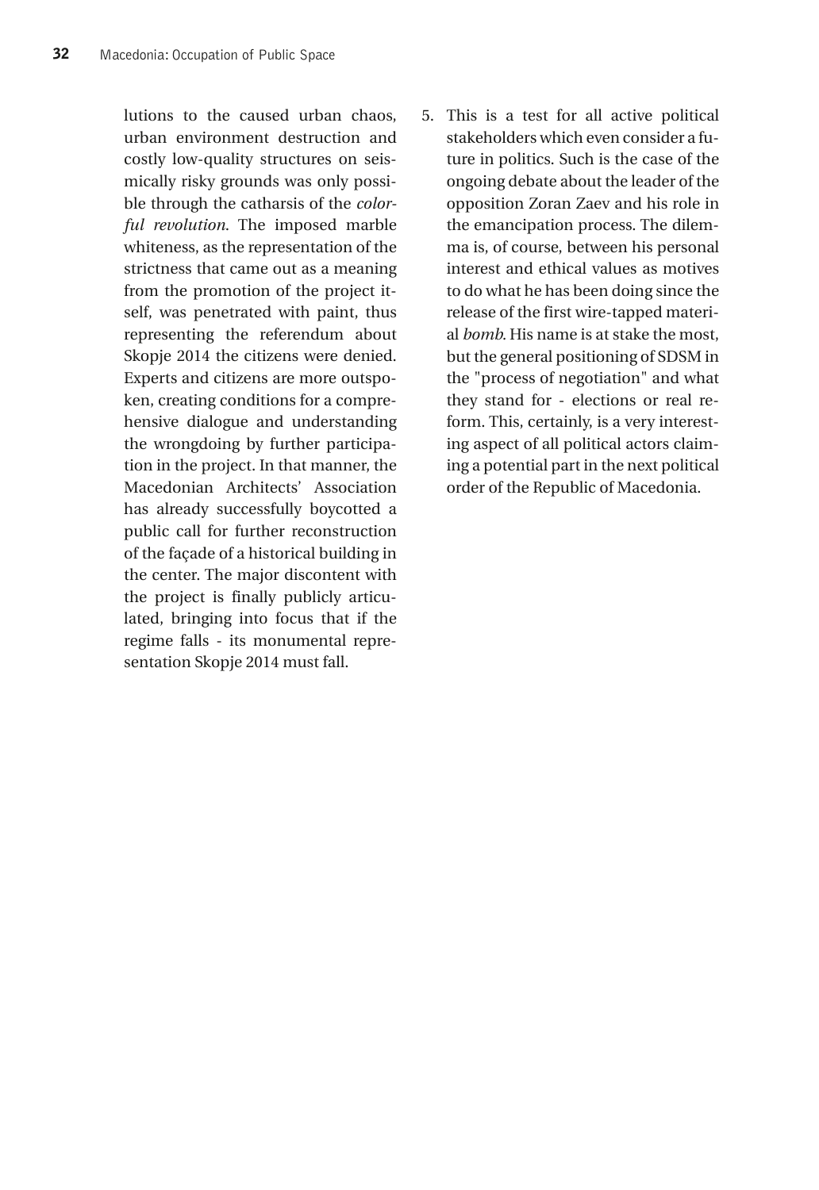lutions to the caused urban chaos, urban environment destruction and costly low-quality structures on seismically risky grounds was only possible through the catharsis of the *colorful revolution*. The imposed marble whiteness, as the representation of the strictness that came out as a meaning from the promotion of the project itself, was penetrated with paint, thus representing the referendum about Skopje 2014 the citizens were denied. Experts and citizens are more outspoken, creating conditions for a comprehensive dialogue and understanding the wrongdoing by further participation in the project. In that manner, the Macedonian Architects' Association has already successfully boycotted a public call for further reconstruction of the façade of a historical building in the center. The major discontent with the project is finally publicly articulated, bringing into focus that if the regime falls - its monumental representation Skopje 2014 must fall.

5. This is a test for all active political stakeholders which even consider a future in politics. Such is the case of the ongoing debate about the leader of the opposition Zoran Zaev and his role in the emancipation process. The dilemma is, of course, between his personal interest and ethical values as motives to do what he has been doing since the release of the first wire-tapped material *bomb*. His name is at stake the most, but the general positioning of SDSM in the "process of negotiation" and what they stand for - elections or real reform. This, certainly, is a very interesting aspect of all political actors claiming a potential part in the next political order of the Republic of Macedonia.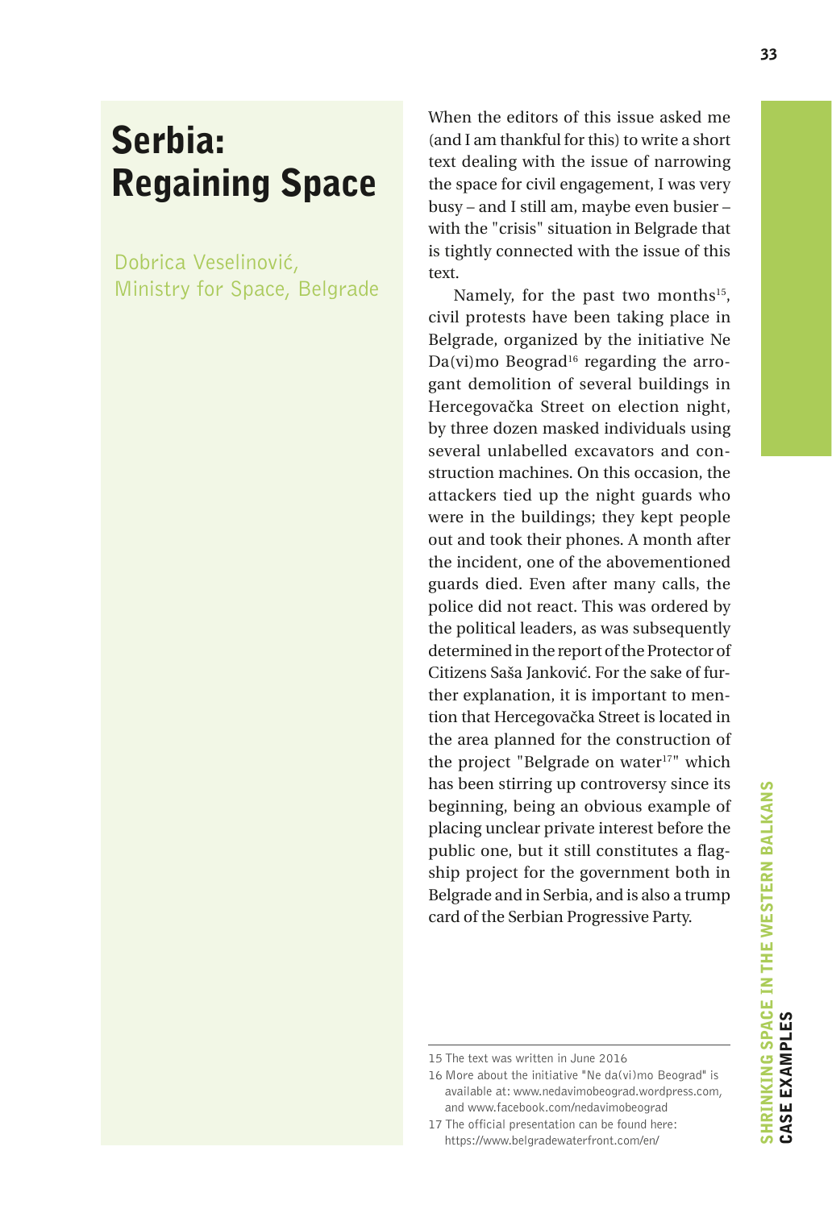# Serbia: Regaining Space

Dobrica Veselinović, Ministry for Space, Belgrade

When the editors of this issue asked me (and I am thankful for this) to write a short text dealing with the issue of narrowing the space for civil engagement, I was very busy – and I still am, maybe even busier – with the "crisis" situation in Belgrade that is tightly connected with the issue of this text.

Namely, for the past two months[15], civil protests have been taking place in Belgrade, organized by the initiative Ne Da(vi)mo Beograd[16] regarding the arrogant demolition of several buildings in Hercegovačka Street on election night, by three dozen masked individuals using several unlabelled excavators and construction machines. On this occasion, the attackers tied up the night guards who were in the buildings; they kept people out and took their phones. A month after the incident, one of the abovementioned guards died. Even after many calls, the police did not react. This was ordered by the political leaders, as was subsequently determined in the report of the Protector of Citizens Saša Janković. For the sake of further explanation, it is important to mention that Hercegovačka Street is located in the area planned for the construction of the project "Belgrade on water[17]" which has been stirring up controversy since its beginning, being an obvious example of placing unclear private interest before the public one, but it still constitutes a flagship project for the government both in Belgrade and in Serbia, and is also a trump card of the Serbian Progressive Party.

---

15 The text was written in June 2016

16 More about the initiative "Ne da(vi)mo Beograd" is available at: www.nedavimobeograd.wordpress.com, and www.facebook.com/nedavimobeograd

17 The official presentation can be found here: https://www.belgradewaterfront.com/en/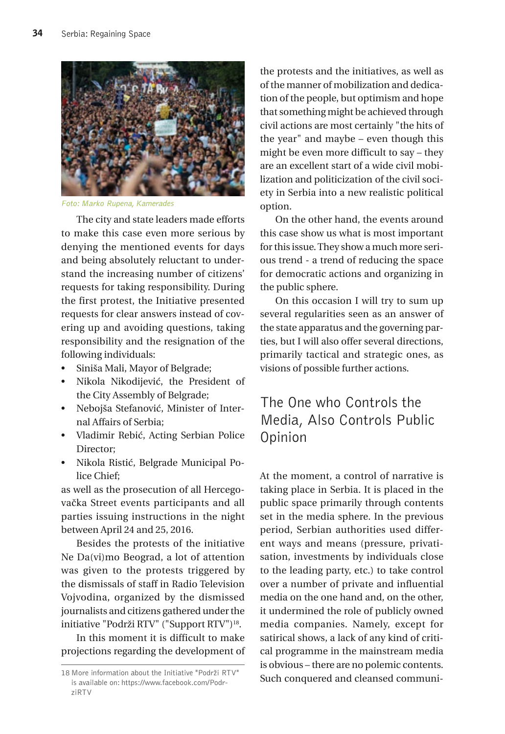Foto: Marko Rupena, Kamerades

The city and state leaders made efforts to make this case even more serious by denying the mentioned events for days and being absolutely reluctant to understand the increasing number of citizens' requests for taking responsibility. During the first protest, the Initiative presented requests for clear answers instead of covering up and avoiding questions, taking responsibility and the resignation of the following individuals:

- Siniša Mali, Mayor of Belgrade;
- Nikola Nikodijević, the President of the City Assembly of Belgrade;
- Nebojša Stefanović, Minister of Internal Affairs of Serbia;
- Vladimir Rebić, Acting Serbian Police Director;
- Nikola Ristić, Belgrade Municipal Police Chief;

as well as the prosecution of all Hercegovačka Street events participants and all parties issuing instructions in the night between April 24 and 25, 2016.

Besides the protests of the initiative Ne Da(vi)mo Beograd, a lot of attention was given to the protests triggered by the dismissals of staff in Radio Television Vojvodina, organized by the dismissed journalists and citizens gathered under the initiative "Podrži RTV" ("Support RTV")[18].

In this moment it is difficult to make projections regarding the development of the protests and the initiatives, as well as of the manner of mobilization and dedication of the people, but optimism and hope that something might be achieved through civil actions are most certainly "the hits of the year" and maybe – even though this might be even more difficult to say – they are an excellent start of a wide civil mobilization and politicization of the civil society in Serbia into a new realistic political option.

On the other hand, the events around this case show us what is most important for this issue. They show a much more serious trend - a trend of reducing the space for democratic actions and organizing in the public sphere.

On this occasion I will try to sum up several regularities seen as an answer of the state apparatus and the governing parties, but I will also offer several directions, primarily tactical and strategic ones, as visions of possible further actions.

## The One who Controls the Media, Also Controls Public Opinion

At the moment, a control of narrative is taking place in Serbia. It is placed in the public space primarily through contents set in the media sphere. In the previous period, Serbian authorities used different ways and means (pressure, privatisation, investments by individuals close to the leading party, etc.) to take control over a number of private and influential media on the one hand and, on the other, it undermined the role of publicly owned media companies. Namely, except for satirical shows, a lack of any kind of critical programme in the mainstream media is obvious – there are no polemic contents. Such conquered and cleansed communi-

18 More information about the Initiative "Podrži RTV" is available on: https://www.facebook.com/PodrziRTV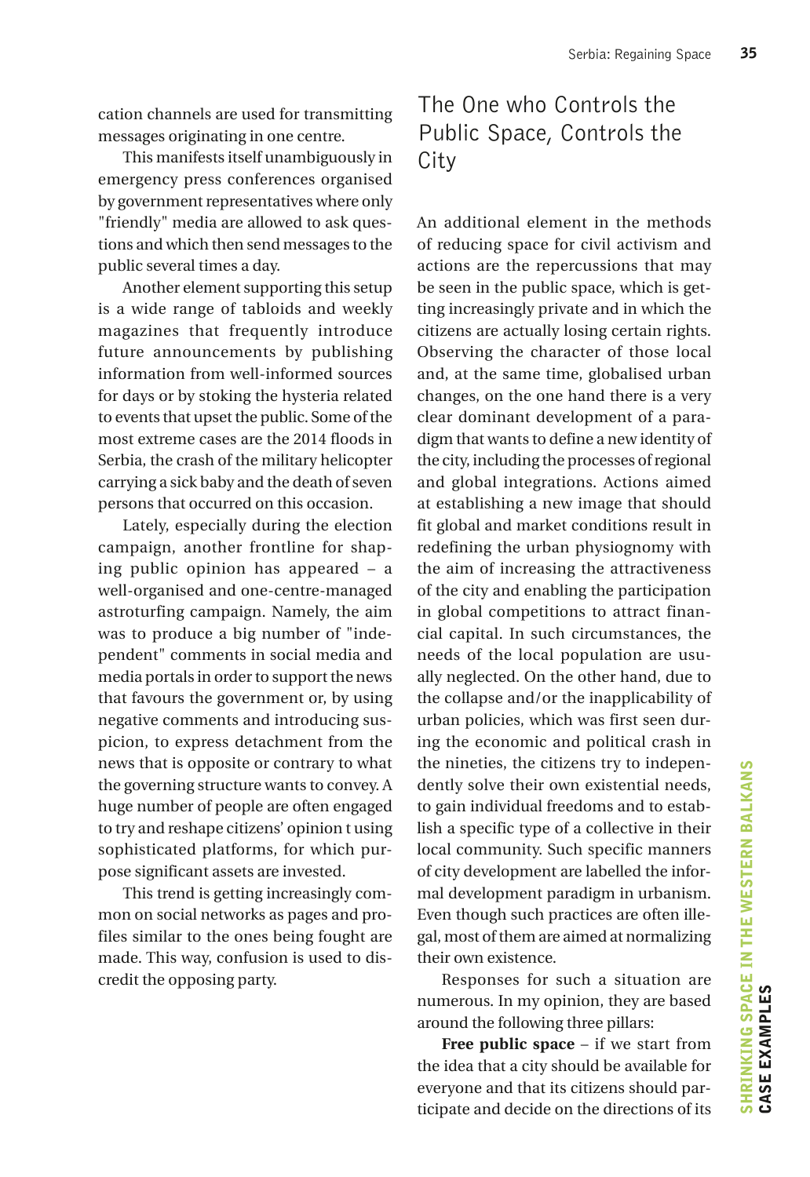cation channels are used for transmitting messages originating in one centre.

This manifests itself unambiguously in emergency press conferences organised by government representatives where only "friendly" media are allowed to ask questions and which then send messages to the public several times a day.

Another element supporting this setup is a wide range of tabloids and weekly magazines that frequently introduce future announcements by publishing information from well-informed sources for days or by stoking the hysteria related to events that upset the public. Some of the most extreme cases are the 2014 floods in Serbia, the crash of the military helicopter carrying a sick baby and the death of seven persons that occurred on this occasion.

Lately, especially during the election campaign, another frontline for shaping public opinion has appeared – a well-organised and one-centre-managed astroturfing campaign. Namely, the aim was to produce a big number of "independent" comments in social media and media portals in order to support the news that favours the government or, by using negative comments and introducing suspicion, to express detachment from the news that is opposite or contrary to what the governing structure wants to convey. A huge number of people are often engaged to try and reshape citizens' opinion t using sophisticated platforms, for which purpose significant assets are invested.

This trend is getting increasingly common on social networks as pages and profiles similar to the ones being fought are made. This way, confusion is used to discredit the opposing party.

## The One who Controls the Public Space, Controls the City

An additional element in the methods of reducing space for civil activism and actions are the repercussions that may be seen in the public space, which is getting increasingly private and in which the citizens are actually losing certain rights. Observing the character of those local and, at the same time, globalised urban changes, on the one hand there is a very clear dominant development of a paradigm that wants to define a new identity of the city, including the processes of regional and global integrations. Actions aimed at establishing a new image that should fit global and market conditions result in redefining the urban physiognomy with the aim of increasing the attractiveness of the city and enabling the participation in global competitions to attract financial capital. In such circumstances, the needs of the local population are usually neglected. On the other hand, due to the collapse and/or the inapplicability of urban policies, which was first seen during the economic and political crash in the nineties, the citizens try to independently solve their own existential needs, to gain individual freedoms and to establish a specific type of a collective in their local community. Such specific manners of city development are labelled the informal development paradigm in urbanism. Even though such practices are often illegal, most of them are aimed at normalizing their own existence.

Responses for such a situation are numerous. In my opinion, they are based around the following three pillars:

**Free public space** – if we start from the idea that a city should be available for everyone and that its citizens should participate and decide on the directions of its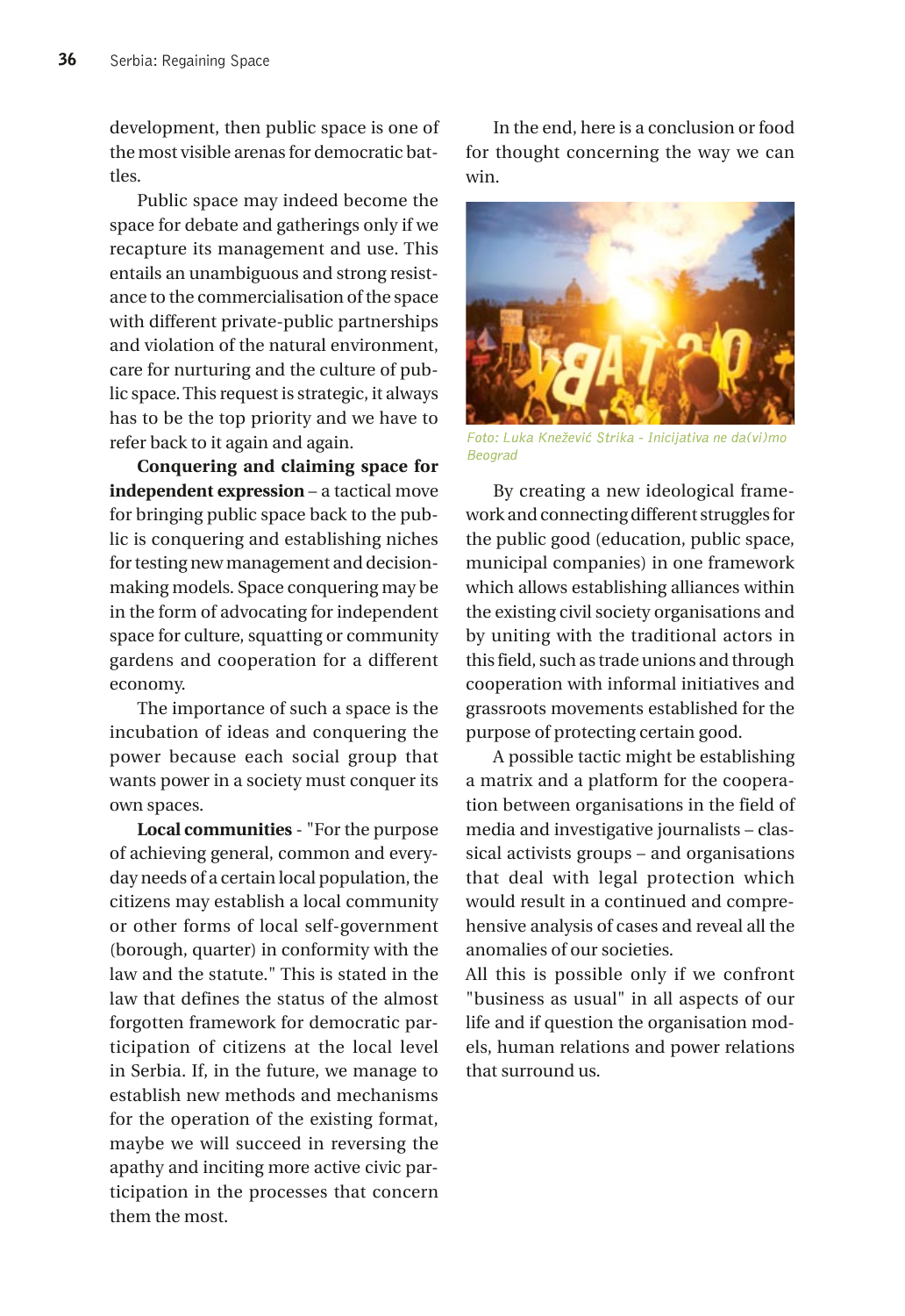development, then public space is one of the most visible arenas for democratic battles.

Public space may indeed become the space for debate and gatherings only if we recapture its management and use. This entails an unambiguous and strong resistance to the commercialisation of the space with different private-public partnerships and violation of the natural environment, care for nurturing and the culture of public space. This request is strategic, it always has to be the top priority and we have to refer back to it again and again.

**Conquering and claiming space for independent expression** – a tactical move for bringing public space back to the public is conquering and establishing niches for testing new management and decision-making models. Space conquering may be in the form of advocating for independent space for culture, squatting or community gardens and cooperation for a different economy.

The importance of such a space is the incubation of ideas and conquering the power because each social group that wants power in a society must conquer its own spaces.

**Local communities** - "For the purpose of achieving general, common and everyday needs of a certain local population, the citizens may establish a local community or other forms of local self-government (borough, quarter) in conformity with the law and the statute." This is stated in the law that defines the status of the almost forgotten framework for democratic participation of citizens at the local level in Serbia. If, in the future, we manage to establish new methods and mechanisms for the operation of the existing format, maybe we will succeed in reversing the apathy and inciting more active civic participation in the processes that concern them the most.

In the end, here is a conclusion or food for thought concerning the way we can win.

*Foto: Luka Knežević Strika - Inicijativa ne da(vi)mo Beograd*

By creating a new ideological framework and connecting different struggles for the public good (education, public space, municipal companies) in one framework which allows establishing alliances within the existing civil society organisations and by uniting with the traditional actors in this field, such as trade unions and through cooperation with informal initiatives and grassroots movements established for the purpose of protecting certain good.

A possible tactic might be establishing a matrix and a platform for the cooperation between organisations in the field of media and investigative journalists – classical activists groups – and organisations that deal with legal protection which would result in a continued and comprehensive analysis of cases and reveal all the anomalies of our societies.

All this is possible only if we confront "business as usual" in all aspects of our life and if question the organisation models, human relations and power relations that surround us.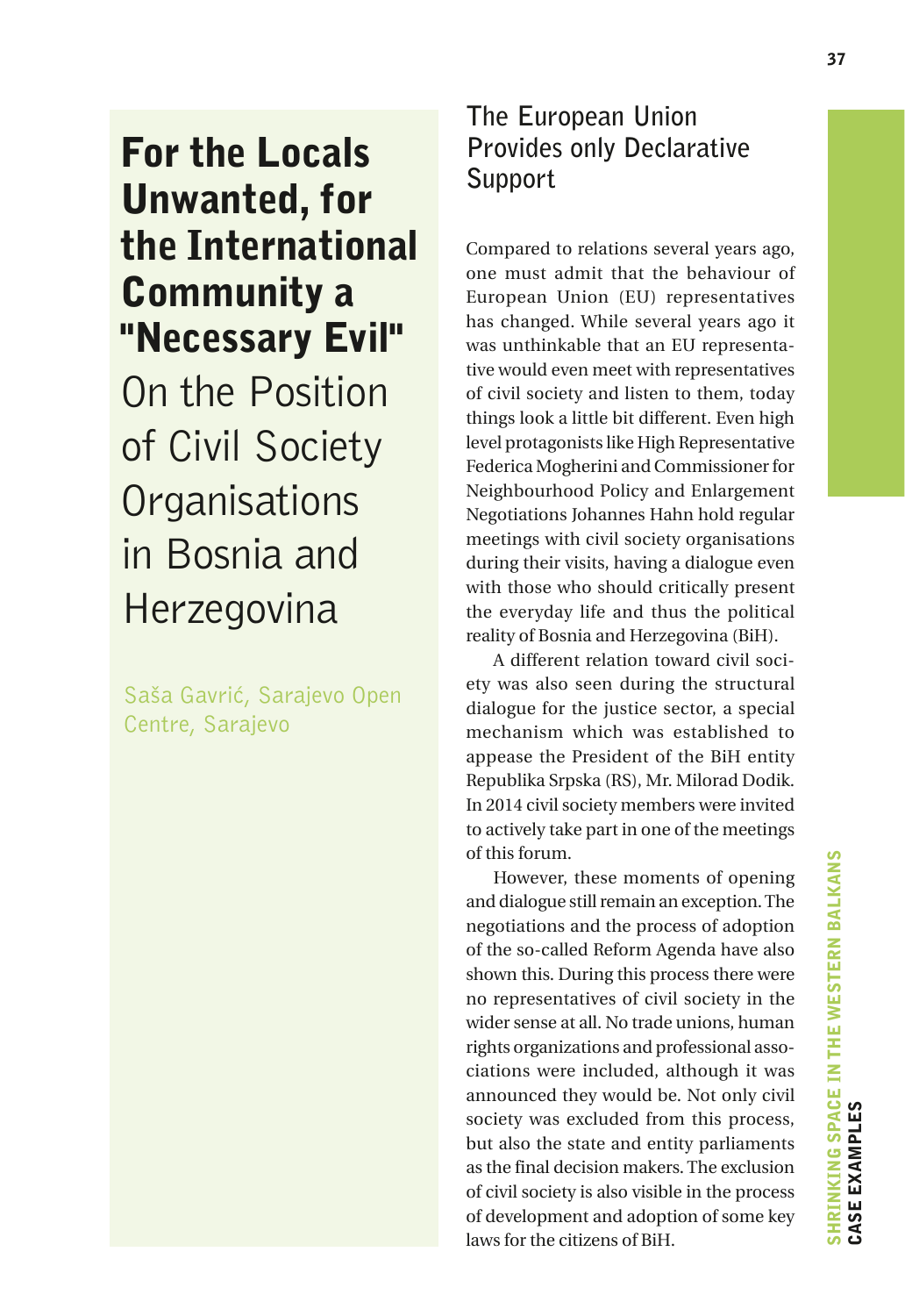# For the Locals Unwanted, for the International Community a "Necessary Evil"

## On the Position of Civil Society Organisations in Bosnia and Herzegovina

Saša Gavrić, Sarajevo Open Centre, Sarajevo

### The European Union Provides only Declarative Support

Compared to relations several years ago, one must admit that the behaviour of European Union (EU) representatives has changed. While several years ago it was unthinkable that an EU representative would even meet with representatives of civil society and listen to them, today things look a little bit different. Even high level protagonists like High Representative Federica Mogherini and Commissioner for Neighbourhood Policy and Enlargement Negotiations Johannes Hahn hold regular meetings with civil society organisations during their visits, having a dialogue even with those who should critically present the everyday life and thus the political reality of Bosnia and Herzegovina (BiH).

A different relation toward civil society was also seen during the structural dialogue for the justice sector, a special mechanism which was established to appease the President of the BiH entity Republika Srpska (RS), Mr. Milorad Dodik. In 2014 civil society members were invited to actively take part in one of the meetings of this forum.

However, these moments of opening and dialogue still remain an exception. The negotiations and the process of adoption of the so-called Reform Agenda have also shown this. During this process there were no representatives of civil society in the wider sense at all. No trade unions, human rights organizations and professional associations were included, although it was announced they would be. Not only civil society was excluded from this process, but also the state and entity parliaments as the final decision makers. The exclusion of civil society is also visible in the process of development and adoption of some key laws for the citizens of BiH.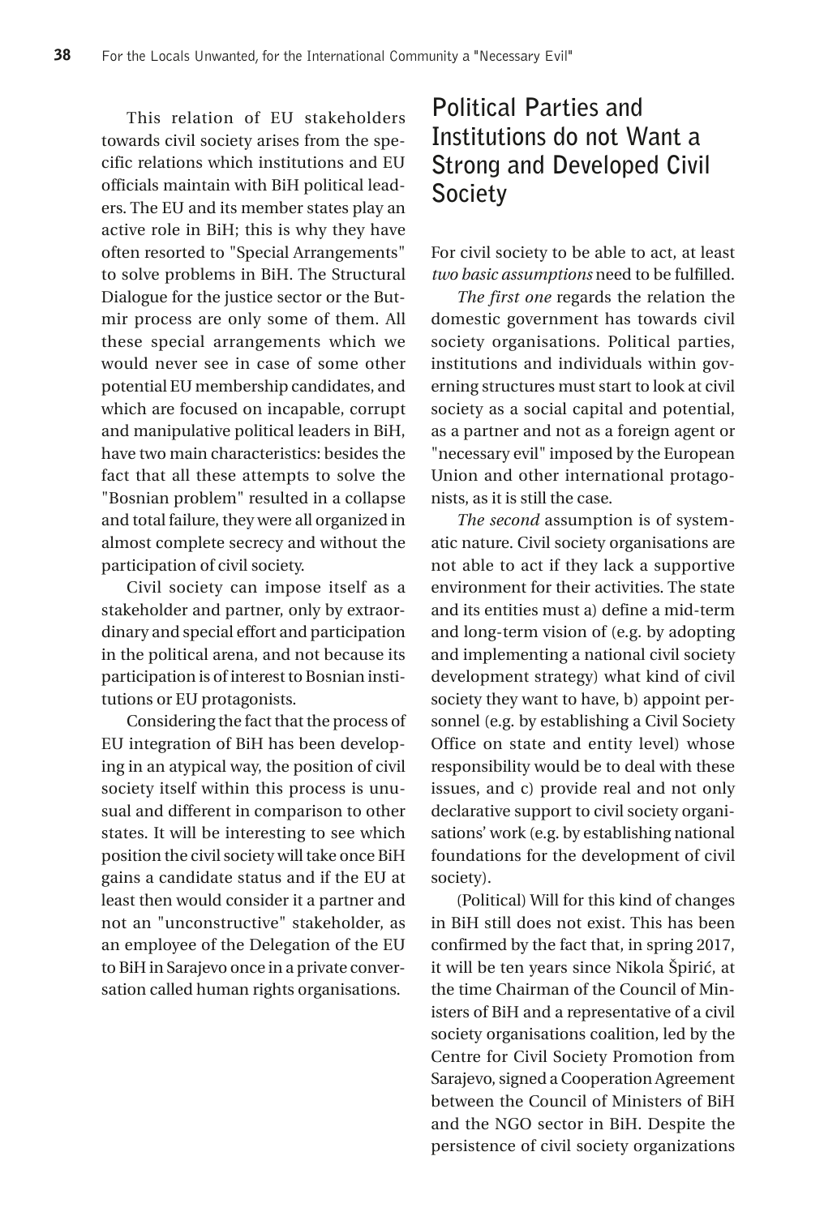This relation of EU stakeholders towards civil society arises from the specific relations which institutions and EU officials maintain with BiH political leaders. The EU and its member states play an active role in BiH; this is why they have often resorted to "Special Arrangements" to solve problems in BiH. The Structural Dialogue for the justice sector or the Butmir process are only some of them. All these special arrangements which we would never see in case of some other potential EU membership candidates, and which are focused on incapable, corrupt and manipulative political leaders in BiH, have two main characteristics: besides the fact that all these attempts to solve the "Bosnian problem" resulted in a collapse and total failure, they were all organized in almost complete secrecy and without the participation of civil society.

Civil society can impose itself as a stakeholder and partner, only by extraordinary and special effort and participation in the political arena, and not because its participation is of interest to Bosnian institutions or EU protagonists.

Considering the fact that the process of EU integration of BiH has been developing in an atypical way, the position of civil society itself within this process is unusual and different in comparison to other states. It will be interesting to see which position the civil society will take once BiH gains a candidate status and if the EU at least then would consider it a partner and not an "unconstructive" stakeholder, as an employee of the Delegation of the EU to BiH in Sarajevo once in a private conversation called human rights organisations.

## Political Parties and Institutions do not Want a Strong and Developed Civil Society

For civil society to be able to act, at least *two basic assumptions* need to be fulfilled.

*The first one* regards the relation the domestic government has towards civil society organisations. Political parties, institutions and individuals within governing structures must start to look at civil society as a social capital and potential, as a partner and not as a foreign agent or "necessary evil" imposed by the European Union and other international protagonists, as it is still the case.

*The second* assumption is of systematic nature. Civil society organisations are not able to act if they lack a supportive environment for their activities. The state and its entities must a) define a mid-term and long-term vision of (e.g. by adopting and implementing a national civil society development strategy) what kind of civil society they want to have, b) appoint personnel (e.g. by establishing a Civil Society Office on state and entity level) whose responsibility would be to deal with these issues, and c) provide real and not only declarative support to civil society organisations' work (e.g. by establishing national foundations for the development of civil society).

(Political) Will for this kind of changes in BiH still does not exist. This has been confirmed by the fact that, in spring 2017, it will be ten years since Nikola Špirić, at the time Chairman of the Council of Ministers of BiH and a representative of a civil society organisations coalition, led by the Centre for Civil Society Promotion from Sarajevo, signed a Cooperation Agreement between the Council of Ministers of BiH and the NGO sector in BiH. Despite the persistence of civil society organizations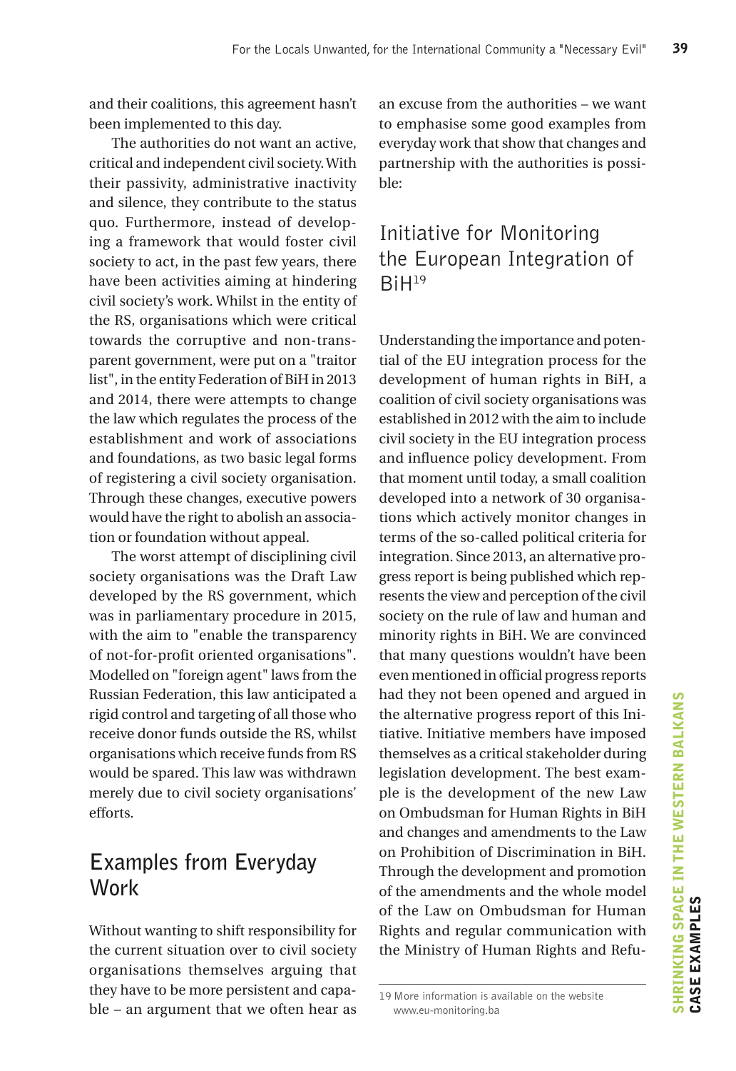and their coalitions, this agreement hasn't been implemented to this day.

The authorities do not want an active, critical and independent civil society. With their passivity, administrative inactivity and silence, they contribute to the status quo. Furthermore, instead of developing a framework that would foster civil society to act, in the past few years, there have been activities aiming at hindering civil society's work. Whilst in the entity of the RS, organisations which were critical towards the corruptive and non-transparent government, were put on a "traitor list", in the entity Federation of BiH in 2013 and 2014, there were attempts to change the law which regulates the process of the establishment and work of associations and foundations, as two basic legal forms of registering a civil society organisation. Through these changes, executive powers would have the right to abolish an association or foundation without appeal.

The worst attempt of disciplining civil society organisations was the Draft Law developed by the RS government, which was in parliamentary procedure in 2015, with the aim to "enable the transparency of not-for-profit oriented organisations". Modelled on "foreign agent" laws from the Russian Federation, this law anticipated a rigid control and targeting of all those who receive donor funds outside the RS, whilst organisations which receive funds from RS would be spared. This law was withdrawn merely due to civil society organisations' efforts.

## Examples from Everyday Work

Without wanting to shift responsibility for the current situation over to civil society organisations themselves arguing that they have to be more persistent and capable – an argument that we often hear as an excuse from the authorities – we want to emphasise some good examples from everyday work that show that changes and partnership with the authorities is possible:

## Initiative for Monitoring the European Integration of BiH[19]

Understanding the importance and potential of the EU integration process for the development of human rights in BiH, a coalition of civil society organisations was established in 2012 with the aim to include civil society in the EU integration process and influence policy development. From that moment until today, a small coalition developed into a network of 30 organisations which actively monitor changes in terms of the so-called political criteria for integration. Since 2013, an alternative progress report is being published which represents the view and perception of the civil society on the rule of law and human and minority rights in BiH. We are convinced that many questions wouldn't have been even mentioned in official progress reports had they not been opened and argued in the alternative progress report of this Initiative. Initiative members have imposed themselves as a critical stakeholder during legislation development. The best example is the development of the new Law on Ombudsman for Human Rights in BiH and changes and amendments to the Law on Prohibition of Discrimination in BiH. Through the development and promotion of the amendments and the whole model of the Law on Ombudsman for Human Rights and regular communication with the Ministry of Human Rights and Refu-

---

19 More information is available on the website www.eu-monitoring.ba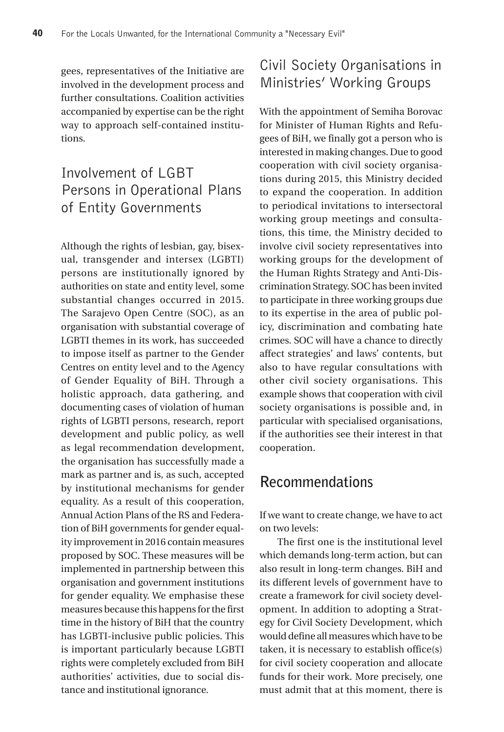gees, representatives of the Initiative are involved in the development process and further consultations. Coalition activities accompanied by expertise can be the right way to approach self-contained institutions.

## Involvement of LGBT Persons in Operational Plans of Entity Governments

Although the rights of lesbian, gay, bisexual, transgender and intersex (LGBTI) persons are institutionally ignored by authorities on state and entity level, some substantial changes occurred in 2015. The Sarajevo Open Centre (SOC), as an organisation with substantial coverage of LGBTI themes in its work, has succeeded to impose itself as partner to the Gender Centres on entity level and to the Agency of Gender Equality of BiH. Through a holistic approach, data gathering, and documenting cases of violation of human rights of LGBTI persons, research, report development and public policy, as well as legal recommendation development, the organisation has successfully made a mark as partner and is, as such, accepted by institutional mechanisms for gender equality. As a result of this cooperation, Annual Action Plans of the RS and Federation of BiH governments for gender equality improvement in 2016 contain measures proposed by SOC. These measures will be implemented in partnership between this organisation and government institutions for gender equality. We emphasise these measures because this happens for the first time in the history of BiH that the country has LGBTI-inclusive public policies. This is important particularly because LGBTI rights were completely excluded from BiH authorities' activities, due to social distance and institutional ignorance.

## Civil Society Organisations in Ministries' Working Groups

With the appointment of Semiha Borovac for Minister of Human Rights and Refugees of BiH, we finally got a person who is interested in making changes. Due to good cooperation with civil society organisations during 2015, this Ministry decided to expand the cooperation. In addition to periodical invitations to intersectoral working group meetings and consultations, this time, the Ministry decided to involve civil society representatives into working groups for the development of the Human Rights Strategy and Anti-Discrimination Strategy. SOC has been invited to participate in three working groups due to its expertise in the area of public policy, discrimination and combating hate crimes. SOC will have a chance to directly affect strategies' and laws' contents, but also to have regular consultations with other civil society organisations. This example shows that cooperation with civil society organisations is possible and, in particular with specialised organisations, if the authorities see their interest in that cooperation.

## Recommendations

If we want to create change, we have to act on two levels:

The first one is the institutional level which demands long-term action, but can also result in long-term changes. BiH and its different levels of government have to create a framework for civil society development. In addition to adopting a Strategy for Civil Society Development, which would define all measures which have to be taken, it is necessary to establish office(s) for civil society cooperation and allocate funds for their work. More precisely, one must admit that at this moment, there is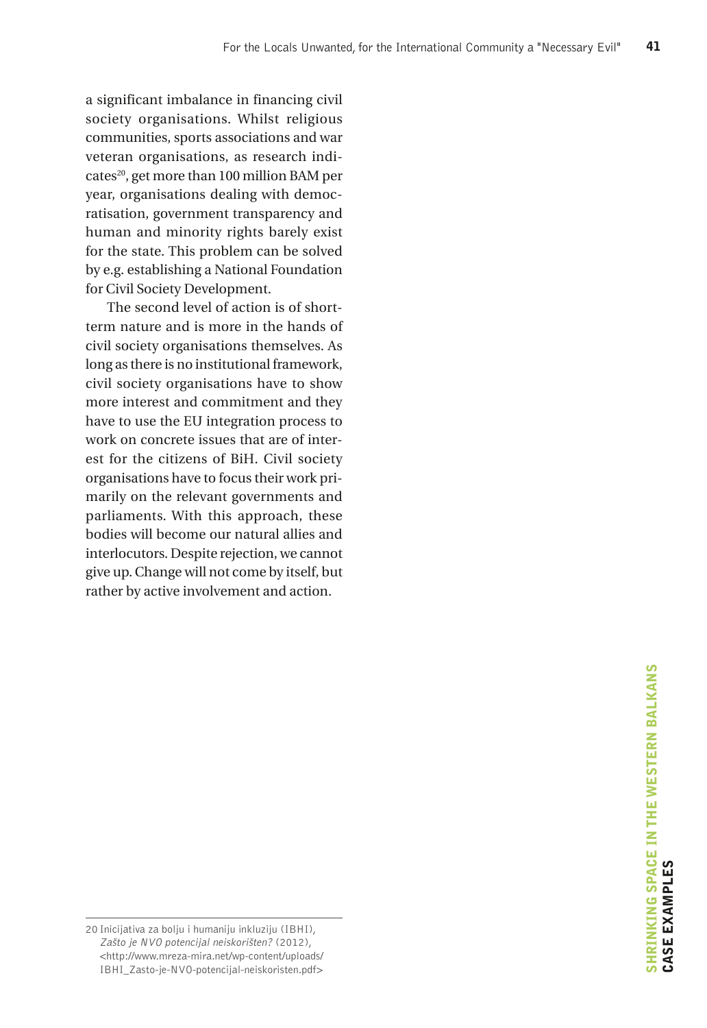a significant imbalance in financing civil society organisations. Whilst religious communities, sports associations and war veteran organisations, as research indicates[20], get more than 100 million BAM per year, organisations dealing with democratisation, government transparency and human and minority rights barely exist for the state. This problem can be solved by e.g. establishing a National Foundation for Civil Society Development.

The second level of action is of short-term nature and is more in the hands of civil society organisations themselves. As long as there is no institutional framework, civil society organisations have to show more interest and commitment and they have to use the EU integration process to work on concrete issues that are of interest for the citizens of BiH. Civil society organisations have to focus their work primarily on the relevant governments and parliaments. With this approach, these bodies will become our natural allies and interlocutors. Despite rejection, we cannot give up. Change will not come by itself, but rather by active involvement and action.

---

20 Inicijativa za bolju i humaniju inkluziju (IBHI), *Zašto je NVO potencijal neiskorišten?* (2012), <http://www.mreza-mira.net/wp-content/uploads/IBHI_Zasto-je-NVO-potencijal-neiskoristen.pdf>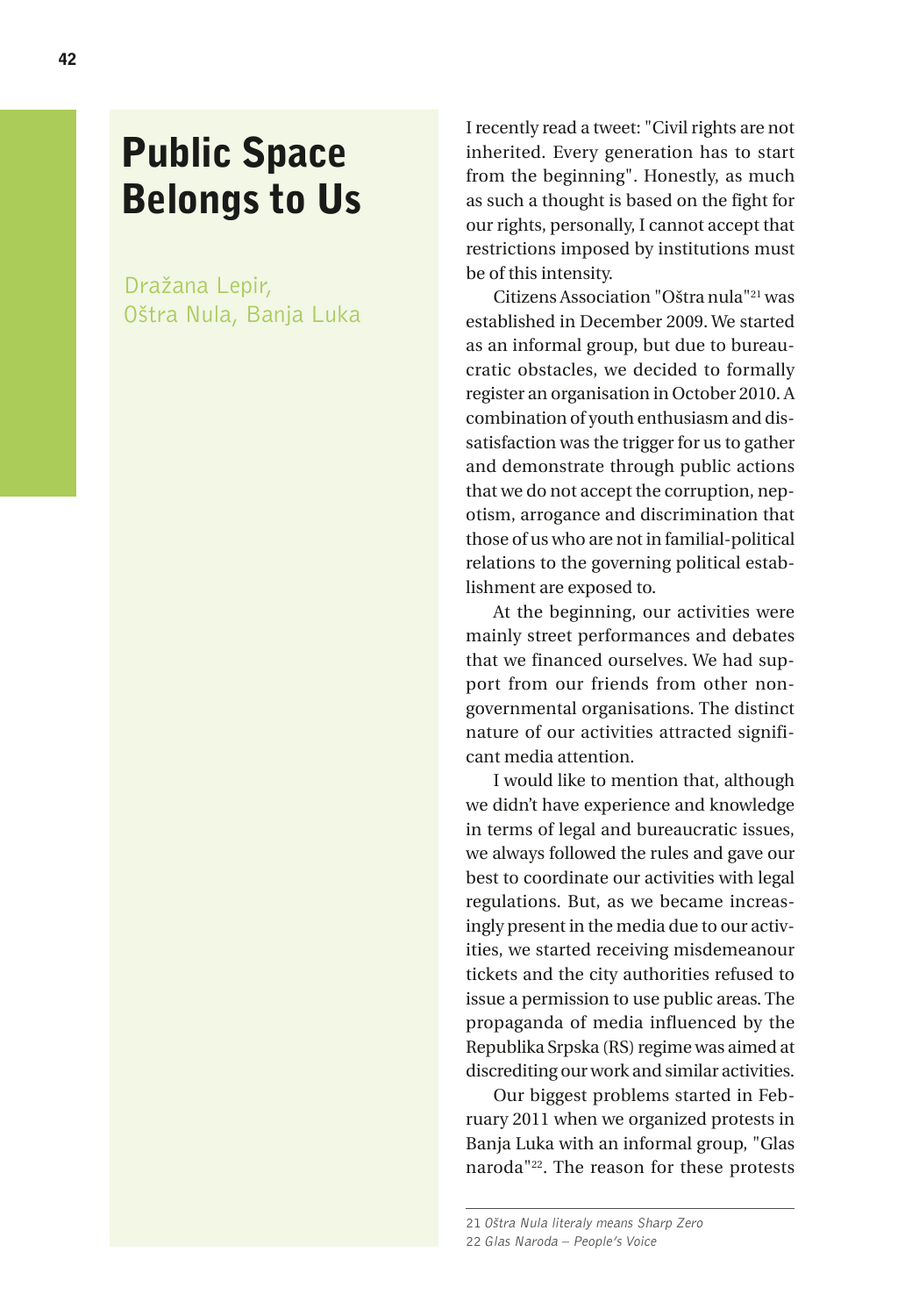# Public Space Belongs to Us

Dražana Lepir, Oštra Nula, Banja Luka

I recently read a tweet: "Civil rights are not inherited. Every generation has to start from the beginning". Honestly, as much as such a thought is based on the fight for our rights, personally, I cannot accept that restrictions imposed by institutions must be of this intensity.

Citizens Association "Oštra nula"[21] was established in December 2009. We started as an informal group, but due to bureaucratic obstacles, we decided to formally register an organisation in October 2010. A combination of youth enthusiasm and dissatisfaction was the trigger for us to gather and demonstrate through public actions that we do not accept the corruption, nepotism, arrogance and discrimination that those of us who are not in familial-political relations to the governing political establishment are exposed to.

At the beginning, our activities were mainly street performances and debates that we financed ourselves. We had support from our friends from other non-governmental organisations. The distinct nature of our activities attracted significant media attention.

I would like to mention that, although we didn't have experience and knowledge in terms of legal and bureaucratic issues, we always followed the rules and gave our best to coordinate our activities with legal regulations. But, as we became increasingly present in the media due to our activities, we started receiving misdemeanour tickets and the city authorities refused to issue a permission to use public areas. The propaganda of media influenced by the Republika Srpska (RS) regime was aimed at discrediting our work and similar activities.

Our biggest problems started in February 2011 when we organized protests in Banja Luka with an informal group, "Glas naroda"[22]. The reason for these protests

---

21 *Oštra Nula literaly means Sharp Zero*

22 *Glas Naroda – People's Voice*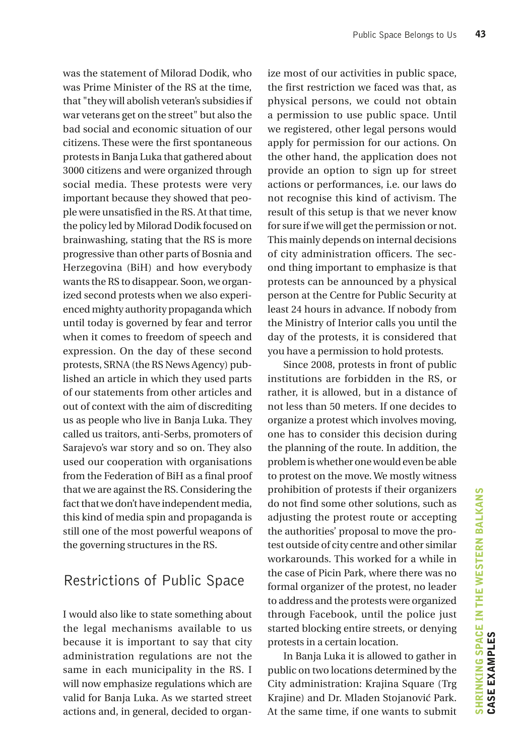was the statement of Milorad Dodik, who was Prime Minister of the RS at the time, that "they will abolish veteran's subsidies if war veterans get on the street" but also the bad social and economic situation of our citizens. These were the first spontaneous protests in Banja Luka that gathered about 3000 citizens and were organized through social media. These protests were very important because they showed that people were unsatisfied in the RS. At that time, the policy led by Milorad Dodik focused on brainwashing, stating that the RS is more progressive than other parts of Bosnia and Herzegovina (BiH) and how everybody wants the RS to disappear. Soon, we organized second protests when we also experienced mighty authority propaganda which until today is governed by fear and terror when it comes to freedom of speech and expression. On the day of these second protests, SRNA (the RS News Agency) published an article in which they used parts of our statements from other articles and out of context with the aim of discrediting us as people who live in Banja Luka. They called us traitors, anti-Serbs, promoters of Sarajevo's war story and so on. They also used our cooperation with organisations from the Federation of BiH as a final proof that we are against the RS. Considering the fact that we don't have independent media, this kind of media spin and propaganda is still one of the most powerful weapons of the governing structures in the RS.

## Restrictions of Public Space

I would also like to state something about the legal mechanisms available to us because it is important to say that city administration regulations are not the same in each municipality in the RS. I will now emphasize regulations which are valid for Banja Luka. As we started street actions and, in general, decided to organize most of our activities in public space, the first restriction we faced was that, as physical persons, we could not obtain a permission to use public space. Until we registered, other legal persons would apply for permission for our actions. On the other hand, the application does not provide an option to sign up for street actions or performances, i.e. our laws do not recognise this kind of activism. The result of this setup is that we never know for sure if we will get the permission or not. This mainly depends on internal decisions of city administration officers. The second thing important to emphasize is that protests can be announced by a physical person at the Centre for Public Security at least 24 hours in advance. If nobody from the Ministry of Interior calls you until the day of the protests, it is considered that you have a permission to hold protests.

Since 2008, protests in front of public institutions are forbidden in the RS, or rather, it is allowed, but in a distance of not less than 50 meters. If one decides to organize a protest which involves moving, one has to consider this decision during the planning of the route. In addition, the problem is whether one would even be able to protest on the move. We mostly witness prohibition of protests if their organizers do not find some other solutions, such as adjusting the protest route or accepting the authorities' proposal to move the protest outside of city centre and other similar workarounds. This worked for a while in the case of Picin Park, where there was no formal organizer of the protest, no leader to address and the protests were organized through Facebook, until the police just started blocking entire streets, or denying protests in a certain location.

In Banja Luka it is allowed to gather in public on two locations determined by the City administration: Krajina Square (Trg Krajine) and Dr. Mladen Stojanović Park. At the same time, if one wants to submit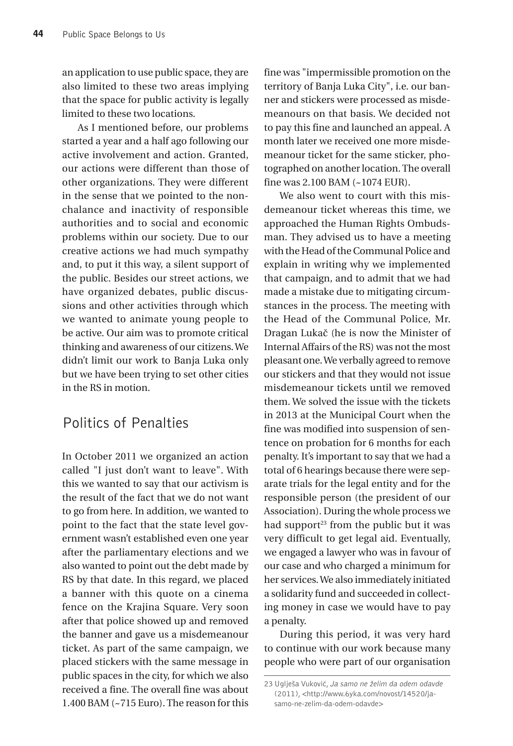an application to use public space, they are also limited to these two areas implying that the space for public activity is legally limited to these two locations.

As I mentioned before, our problems started a year and a half ago following our active involvement and action. Granted, our actions were different than those of other organizations. They were different in the sense that we pointed to the nonchalance and inactivity of responsible authorities and to social and economic problems within our society. Due to our creative actions we had much sympathy and, to put it this way, a silent support of the public. Besides our street actions, we have organized debates, public discussions and other activities through which we wanted to animate young people to be active. Our aim was to promote critical thinking and awareness of our citizens. We didn't limit our work to Banja Luka only but we have been trying to set other cities in the RS in motion.

## Politics of Penalties

In October 2011 we organized an action called "I just don't want to leave". With this we wanted to say that our activism is the result of the fact that we do not want to go from here. In addition, we wanted to point to the fact that the state level government wasn't established even one year after the parliamentary elections and we also wanted to point out the debt made by RS by that date. In this regard, we placed a banner with this quote on a cinema fence on the Krajina Square. Very soon after that police showed up and removed the banner and gave us a misdemeanour ticket. As part of the same campaign, we placed stickers with the same message in public spaces in the city, for which we also received a fine. The overall fine was about 1.400 BAM (~715 Euro). The reason for this fine was "impermissible promotion on the territory of Banja Luka City", i.e. our banner and stickers were processed as misdemeanours on that basis. We decided not to pay this fine and launched an appeal. A month later we received one more misdemeanour ticket for the same sticker, photographed on another location. The overall fine was 2.100 BAM (~1074 EUR).

We also went to court with this misdemeanour ticket whereas this time, we approached the Human Rights Ombudsman. They advised us to have a meeting with the Head of the Communal Police and explain in writing why we implemented that campaign, and to admit that we had made a mistake due to mitigating circumstances in the process. The meeting with the Head of the Communal Police, Mr. Dragan Lukač (he is now the Minister of Internal Affairs of the RS) was not the most pleasant one. We verbally agreed to remove our stickers and that they would not issue misdemeanour tickets until we removed them. We solved the issue with the tickets in 2013 at the Municipal Court when the fine was modified into suspension of sentence on probation for 6 months for each penalty. It's important to say that we had a total of 6 hearings because there were separate trials for the legal entity and for the responsible person (the president of our Association). During the whole process we had support[23] from the public but it was very difficult to get legal aid. Eventually, we engaged a lawyer who was in favour of our case and who charged a minimum for her services. We also immediately initiated a solidarity fund and succeeded in collecting money in case we would have to pay a penalty.

During this period, it was very hard to continue with our work because many people who were part of our organisation

23 Uglješa Vuković, *Ja samo ne želim da odem odavde* (2011), <http://www.6yka.com/novost/14520/ja-samo-ne-zelim-da-odem-odavde>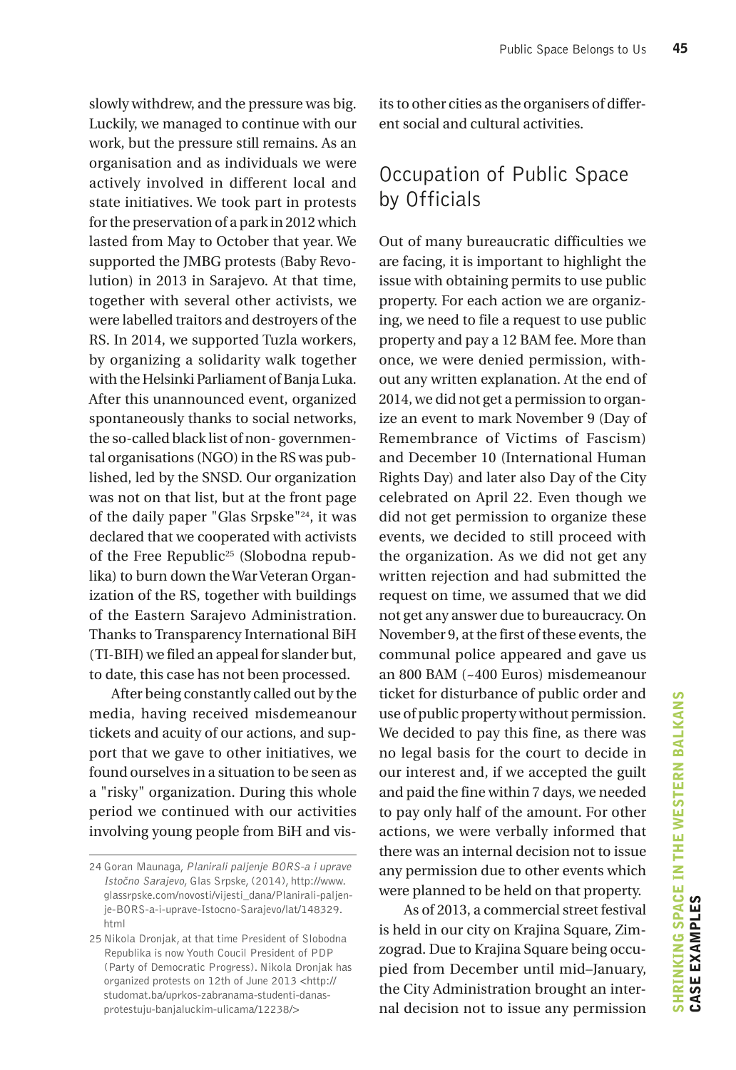slowly withdrew, and the pressure was big. Luckily, we managed to continue with our work, but the pressure still remains. As an organisation and as individuals we were actively involved in different local and state initiatives. We took part in protests for the preservation of a park in 2012 which lasted from May to October that year. We supported the JMBG protests (Baby Revolution) in 2013 in Sarajevo. At that time, together with several other activists, we were labelled traitors and destroyers of the RS. In 2014, we supported Tuzla workers, by organizing a solidarity walk together with the Helsinki Parliament of Banja Luka. After this unannounced event, organized spontaneously thanks to social networks, the so-called black list of non- governmental organisations (NGO) in the RS was published, led by the SNSD. Our organization was not on that list, but at the front page of the daily paper "Glas Srpske"[24], it was declared that we cooperated with activists of the Free Republic[25] (Slobodna republika) to burn down the War Veteran Organization of the RS, together with buildings of the Eastern Sarajevo Administration. Thanks to Transparency International BiH (TI-BIH) we filed an appeal for slander but, to date, this case has not been processed.

After being constantly called out by the media, having received misdemeanour tickets and acuity of our actions, and support that we gave to other initiatives, we found ourselves in a situation to be seen as a "risky" organization. During this whole period we continued with our activities involving young people from BiH and visits to other cities as the organisers of different social and cultural activities.

## Occupation of Public Space by Officials

Out of many bureaucratic difficulties we are facing, it is important to highlight the issue with obtaining permits to use public property. For each action we are organizing, we need to file a request to use public property and pay a 12 BAM fee. More than once, we were denied permission, without any written explanation. At the end of 2014, we did not get a permission to organize an event to mark November 9 (Day of Remembrance of Victims of Fascism) and December 10 (International Human Rights Day) and later also Day of the City celebrated on April 22. Even though we did not get permission to organize these events, we decided to still proceed with the organization. As we did not get any written rejection and had submitted the request on time, we assumed that we did not get any answer due to bureaucracy. On November 9, at the first of these events, the communal police appeared and gave us an 800 BAM (~400 Euros) misdemeanour ticket for disturbance of public order and use of public property without permission. We decided to pay this fine, as there was no legal basis for the court to decide in our interest and, if we accepted the guilt and paid the fine within 7 days, we needed to pay only half of the amount. For other actions, we were verbally informed that there was an internal decision not to issue any permission due to other events which were planned to be held on that property.

As of 2013, a commercial street festival is held in our city on Krajina Square, Zimzograd. Due to Krajina Square being occupied from December until mid–January, the City Administration brought an internal decision not to issue any permission

---

24 Goran Maunaga, *Planirali paljenje BORS-a i uprave Istočno Sarajevo*, Glas Srpske, (2014), http://www.glassrpske.com/novosti/vijesti_dana/Planirali-paljenje-BORS-a-i-uprave-Istocno-Sarajevo/lat/148329.html

25 Nikola Dronjak, at that time President of Slobodna Republika is now Youth Coucil President of PDP (Party of Democratic Progress). Nikola Dronjak has organized protests on 12th of June 2013 <http://studomat.ba/uprkos-zabranama-studenti-danas-protestuju-banjaluckim-ulicama/12238/>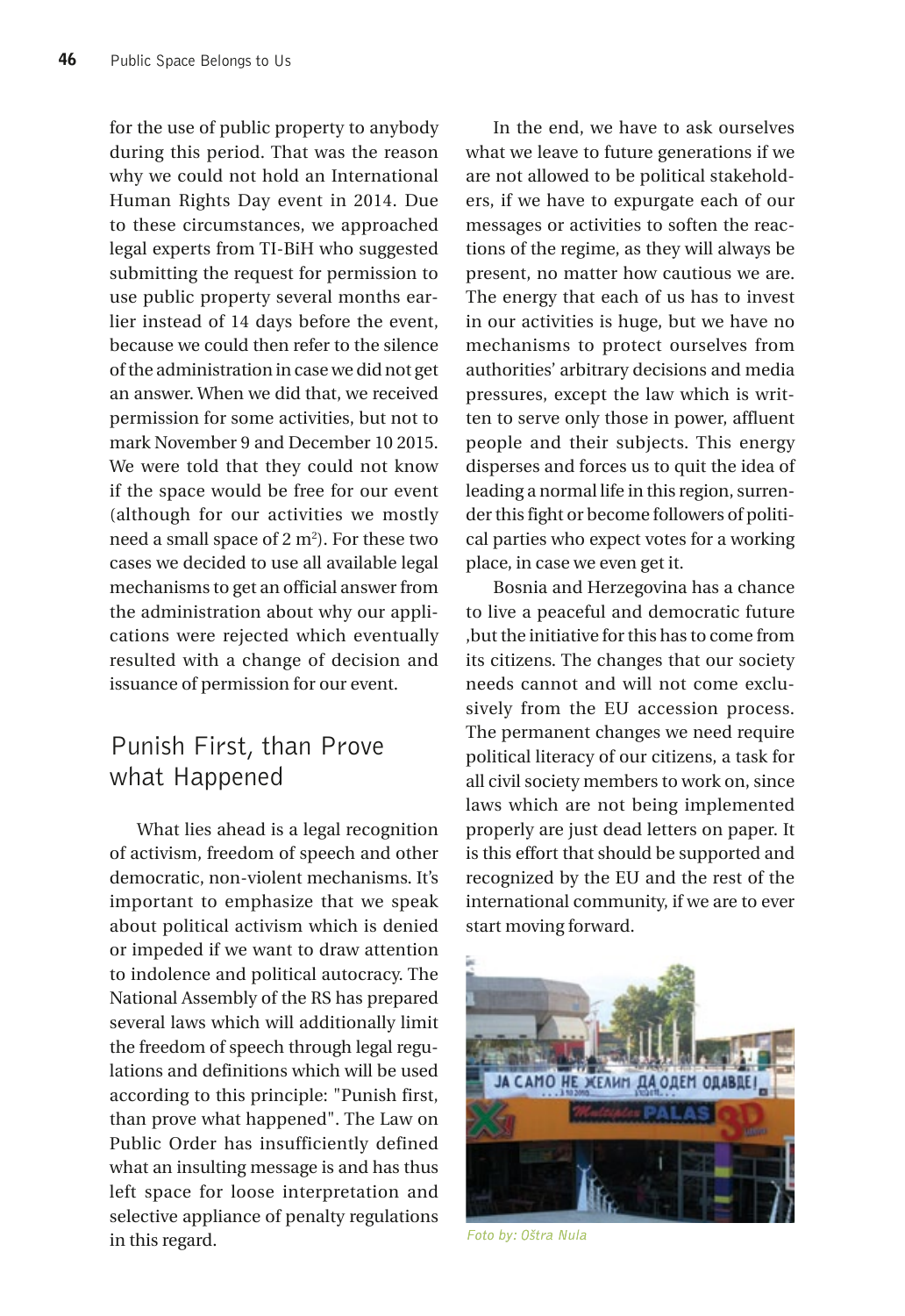for the use of public property to anybody during this period. That was the reason why we could not hold an International Human Rights Day event in 2014. Due to these circumstances, we approached legal experts from TI-BiH who suggested submitting the request for permission to use public property several months earlier instead of 14 days before the event, because we could then refer to the silence of the administration in case we did not get an answer. When we did that, we received permission for some activities, but not to mark November 9 and December 10 2015. We were told that they could not know if the space would be free for our event (although for our activities we mostly need a small space of 2 m$^2$). For these two cases we decided to use all available legal mechanisms to get an official answer from the administration about why our applications were rejected which eventually resulted with a change of decision and issuance of permission for our event.

## Punish First, than Prove what Happened

What lies ahead is a legal recognition of activism, freedom of speech and other democratic, non-violent mechanisms. It's important to emphasize that we speak about political activism which is denied or impeded if we want to draw attention to indolence and political autocracy. The National Assembly of the RS has prepared several laws which will additionally limit the freedom of speech through legal regulations and definitions which will be used according to this principle: "Punish first, than prove what happened". The Law on Public Order has insufficiently defined what an insulting message is and has thus left space for loose interpretation and selective appliance of penalty regulations in this regard.

In the end, we have to ask ourselves what we leave to future generations if we are not allowed to be political stakeholders, if we have to expurgate each of our messages or activities to soften the reactions of the regime, as they will always be present, no matter how cautious we are. The energy that each of us has to invest in our activities is huge, but we have no mechanisms to protect ourselves from authorities' arbitrary decisions and media pressures, except the law which is written to serve only those in power, affluent people and their subjects. This energy disperses and forces us to quit the idea of leading a normal life in this region, surrender this fight or become followers of political parties who expect votes for a working place, in case we even get it.

Bosnia and Herzegovina has a chance to live a peaceful and democratic future ,but the initiative for this has to come from its citizens. The changes that our society needs cannot and will not come exclusively from the EU accession process. The permanent changes we need require political literacy of our citizens, a task for all civil society members to work on, since laws which are not being implemented properly are just dead letters on paper. It is this effort that should be supported and recognized by the EU and the rest of the international community, if we are to ever start moving forward.

*Foto by: Oštra Nula*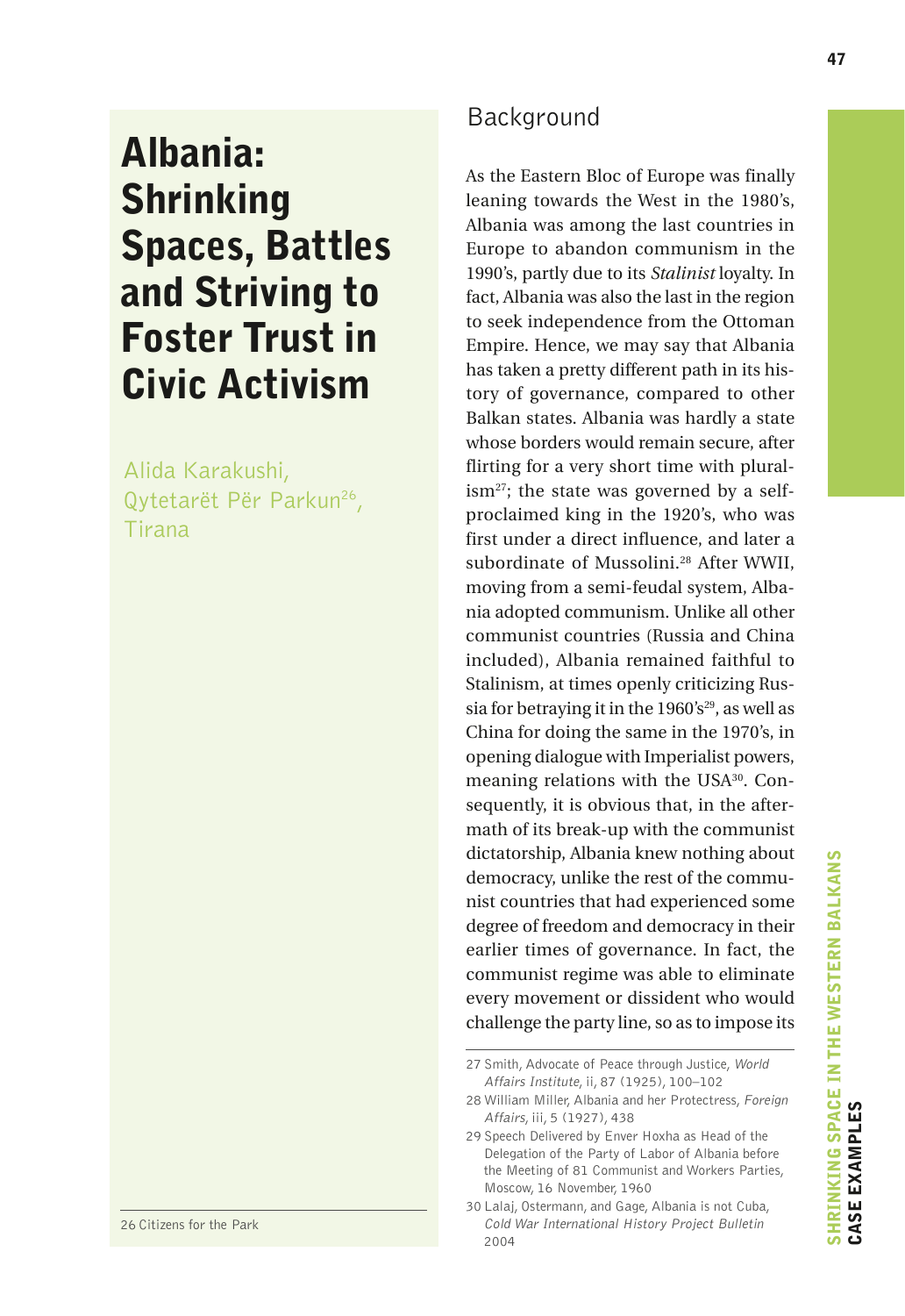# Albania: Shrinking Spaces, Battles and Striving to Foster Trust in Civic Activism

Alida Karakushi, Qytetarët Për Parkun[26], Tirana

## Background

As the Eastern Bloc of Europe was finally leaning towards the West in the 1980's, Albania was among the last countries in Europe to abandon communism in the 1990's, partly due to its *Stalinist* loyalty. In fact, Albania was also the last in the region to seek independence from the Ottoman Empire. Hence, we may say that Albania has taken a pretty different path in its history of governance, compared to other Balkan states. Albania was hardly a state whose borders would remain secure, after flirting for a very short time with pluralism[27]; the state was governed by a self-proclaimed king in the 1920's, who was first under a direct influence, and later a subordinate of Mussolini.[28] After WWII, moving from a semi-feudal system, Albania adopted communism. Unlike all other communist countries (Russia and China included), Albania remained faithful to Stalinism, at times openly criticizing Russia for betraying it in the 1960's[29], as well as China for doing the same in the 1970's, in opening dialogue with Imperialist powers, meaning relations with the USA[30]. Consequently, it is obvious that, in the aftermath of its break-up with the communist dictatorship, Albania knew nothing about democracy, unlike the rest of the communist countries that had experienced some degree of freedom and democracy in their earlier times of governance. In fact, the communist regime was able to eliminate every movement or dissident who would challenge the party line, so as to impose its

---

26 Citizens for the Park

27 Smith, Advocate of Peace through Justice, *World Affairs Institute*, ii, 87 (1925), 100–102

28 William Miller, Albania and her Protectress, *Foreign Affairs*, iii, 5 (1927), 438

29 Speech Delivered by Enver Hoxha as Head of the Delegation of the Party of Labor of Albania before the Meeting of 81 Communist and Workers Parties, Moscow, 16 November, 1960

30 Lalaj, Ostermann, and Gage, Albania is not Cuba, *Cold War International History Project Bulletin* 2004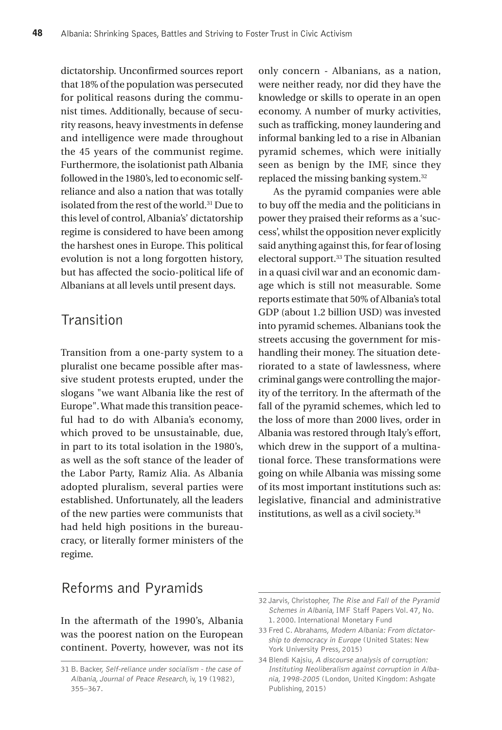dictatorship. Unconfirmed sources report that 18% of the population was persecuted for political reasons during the communist times. Additionally, because of security reasons, heavy investments in defense and intelligence were made throughout the 45 years of the communist regime. Furthermore, the isolationist path Albania followed in the 1980's, led to economic self-reliance and also a nation that was totally isolated from the rest of the world.[31] Due to this level of control, Albania's' dictatorship regime is considered to have been among the harshest ones in Europe. This political evolution is not a long forgotten history, but has affected the socio-political life of Albanians at all levels until present days.

## Transition

Transition from a one-party system to a pluralist one became possible after massive student protests erupted, under the slogans "we want Albania like the rest of Europe". What made this transition peaceful had to do with Albania's economy, which proved to be unsustainable, due, in part to its total isolation in the 1980's, as well as the soft stance of the leader of the Labor Party, Ramiz Alia. As Albania adopted pluralism, several parties were established. Unfortunately, all the leaders of the new parties were communists that had held high positions in the bureaucracy, or literally former ministers of the regime.

## Reforms and Pyramids

In the aftermath of the 1990's, Albania was the poorest nation on the European continent. Poverty, however, was not its only concern - Albanians, as a nation, were neither ready, nor did they have the knowledge or skills to operate in an open economy. A number of murky activities, such as trafficking, money laundering and informal banking led to a rise in Albanian pyramid schemes, which were initially seen as benign by the IMF, since they replaced the missing banking system.[32]

As the pyramid companies were able to buy off the media and the politicians in power they praised their reforms as a 'success', whilst the opposition never explicitly said anything against this, for fear of losing electoral support.[33] The situation resulted in a quasi civil war and an economic damage which is still not measurable. Some reports estimate that 50% of Albania's total GDP (about 1.2 billion USD) was invested into pyramid schemes. Albanians took the streets accusing the government for mishandling their money. The situation deteriorated to a state of lawlessness, where criminal gangs were controlling the majority of the territory. In the aftermath of the fall of the pyramid schemes, which led to the loss of more than 2000 lives, order in Albania was restored through Italy's effort, which drew in the support of a multinational force. These transformations were going on while Albania was missing some of its most important institutions such as: legislative, financial and administrative institutions, as well as a civil society.[34]

---

31 B. Backer, *Self-reliance under socialism - the case of Albania, Journal of Peace Research,* iv, 19 (1982), 355–367.

32 Jarvis, Christopher, *The Rise and Fall of the Pyramid Schemes in Albania,* IMF Staff Papers Vol. 47, No. 1. 2000. International Monetary Fund

33 Fred C. Abrahams, *Modern Albania: From dictatorship to democracy in Europe* (United States: New York University Press, 2015)

34 Blendi Kajsiu, *A discourse analysis of corruption: Instituting Neoliberalism against corruption in Albania, 1998-2005* (London, United Kingdom: Ashgate Publishing, 2015)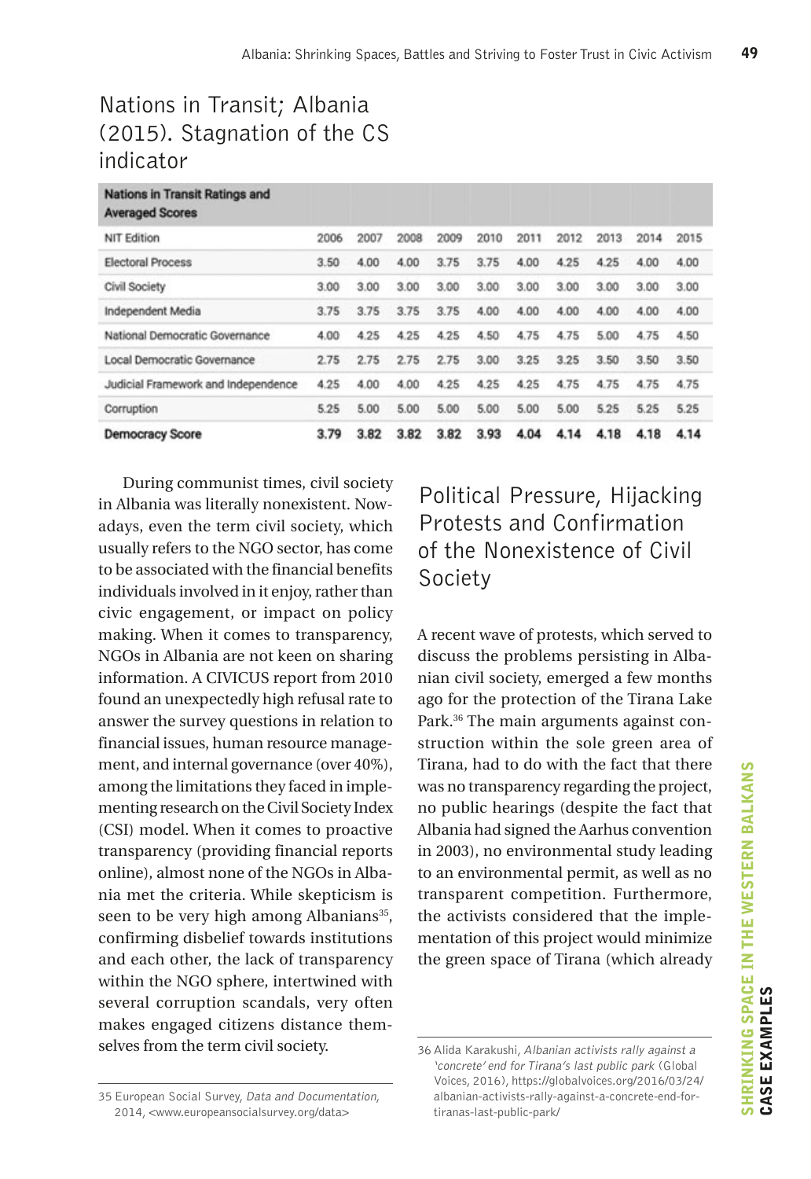## Nations in Transit; Albania (2015). Stagnation of the CS indicator

| Nations in Transit Ratings and Averaged Scores | | | | | | | | | | |
|---|---|---|---|---|---|---|---|---|---|---|
| NIT Edition | 2006 | 2007 | 2008 | 2009 | 2010 | 2011 | 2012 | 2013 | 2014 | 2015 |
| Electoral Process | 3.50 | 4.00 | 4.00 | 3.75 | 3.75 | 4.00 | 4.25 | 4.25 | 4.00 | 4.00 |
| Civil Society | 3.00 | 3.00 | 3.00 | 3.00 | 3.00 | 3.00 | 3.00 | 3.00 | 3.00 | 3.00 |
| Independent Media | 3.75 | 3.75 | 3.75 | 3.75 | 4.00 | 4.00 | 4.00 | 4.00 | 4.00 | 4.00 |
| National Democratic Governance | 4.00 | 4.25 | 4.25 | 4.25 | 4.50 | 4.75 | 4.75 | 5.00 | 4.75 | 4.50 |
| Local Democratic Governance | 2.75 | 2.75 | 2.75 | 2.75 | 3.00 | 3.25 | 3.25 | 3.50 | 3.50 | 3.50 |
| Judicial Framework and Independence | 4.25 | 4.00 | 4.00 | 4.25 | 4.25 | 4.25 | 4.75 | 4.75 | 4.75 | 4.75 |
| Corruption | 5.25 | 5.00 | 5.00 | 5.00 | 5.00 | 5.00 | 5.00 | 5.25 | 5.25 | 5.25 |
| **Democracy Score** | **3.79** | **3.82** | **3.82** | **3.82** | **3.93** | **4.04** | **4.14** | **4.18** | **4.18** | **4.14** |

During communist times, civil society in Albania was literally nonexistent. Nowadays, even the term civil society, which usually refers to the NGO sector, has come to be associated with the financial benefits individuals involved in it enjoy, rather than civic engagement, or impact on policy making. When it comes to transparency, NGOs in Albania are not keen on sharing information. A CIVICUS report from 2010 found an unexpectedly high refusal rate to answer the survey questions in relation to financial issues, human resource management, and internal governance (over 40%), among the limitations they faced in implementing research on the Civil Society Index (CSI) model. When it comes to proactive transparency (providing financial reports online), almost none of the NGOs in Albania met the criteria. While skepticism is seen to be very high among Albanians[35], confirming disbelief towards institutions and each other, the lack of transparency within the NGO sphere, intertwined with several corruption scandals, very often makes engaged citizens distance themselves from the term civil society.

## Political Pressure, Hijacking Protests and Confirmation of the Nonexistence of Civil Society

A recent wave of protests, which served to discuss the problems persisting in Albanian civil society, emerged a few months ago for the protection of the Tirana Lake Park.[36] The main arguments against construction within the sole green area of Tirana, had to do with the fact that there was no transparency regarding the project, no public hearings (despite the fact that Albania had signed the Aarhus convention in 2003), no environmental study leading to an environmental permit, as well as no transparent competition. Furthermore, the activists considered that the implementation of this project would minimize the green space of Tirana (which already

35 European Social Survey, *Data and Documentation*, 2014, <www.europeansocialsurvey.org/data>

36 Alida Karakushi, *Albanian activists rally against a 'concrete' end for Tirana's last public park* (Global Voices, 2016), https://globalvoices.org/2016/03/24/albanian-activists-rally-against-a-concrete-end-for-tiranas-last-public-park/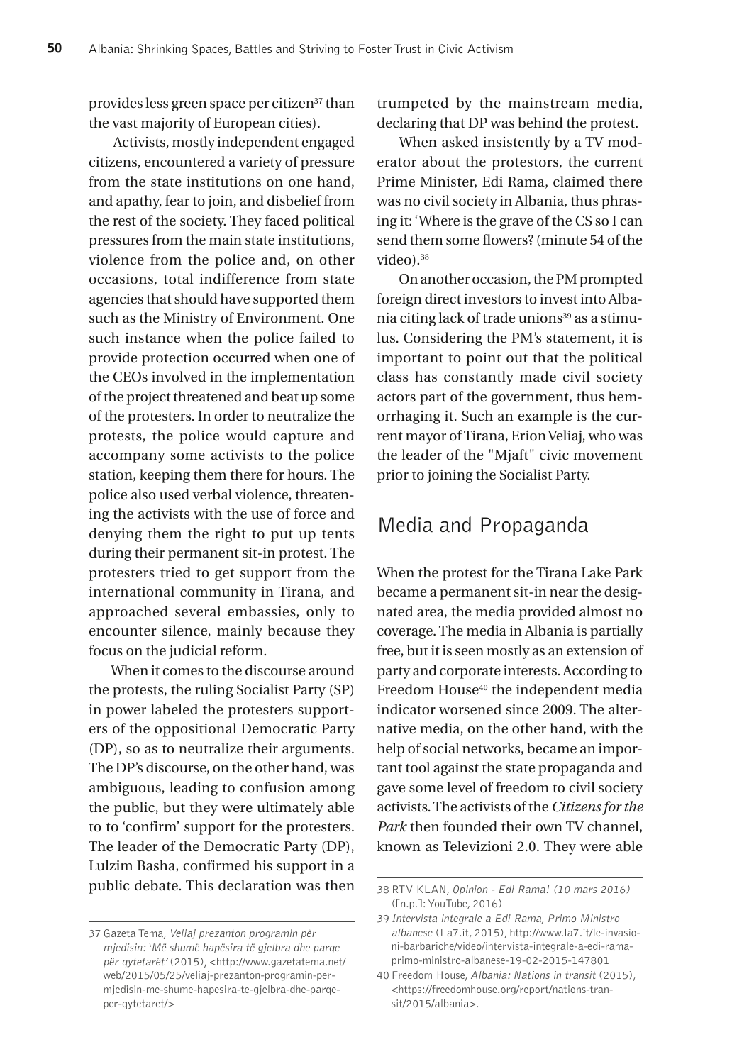provides less green space per citizen[37] than the vast majority of European cities).

Activists, mostly independent engaged citizens, encountered a variety of pressure from the state institutions on one hand, and apathy, fear to join, and disbelief from the rest of the society. They faced political pressures from the main state institutions, violence from the police and, on other occasions, total indifference from state agencies that should have supported them such as the Ministry of Environment. One such instance when the police failed to provide protection occurred when one of the CEOs involved in the implementation of the project threatened and beat up some of the protesters. In order to neutralize the protests, the police would capture and accompany some activists to the police station, keeping them there for hours. The police also used verbal violence, threatening the activists with the use of force and denying them the right to put up tents during their permanent sit-in protest. The protesters tried to get support from the international community in Tirana, and approached several embassies, only to encounter silence, mainly because they focus on the judicial reform.

When it comes to the discourse around the protests, the ruling Socialist Party (SP) in power labeled the protesters supporters of the oppositional Democratic Party (DP), so as to neutralize their arguments. The DP's discourse, on the other hand, was ambiguous, leading to confusion among the public, but they were ultimately able to to 'confirm' support for the protesters. The leader of the Democratic Party (DP), Lulzim Basha, confirmed his support in a public debate. This declaration was then trumpeted by the mainstream media, declaring that DP was behind the protest.

When asked insistently by a TV moderator about the protestors, the current Prime Minister, Edi Rama, claimed there was no civil society in Albania, thus phrasing it: 'Where is the grave of the CS so I can send them some flowers? (minute 54 of the video).[38]

On another occasion, the PM prompted foreign direct investors to invest into Albania citing lack of trade unions[39] as a stimulus. Considering the PM's statement, it is important to point out that the political class has constantly made civil society actors part of the government, thus hemorrhaging it. Such an example is the current mayor of Tirana, Erion Veliaj, who was the leader of the "Mjaft" civic movement prior to joining the Socialist Party.

## Media and Propaganda

When the protest for the Tirana Lake Park became a permanent sit-in near the designated area, the media provided almost no coverage. The media in Albania is partially free, but it is seen mostly as an extension of party and corporate interests. According to Freedom House[40] the independent media indicator worsened since 2009. The alternative media, on the other hand, with the help of social networks, became an important tool against the state propaganda and gave some level of freedom to civil society activists. The activists of the *Citizens for the Park* then founded their own TV channel, known as Televizioni 2.0. They were able

---

37 Gazeta Tema, *Veliaj prezanton programin për mjedisin: 'Më shumë hapësira të gjelbra dhe parqe për qytetarët'* (2015), <http://www.gazetatema.net/web/2015/05/25/veliaj-prezanton-programin-per-mjedisin-me-shume-hapesira-te-gjelbra-dhe-parqe-per-qytetaret/>

38 RTV KLAN, *Opinion - Edi Rama! (10 mars 2016)* ([n.p.]: YouTube, 2016)

39 *Intervista integrale a Edi Rama, Primo Ministro albanese* (La7.it, 2015), http://www.la7.it/le-invasioni-barbariche/video/intervista-integrale-a-edi-rama-primo-ministro-albanese-19-02-2015-147801

40 Freedom House, *Albania: Nations in transit* (2015), <https://freedomhouse.org/report/nations-transit/2015/albania>.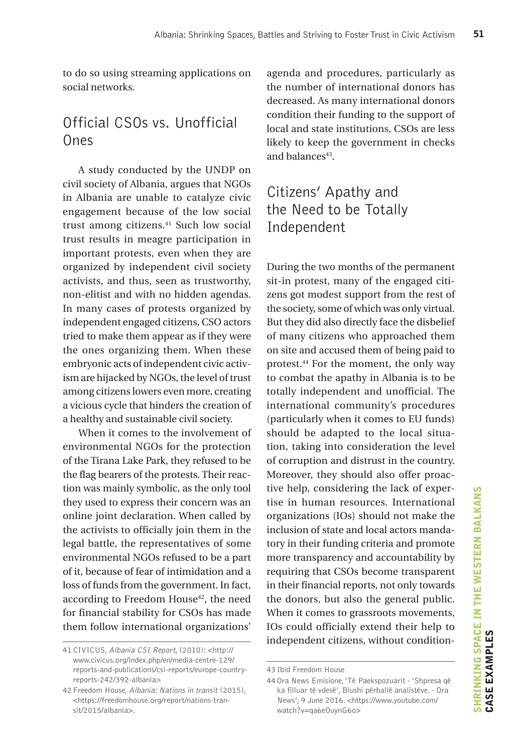to do so using streaming applications on social networks.

## Official CSOs vs. Unofficial Ones

A study conducted by the UNDP on civil society of Albania, argues that NGOs in Albania are unable to catalyze civic engagement because of the low social trust among citizens.[41] Such low social trust results in meagre participation in important protests, even when they are organized by independent civil society activists, and thus, seen as trustworthy, non-elitist and with no hidden agendas. In many cases of protests organized by independent engaged citizens, CSO actors tried to make them appear as if they were the ones organizing them. When these embryonic acts of independent civic activism are hijacked by NGOs, the level of trust among citizens lowers even more, creating a vicious cycle that hinders the creation of a healthy and sustainable civil society.

When it comes to the involvement of environmental NGOs for the protection of the Tirana Lake Park, they refused to be the flag bearers of the protests. Their reaction was mainly symbolic, as the only tool they used to express their concern was an online joint declaration. When called by the activists to officially join them in the legal battle, the representatives of some environmental NGOs refused to be a part of it, because of fear of intimidation and a loss of funds from the government. In fact, according to Freedom House[42], the need for financial stability for CSOs has made them follow international organizations' agenda and procedures, particularly as the number of international donors has decreased. As many international donors condition their funding to the support of local and state institutions, CSOs are less likely to keep the government in checks and balances[43].

## Citizens' Apathy and the Need to be Totally Independent

During the two months of the permanent sit-in protest, many of the engaged citizens got modest support from the rest of the society, some of which was only virtual. But they did also directly face the disbelief of many citizens who approached them on site and accused them of being paid to protest.[44] For the moment, the only way to combat the apathy in Albania is to be totally independent and unofficial. The international community's procedures (particularly when it comes to EU funds) should be adapted to the local situation, taking into consideration the level of corruption and distrust in the country. Moreover, they should also offer proactive help, considering the lack of expertise in human resources. International organizations (IOs) should not make the inclusion of state and local actors mandatory in their funding criteria and promote more transparency and accountability by requiring that CSOs become transparent in their financial reports, not only towards the donors, but also the general public. When it comes to grassroots movements, IOs could officially extend their help to independent citizens, without condition-

---

41 CIVICUS, *Albania CSI Report*, (2010): <http://www.civicus.org/index.php/en/media-centre-129/reports-and-publications/csi-reports/europe-country-reports-242/392-albania>

42 Freedom House, *Albania: Nations in transit* (2015), <https://freedomhouse.org/report/nations-transit/2015/albania>.

43 Ibid Freedom House

44 Ora News Emisione, 'Të Paekspozuarit - 'Shpresa që ka filluar të vdesë', Blushi përballë analistëve. - Ora News', 9 June 2016. <https://www.youtube.com/watch?v=qa6eOuynG6o>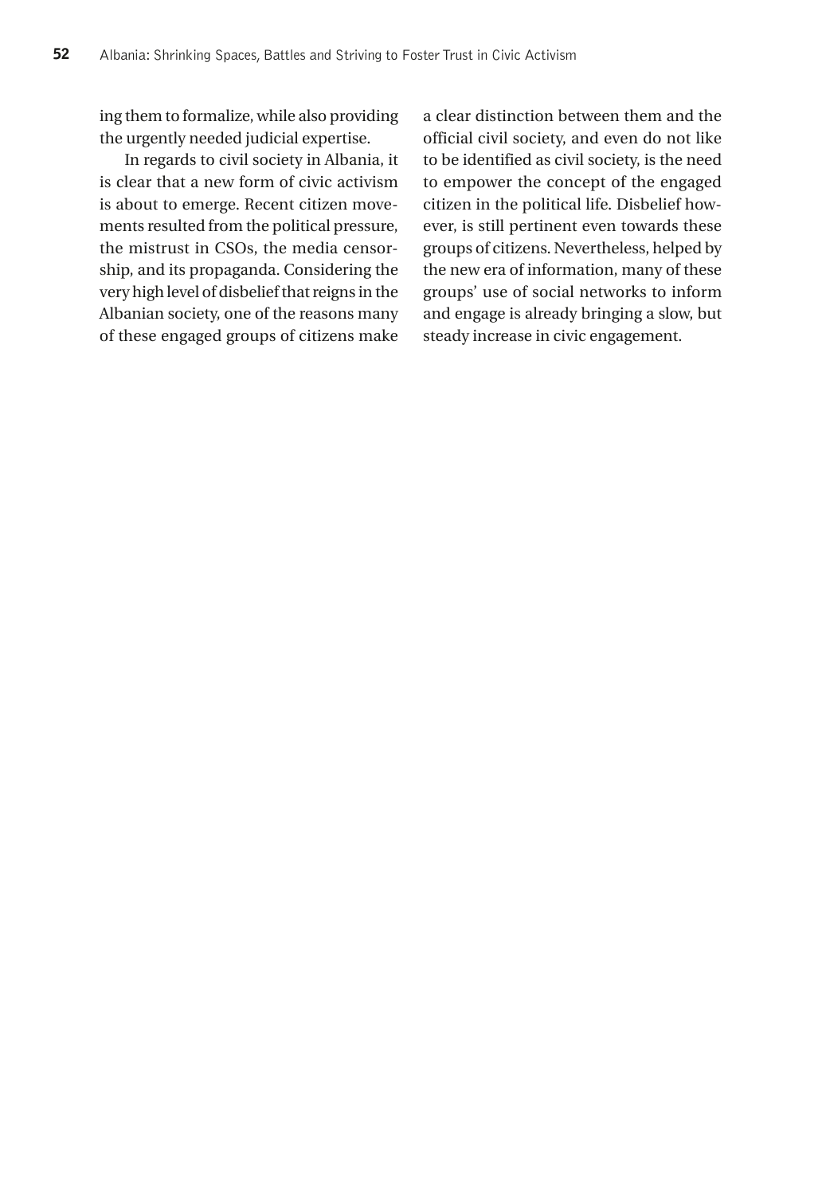ing them to formalize, while also providing the urgently needed judicial expertise.

In regards to civil society in Albania, it is clear that a new form of civic activism is about to emerge. Recent citizen movements resulted from the political pressure, the mistrust in CSOs, the media censorship, and its propaganda. Considering the very high level of disbelief that reigns in the Albanian society, one of the reasons many of these engaged groups of citizens make a clear distinction between them and the official civil society, and even do not like to be identified as civil society, is the need to empower the concept of the engaged citizen in the political life. Disbelief however, is still pertinent even towards these groups of citizens. Nevertheless, helped by the new era of information, many of these groups' use of social networks to inform and engage is already bringing a slow, but steady increase in civic engagement.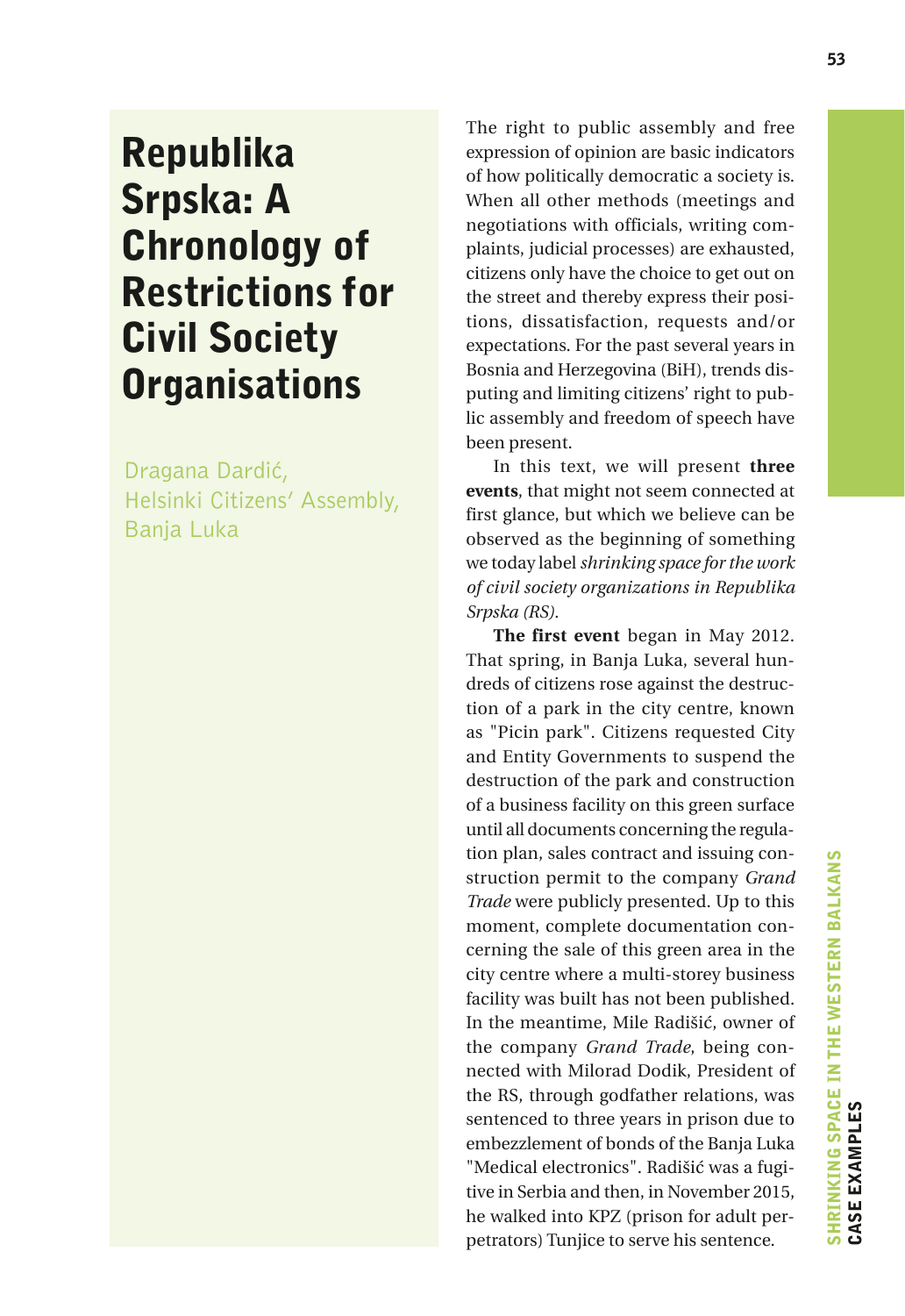# Republika Srpska: A Chronology of Restrictions for Civil Society Organisations

Dragana Dardić,
Helsinki Citizens' Assembly,
Banja Luka

The right to public assembly and free expression of opinion are basic indicators of how politically democratic a society is. When all other methods (meetings and negotiations with officials, writing complaints, judicial processes) are exhausted, citizens only have the choice to get out on the street and thereby express their positions, dissatisfaction, requests and/or expectations. For the past several years in Bosnia and Herzegovina (BiH), trends disputing and limiting citizens' right to public assembly and freedom of speech have been present.

In this text, we will present **three events**, that might not seem connected at first glance, but which we believe can be observed as the beginning of something we today label *shrinking space for the work of civil society organizations in Republika Srpska (RS)*.

**The first event** began in May 2012. That spring, in Banja Luka, several hundreds of citizens rose against the destruction of a park in the city centre, known as "Picin park". Citizens requested City and Entity Governments to suspend the destruction of the park and construction of a business facility on this green surface until all documents concerning the regulation plan, sales contract and issuing construction permit to the company *Grand Trade* were publicly presented. Up to this moment, complete documentation concerning the sale of this green area in the city centre where a multi-storey business facility was built has not been published. In the meantime, Mile Radišić, owner of the company *Grand Trade*, being connected with Milorad Dodik, President of the RS, through godfather relations, was sentenced to three years in prison due to embezzlement of bonds of the Banja Luka "Medical electronics". Radišić was a fugitive in Serbia and then, in November 2015, he walked into KPZ (prison for adult perpetrators) Tunjice to serve his sentence.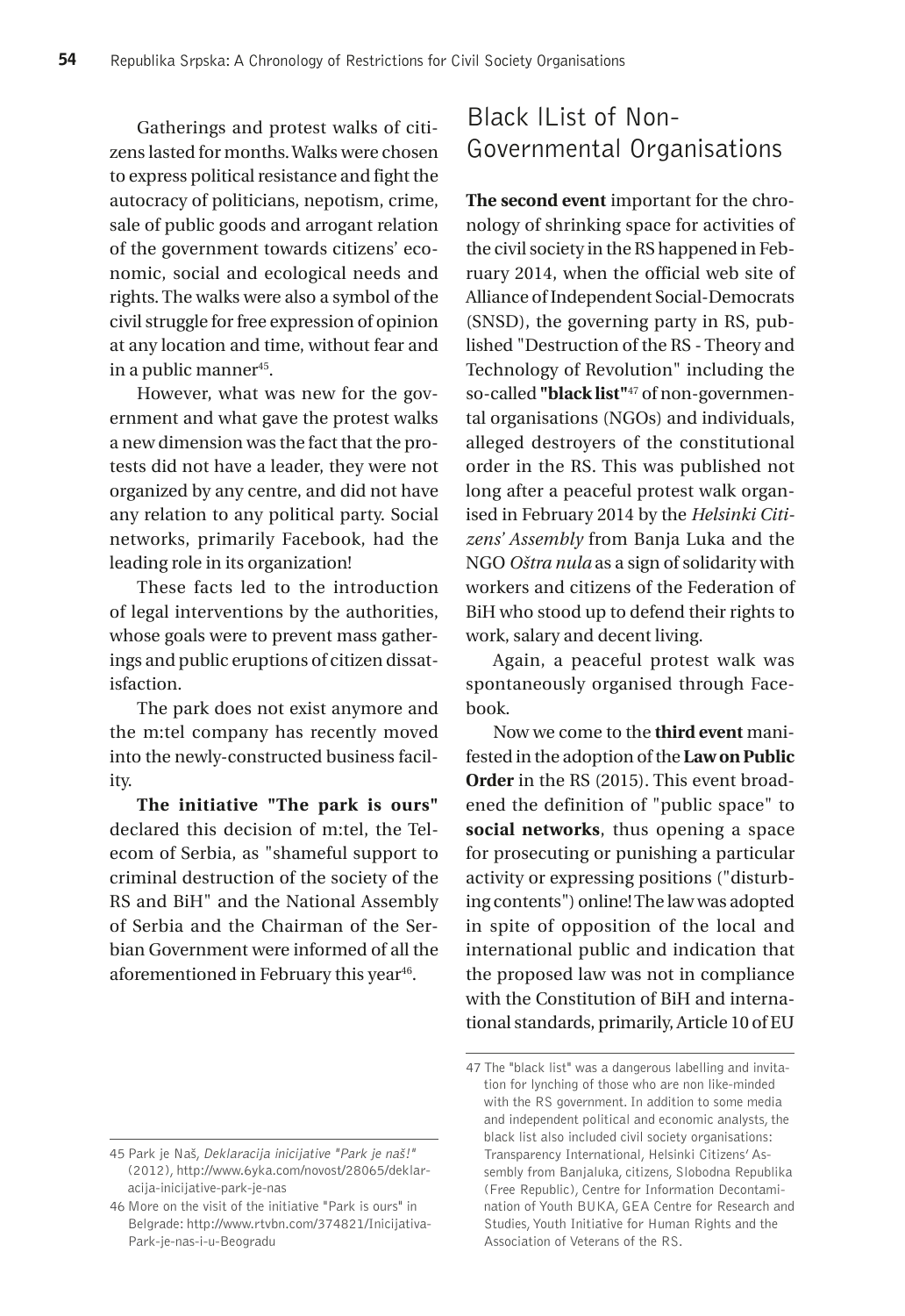Gatherings and protest walks of citizens lasted for months. Walks were chosen to express political resistance and fight the autocracy of politicians, nepotism, crime, sale of public goods and arrogant relation of the government towards citizens' economic, social and ecological needs and rights. The walks were also a symbol of the civil struggle for free expression of opinion at any location and time, without fear and in a public manner[45].

However, what was new for the government and what gave the protest walks a new dimension was the fact that the protests did not have a leader, they were not organized by any centre, and did not have any relation to any political party. Social networks, primarily Facebook, had the leading role in its organization!

These facts led to the introduction of legal interventions by the authorities, whose goals were to prevent mass gatherings and public eruptions of citizen dissatisfaction.

The park does not exist anymore and the m:tel company has recently moved into the newly-constructed business facility.

**The initiative "The park is ours"** declared this decision of m:tel, the Telecom of Serbia, as "shameful support to criminal destruction of the society of the RS and BiH" and the National Assembly of Serbia and the Chairman of the Serbian Government were informed of all the aforementioned in February this year[46].

## Black lList of Non-Governmental Organisations

**The second event** important for the chronology of shrinking space for activities of the civil society in the RS happened in February 2014, when the official web site of Alliance of Independent Social-Democrats (SNSD), the governing party in RS, published "Destruction of the RS - Theory and Technology of Revolution" including the so-called **"black list"**[47] of non-governmental organisations (NGOs) and individuals, alleged destroyers of the constitutional order in the RS. This was published not long after a peaceful protest walk organised in February 2014 by the *Helsinki Citizens' Assembly* from Banja Luka and the NGO *Oštra nula* as a sign of solidarity with workers and citizens of the Federation of BiH who stood up to defend their rights to work, salary and decent living.

Again, a peaceful protest walk was spontaneously organised through Facebook.

Now we come to the **third event** manifested in the adoption of the **Law on Public Order** in the RS (2015). This event broadened the definition of "public space" to **social networks**, thus opening a space for prosecuting or punishing a particular activity or expressing positions ("disturbing contents") online! The law was adopted in spite of opposition of the local and international public and indication that the proposed law was not in compliance with the Constitution of BiH and international standards, primarily, Article 10 of EU

---

45 Park je Naš, *Deklaracija inicijative "Park je naš!"* (2012), http://www.6yka.com/novost/28065/deklaracija-inicijative-park-je-nas

46 More on the visit of the initiative "Park is ours" in Belgrade: http://www.rtvbn.com/374821/Inicijativa-Park-je-nas-i-u-Beogradu

47 The "black list" was a dangerous labelling and invitation for lynching of those who are non like-minded with the RS government. In addition to some media and independent political and economic analysts, the black list also included civil society organisations: Transparency International, Helsinki Citizens' Assembly from Banjaluka, citizens, Slobodna Republika (Free Republic), Centre for Information Decontamination of Youth BUKA, GEA Centre for Research and Studies, Youth Initiative for Human Rights and the Association of Veterans of the RS.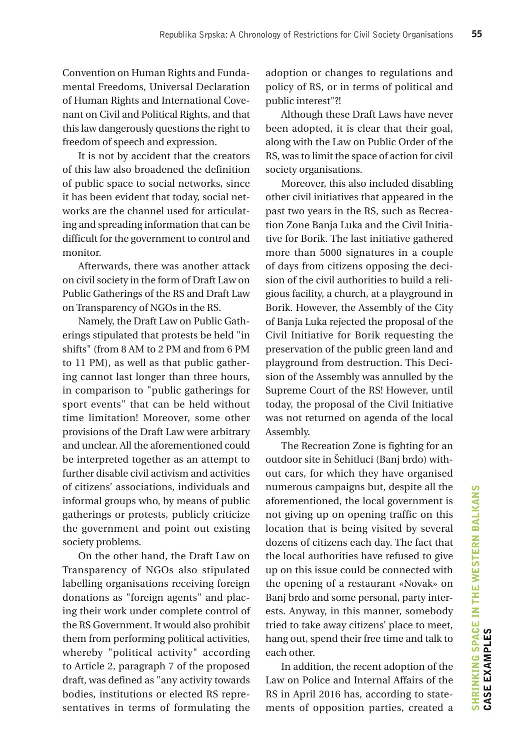Convention on Human Rights and Fundamental Freedoms, Universal Declaration of Human Rights and International Covenant on Civil and Political Rights, and that this law dangerously questions the right to freedom of speech and expression.

It is not by accident that the creators of this law also broadened the definition of public space to social networks, since it has been evident that today, social networks are the channel used for articulating and spreading information that can be difficult for the government to control and monitor.

Afterwards, there was another attack on civil society in the form of Draft Law on Public Gatherings of the RS and Draft Law on Transparency of NGOs in the RS.

Namely, the Draft Law on Public Gatherings stipulated that protests be held "in shifts" (from 8 AM to 2 PM and from 6 PM to 11 PM), as well as that public gathering cannot last longer than three hours, in comparison to "public gatherings for sport events" that can be held without time limitation! Moreover, some other provisions of the Draft Law were arbitrary and unclear. All the aforementioned could be interpreted together as an attempt to further disable civil activism and activities of citizens' associations, individuals and informal groups who, by means of public gatherings or protests, publicly criticize the government and point out existing society problems.

On the other hand, the Draft Law on Transparency of NGOs also stipulated labelling organisations receiving foreign donations as "foreign agents" and placing their work under complete control of the RS Government. It would also prohibit them from performing political activities, whereby "political activity" according to Article 2, paragraph 7 of the proposed draft, was defined as "any activity towards bodies, institutions or elected RS representatives in terms of formulating the adoption or changes to regulations and policy of RS, or in terms of political and public interest"?!

Although these Draft Laws have never been adopted, it is clear that their goal, along with the Law on Public Order of the RS, was to limit the space of action for civil society organisations.

Moreover, this also included disabling other civil initiatives that appeared in the past two years in the RS, such as Recreation Zone Banja Luka and the Civil Initiative for Borik. The last initiative gathered more than 5000 signatures in a couple of days from citizens opposing the decision of the civil authorities to build a religious facility, a church, at a playground in Borik. However, the Assembly of the City of Banja Luka rejected the proposal of the Civil Initiative for Borik requesting the preservation of the public green land and playground from destruction. This Decision of the Assembly was annulled by the Supreme Court of the RS! However, until today, the proposal of the Civil Initiative was not returned on agenda of the local Assembly.

The Recreation Zone is fighting for an outdoor site in Šehitluci (Banj brdo) without cars, for which they have organised numerous campaigns but, despite all the aforementioned, the local government is not giving up on opening traffic on this location that is being visited by several dozens of citizens each day. The fact that the local authorities have refused to give up on this issue could be connected with the opening of a restaurant «Novak» on Banj brdo and some personal, party interests. Anyway, in this manner, somebody tried to take away citizens' place to meet, hang out, spend their free time and talk to each other.

In addition, the recent adoption of the Law on Police and Internal Affairs of the RS in April 2016 has, according to statements of opposition parties, created a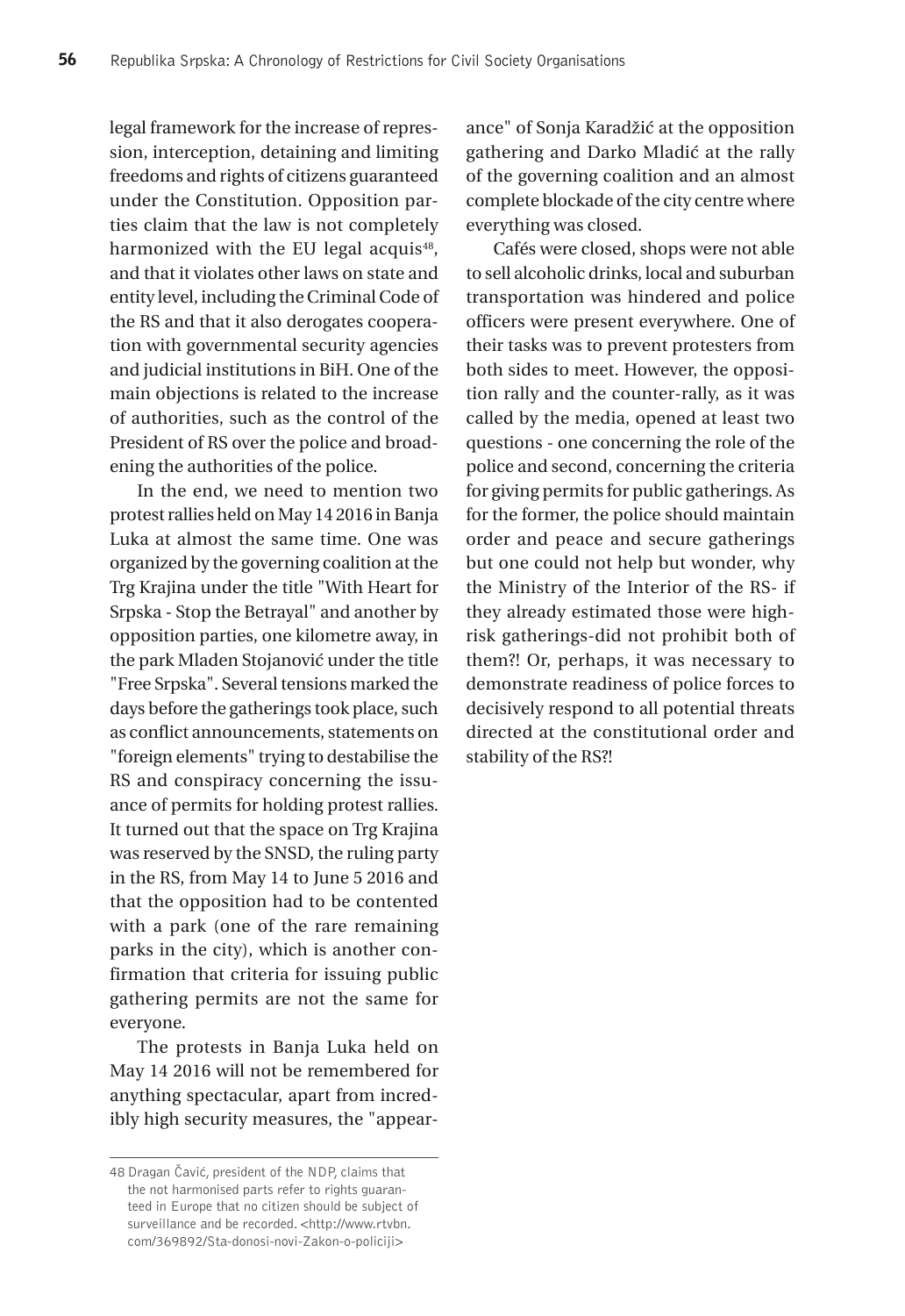legal framework for the increase of repression, interception, detaining and limiting freedoms and rights of citizens guaranteed under the Constitution. Opposition parties claim that the law is not completely harmonized with the EU legal acquis[48], and that it violates other laws on state and entity level, including the Criminal Code of the RS and that it also derogates cooperation with governmental security agencies and judicial institutions in BiH. One of the main objections is related to the increase of authorities, such as the control of the President of RS over the police and broadening the authorities of the police.

In the end, we need to mention two protest rallies held on May 14 2016 in Banja Luka at almost the same time. One was organized by the governing coalition at the Trg Krajina under the title "With Heart for Srpska - Stop the Betrayal" and another by opposition parties, one kilometre away, in the park Mladen Stojanović under the title "Free Srpska". Several tensions marked the days before the gatherings took place, such as conflict announcements, statements on "foreign elements" trying to destabilise the RS and conspiracy concerning the issuance of permits for holding protest rallies. It turned out that the space on Trg Krajina was reserved by the SNSD, the ruling party in the RS, from May 14 to June 5 2016 and that the opposition had to be contented with a park (one of the rare remaining parks in the city), which is another confirmation that criteria for issuing public gathering permits are not the same for everyone.

The protests in Banja Luka held on May 14 2016 will not be remembered for anything spectacular, apart from incredibly high security measures, the "appearance" of Sonja Karadžić at the opposition gathering and Darko Mladić at the rally of the governing coalition and an almost complete blockade of the city centre where everything was closed.

Cafés were closed, shops were not able to sell alcoholic drinks, local and suburban transportation was hindered and police officers were present everywhere. One of their tasks was to prevent protesters from both sides to meet. However, the opposition rally and the counter-rally, as it was called by the media, opened at least two questions - one concerning the role of the police and second, concerning the criteria for giving permits for public gatherings. As for the former, the police should maintain order and peace and secure gatherings but one could not help but wonder, why the Ministry of the Interior of the RS- if they already estimated those were high-risk gatherings-did not prohibit both of them?! Or, perhaps, it was necessary to demonstrate readiness of police forces to decisively respond to all potential threats directed at the constitutional order and stability of the RS?!

---

48 Dragan Čavić, president of the NDP, claims that the not harmonised parts refer to rights guaranteed in Europe that no citizen should be subject of surveillance and be recorded. <http://www.rtvbn.com/369892/Sta-donosi-novi-Zakon-o-policiji>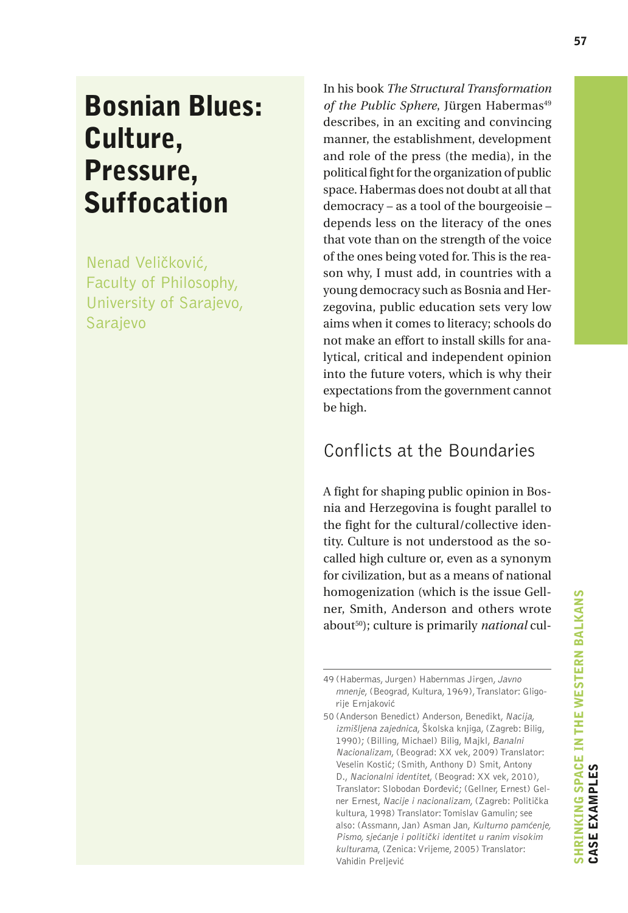# Bosnian Blues: Culture, Pressure, Suffocation

Nenad Veličković, Faculty of Philosophy, University of Sarajevo, Sarajevo

In his book *The Structural Transformation of the Public Sphere*, Jürgen Habermas[49] describes, in an exciting and convincing manner, the establishment, development and role of the press (the media), in the political fight for the organization of public space. Habermas does not doubt at all that democracy – as a tool of the bourgeoisie – depends less on the literacy of the ones that vote than on the strength of the voice of the ones being voted for. This is the reason why, I must add, in countries with a young democracy such as Bosnia and Herzegovina, public education sets very low aims when it comes to literacy; schools do not make an effort to install skills for analytical, critical and independent opinion into the future voters, which is why their expectations from the government cannot be high.

## Conflicts at the Boundaries

A fight for shaping public opinion in Bosnia and Herzegovina is fought parallel to the fight for the cultural/collective identity. Culture is not understood as the so-called high culture or, even as a synonym for civilization, but as a means of national homogenization (which is the issue Gellner, Smith, Anderson and others wrote about[50]); culture is primarily *national* cul-

49 (Habermas, Jurgen) Habernmas Jirgen, *Javno mnenje*, (Beograd, Kultura, 1969), Translator: Gligorije Ernjaković

50 (Anderson Benedict) Anderson, Benedikt, *Nacija, izmišljena zajednica*, Školska knjiga, (Zagreb: Bilig, 1990); (Billing, Michael) Bilig, Majkl, *Banalni Nacionalizam*, (Beograd: XX vek, 2009) Translator: Veselin Kostić; (Smith, Anthony D) Smit, Antony D., *Nacionalni identitet*, (Beograd: XX vek, 2010), Translator: Slobodan Đorđević; (Gellner, Ernest) Gelner Ernest, *Nacije i nacionalizam*, (Zagreb: Politička kultura, 1998) Translator: Tomislav Gamulin; see also: (Assmann, Jan) Asman Jan, *Kulturno pamćenje, Pismo, sjećanje i politički identitet u ranim visokim kulturama*, (Zenica: Vrijeme, 2005) Translator: Vahidin Preljević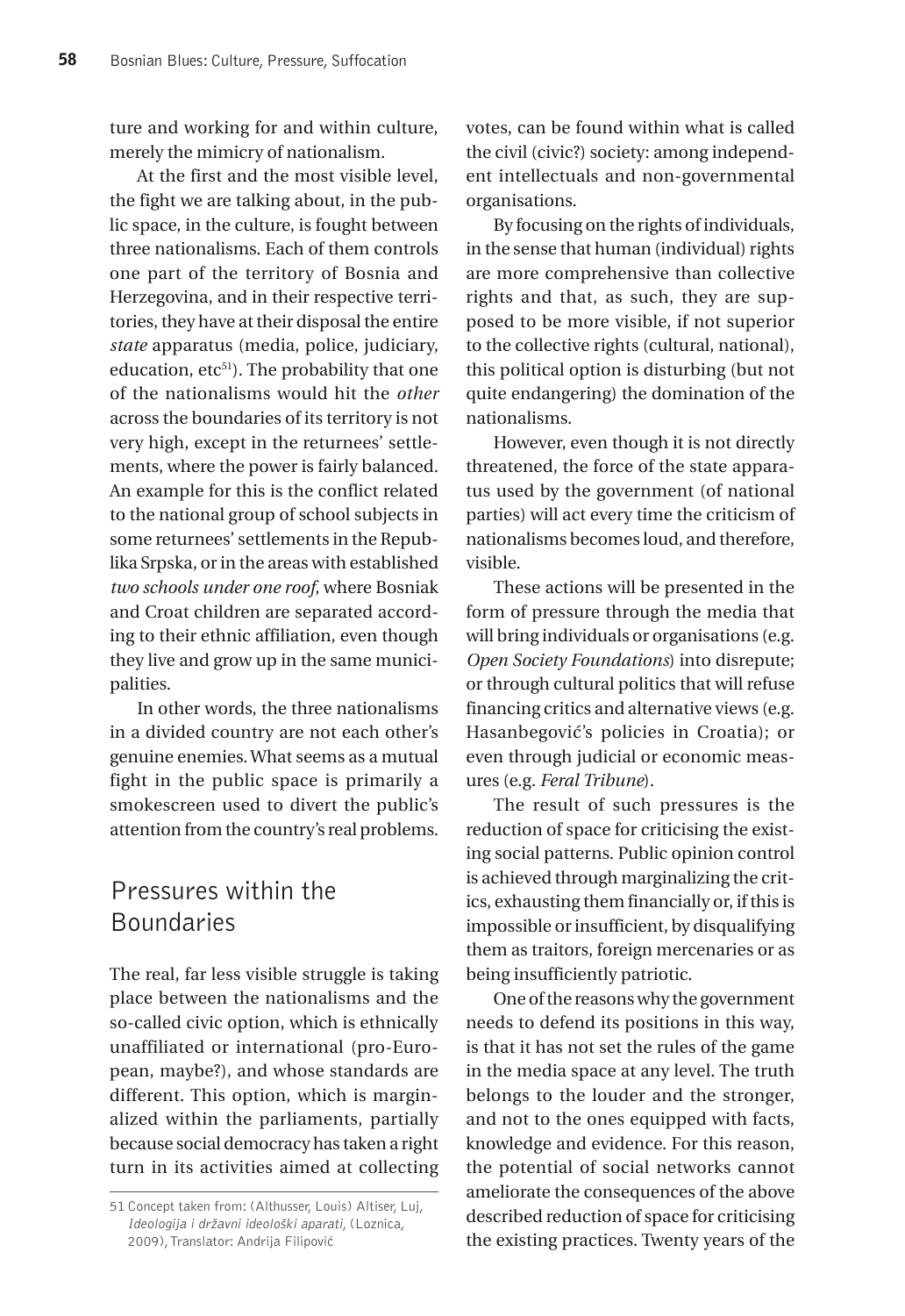ture and working for and within culture, merely the mimicry of nationalism.

At the first and the most visible level, the fight we are talking about, in the public space, in the culture, is fought between three nationalisms. Each of them controls one part of the territory of Bosnia and Herzegovina, and in their respective territories, they have at their disposal the entire *state* apparatus (media, police, judiciary, education, etc[51]). The probability that one of the nationalisms would hit the *other* across the boundaries of its territory is not very high, except in the returnees' settlements, where the power is fairly balanced. An example for this is the conflict related to the national group of school subjects in some returnees' settlements in the Republika Srpska, or in the areas with established *two schools under one roof*, where Bosniak and Croat children are separated according to their ethnic affiliation, even though they live and grow up in the same municipalities.

In other words, the three nationalisms in a divided country are not each other's genuine enemies. What seems as a mutual fight in the public space is primarily a smokescreen used to divert the public's attention from the country's real problems.

## Pressures within the Boundaries

The real, far less visible struggle is taking place between the nationalisms and the so-called civic option, which is ethnically unaffiliated or international (pro-European, maybe?), and whose standards are different. This option, which is marginalized within the parliaments, partially because social democracy has taken a right turn in its activities aimed at collecting votes, can be found within what is called the civil (civic?) society: among independent intellectuals and non-governmental organisations.

By focusing on the rights of individuals, in the sense that human (individual) rights are more comprehensive than collective rights and that, as such, they are supposed to be more visible, if not superior to the collective rights (cultural, national), this political option is disturbing (but not quite endangering) the domination of the nationalisms.

However, even though it is not directly threatened, the force of the state apparatus used by the government (of national parties) will act every time the criticism of nationalisms becomes loud, and therefore, visible.

These actions will be presented in the form of pressure through the media that will bring individuals or organisations (e.g. *Open Society Foundations*) into disrepute; or through cultural politics that will refuse financing critics and alternative views (e.g. Hasanbegović's policies in Croatia); or even through judicial or economic measures (e.g. *Feral Tribune*).

The result of such pressures is the reduction of space for criticising the existing social patterns. Public opinion control is achieved through marginalizing the critics, exhausting them financially or, if this is impossible or insufficient, by disqualifying them as traitors, foreign mercenaries or as being insufficiently patriotic.

One of the reasons why the government needs to defend its positions in this way, is that it has not set the rules of the game in the media space at any level. The truth belongs to the louder and the stronger, and not to the ones equipped with facts, knowledge and evidence. For this reason, the potential of social networks cannot ameliorate the consequences of the above described reduction of space for criticising the existing practices. Twenty years of the

---

51 Concept taken from: (Althusser, Louis) Altiser, Luj, *Ideologija i državni ideološki aparati*, (Loznica, 2009), Translator: Andrija Filipović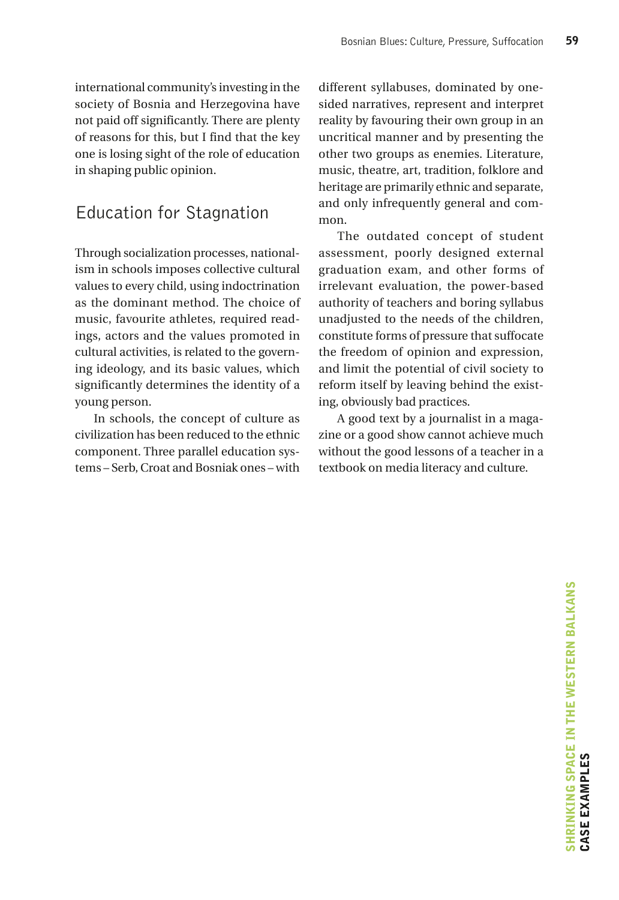international community's investing in the society of Bosnia and Herzegovina have not paid off significantly. There are plenty of reasons for this, but I find that the key one is losing sight of the role of education in shaping public opinion.

## Education for Stagnation

Through socialization processes, nationalism in schools imposes collective cultural values to every child, using indoctrination as the dominant method. The choice of music, favourite athletes, required readings, actors and the values promoted in cultural activities, is related to the governing ideology, and its basic values, which significantly determines the identity of a young person.

In schools, the concept of culture as civilization has been reduced to the ethnic component. Three parallel education systems – Serb, Croat and Bosniak ones – with different syllabuses, dominated by one-sided narratives, represent and interpret reality by favouring their own group in an uncritical manner and by presenting the other two groups as enemies. Literature, music, theatre, art, tradition, folklore and heritage are primarily ethnic and separate, and only infrequently general and common.

The outdated concept of student assessment, poorly designed external graduation exam, and other forms of irrelevant evaluation, the power-based authority of teachers and boring syllabus unadjusted to the needs of the children, constitute forms of pressure that suffocate the freedom of opinion and expression, and limit the potential of civil society to reform itself by leaving behind the existing, obviously bad practices.

A good text by a journalist in a magazine or a good show cannot achieve much without the good lessons of a teacher in a textbook on media literacy and culture.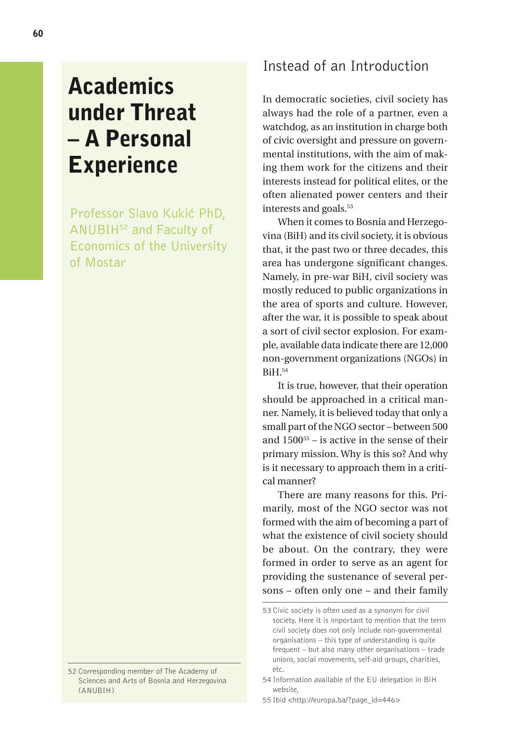# Academics under Threat – A Personal Experience

Professor Slavo Kukić PhD, ANUBIH[52] and Faculty of Economics of the University of Mostar

52 Corresponding member of The Academy of Sciences and Arts of Bosnia and Herzegovina (ANUBIH)

## Instead of an Introduction

In democratic societies, civil society has always had the role of a partner, even a watchdog, as an institution in charge both of civic oversight and pressure on governmental institutions, with the aim of making them work for the citizens and their interests instead for political elites, or the often alienated power centers and their interests and goals.[53]

When it comes to Bosnia and Herzegovina (BiH) and its civil society, it is obvious that, it the past two or three decades, this area has undergone significant changes. Namely, in pre-war BiH, civil society was mostly reduced to public organizations in the area of sports and culture. However, after the war, it is possible to speak about a sort of civil sector explosion. For example, available data indicate there are 12,000 non-government organizations (NGOs) in BiH.[54]

It is true, however, that their operation should be approached in a critical manner. Namely, it is believed today that only a small part of the NGO sector – between 500 and 1500[55] – is active in the sense of their primary mission. Why is this so? And why is it necessary to approach them in a critical manner?

There are many reasons for this. Primarily, most of the NGO sector was not formed with the aim of becoming a part of what the existence of civil society should be about. On the contrary, they were formed in order to serve as an agent for providing the sustenance of several persons – often only one – and their family

53 Civic society is often used as a synonym for civil society. Here it is important to mention that the term civil society does not only include non-governmental organisations – this type of understanding is quite frequent – but also many other organisations – trade unions, social movements, self-aid groups, charities, etc.

54 Information available of the EU delegation in BiH website,

55 Ibid <http://europa.ba/?page_id=446>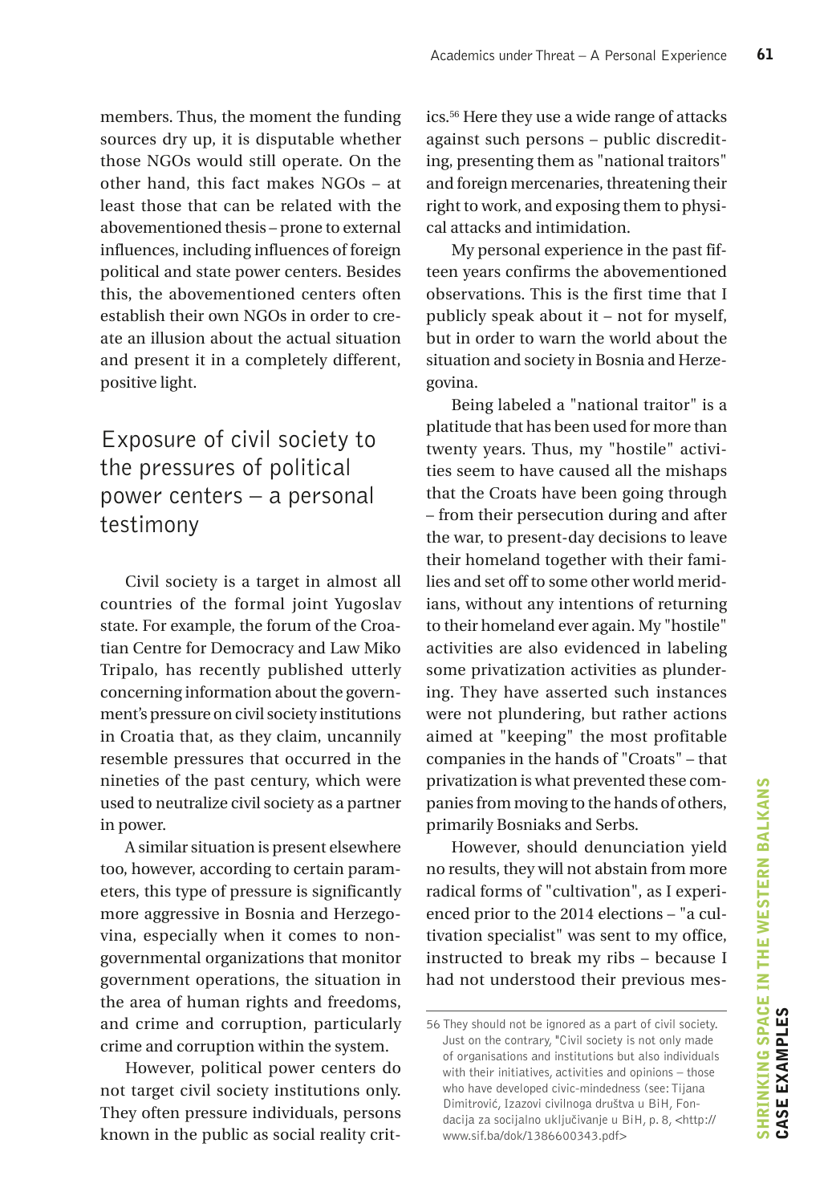members. Thus, the moment the funding sources dry up, it is disputable whether those NGOs would still operate. On the other hand, this fact makes NGOs – at least those that can be related with the abovementioned thesis – prone to external influences, including influences of foreign political and state power centers. Besides this, the abovementioned centers often establish their own NGOs in order to create an illusion about the actual situation and present it in a completely different, positive light.

## Exposure of civil society to the pressures of political power centers – a personal testimony

Civil society is a target in almost all countries of the formal joint Yugoslav state. For example, the forum of the Croatian Centre for Democracy and Law Miko Tripalo, has recently published utterly concerning information about the government's pressure on civil society institutions in Croatia that, as they claim, uncannily resemble pressures that occurred in the nineties of the past century, which were used to neutralize civil society as a partner in power.

A similar situation is present elsewhere too, however, according to certain parameters, this type of pressure is significantly more aggressive in Bosnia and Herzegovina, especially when it comes to non-governmental organizations that monitor government operations, the situation in the area of human rights and freedoms, and crime and corruption, particularly crime and corruption within the system.

However, political power centers do not target civil society institutions only. They often pressure individuals, persons known in the public as social reality critics.[56] Here they use a wide range of attacks against such persons – public discrediting, presenting them as "national traitors" and foreign mercenaries, threatening their right to work, and exposing them to physical attacks and intimidation.

My personal experience in the past fifteen years confirms the abovementioned observations. This is the first time that I publicly speak about it – not for myself, but in order to warn the world about the situation and society in Bosnia and Herzegovina.

Being labeled a "national traitor" is a platitude that has been used for more than twenty years. Thus, my "hostile" activities seem to have caused all the mishaps that the Croats have been going through – from their persecution during and after the war, to present-day decisions to leave their homeland together with their families and set off to some other world meridians, without any intentions of returning to their homeland ever again. My "hostile" activities are also evidenced in labeling some privatization activities as plundering. They have asserted such instances were not plundering, but rather actions aimed at "keeping" the most profitable companies in the hands of "Croats" – that privatization is what prevented these companies from moving to the hands of others, primarily Bosniaks and Serbs.

However, should denunciation yield no results, they will not abstain from more radical forms of "cultivation", as I experienced prior to the 2014 elections – "a cultivation specialist" was sent to my office, instructed to break my ribs – because I had not understood their previous mes-

---

56 They should not be ignored as a part of civil society. Just on the contrary, "Civil society is not only made of organisations and institutions but also individuals with their initiatives, activities and opinions – those who have developed civic-mindedness (see: Tijana Dimitrović, Izazovi civilnog društva u BiH, Fondacija za socijalno uključivanje u BiH, p. 8, <http://www.sif.ba/dok/1386600343.pdf>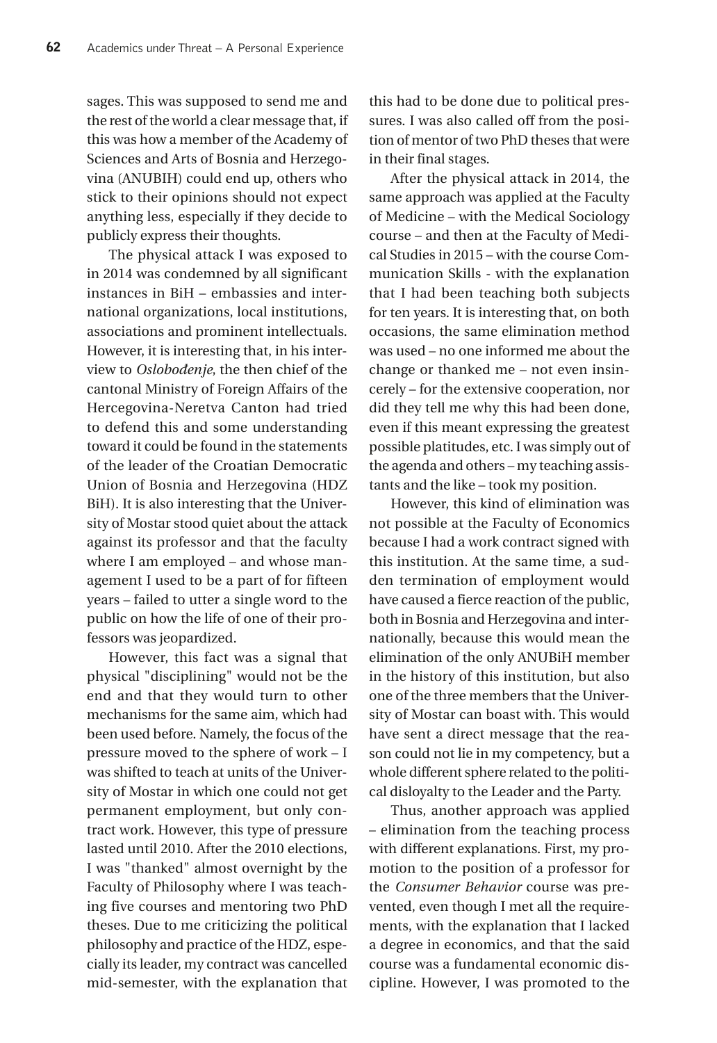sages. This was supposed to send me and the rest of the world a clear message that, if this was how a member of the Academy of Sciences and Arts of Bosnia and Herzegovina (ANUBIH) could end up, others who stick to their opinions should not expect anything less, especially if they decide to publicly express their thoughts.

The physical attack I was exposed to in 2014 was condemned by all significant instances in BiH – embassies and international organizations, local institutions, associations and prominent intellectuals. However, it is interesting that, in his interview to *Oslobođenje*, the then chief of the cantonal Ministry of Foreign Affairs of the Hercegovina-Neretva Canton had tried to defend this and some understanding toward it could be found in the statements of the leader of the Croatian Democratic Union of Bosnia and Herzegovina (HDZ BiH). It is also interesting that the University of Mostar stood quiet about the attack against its professor and that the faculty where I am employed – and whose management I used to be a part of for fifteen years – failed to utter a single word to the public on how the life of one of their professors was jeopardized.

However, this fact was a signal that physical "disciplining" would not be the end and that they would turn to other mechanisms for the same aim, which had been used before. Namely, the focus of the pressure moved to the sphere of work – I was shifted to teach at units of the University of Mostar in which one could not get permanent employment, but only contract work. However, this type of pressure lasted until 2010. After the 2010 elections, I was "thanked" almost overnight by the Faculty of Philosophy where I was teaching five courses and mentoring two PhD theses. Due to me criticizing the political philosophy and practice of the HDZ, especially its leader, my contract was cancelled mid-semester, with the explanation that this had to be done due to political pressures. I was also called off from the position of mentor of two PhD theses that were in their final stages.

After the physical attack in 2014, the same approach was applied at the Faculty of Medicine – with the Medical Sociology course – and then at the Faculty of Medical Studies in 2015 – with the course Communication Skills - with the explanation that I had been teaching both subjects for ten years. It is interesting that, on both occasions, the same elimination method was used – no one informed me about the change or thanked me – not even insincerely – for the extensive cooperation, nor did they tell me why this had been done, even if this meant expressing the greatest possible platitudes, etc. I was simply out of the agenda and others – my teaching assistants and the like – took my position.

However, this kind of elimination was not possible at the Faculty of Economics because I had a work contract signed with this institution. At the same time, a sudden termination of employment would have caused a fierce reaction of the public, both in Bosnia and Herzegovina and internationally, because this would mean the elimination of the only ANUBiH member in the history of this institution, but also one of the three members that the University of Mostar can boast with. This would have sent a direct message that the reason could not lie in my competency, but a whole different sphere related to the political disloyalty to the Leader and the Party.

Thus, another approach was applied – elimination from the teaching process with different explanations. First, my promotion to the position of a professor for the *Consumer Behavior* course was prevented, even though I met all the requirements, with the explanation that I lacked a degree in economics, and that the said course was a fundamental economic discipline. However, I was promoted to the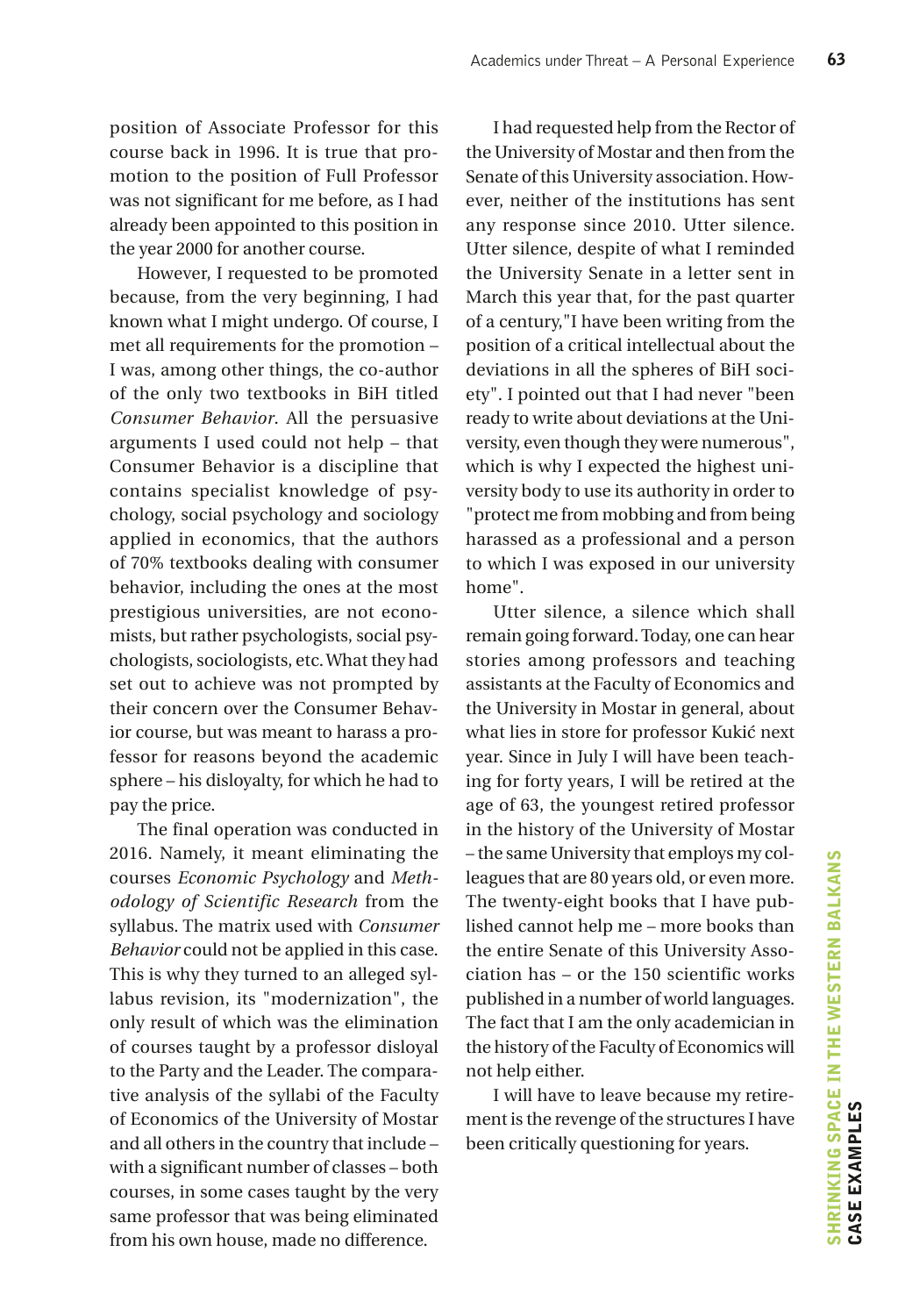position of Associate Professor for this course back in 1996. It is true that promotion to the position of Full Professor was not significant for me before, as I had already been appointed to this position in the year 2000 for another course.

However, I requested to be promoted because, from the very beginning, I had known what I might undergo. Of course, I met all requirements for the promotion – I was, among other things, the co-author of the only two textbooks in BiH titled *Consumer Behavior*. All the persuasive arguments I used could not help – that Consumer Behavior is a discipline that contains specialist knowledge of psychology, social psychology and sociology applied in economics, that the authors of 70% textbooks dealing with consumer behavior, including the ones at the most prestigious universities, are not economists, but rather psychologists, social psychologists, sociologists, etc. What they had set out to achieve was not prompted by their concern over the Consumer Behavior course, but was meant to harass a professor for reasons beyond the academic sphere – his disloyalty, for which he had to pay the price.

The final operation was conducted in 2016. Namely, it meant eliminating the courses *Economic Psychology* and *Methodology of Scientific Research* from the syllabus. The matrix used with *Consumer Behavior* could not be applied in this case. This is why they turned to an alleged syllabus revision, its "modernization", the only result of which was the elimination of courses taught by a professor disloyal to the Party and the Leader. The comparative analysis of the syllabi of the Faculty of Economics of the University of Mostar and all others in the country that include – with a significant number of classes – both courses, in some cases taught by the very same professor that was being eliminated from his own house, made no difference.

I had requested help from the Rector of the University of Mostar and then from the Senate of this University association. However, neither of the institutions has sent any response since 2010. Utter silence. Utter silence, despite of what I reminded the University Senate in a letter sent in March this year that, for the past quarter of a century,"I have been writing from the position of a critical intellectual about the deviations in all the spheres of BiH society". I pointed out that I had never "been ready to write about deviations at the University, even though they were numerous", which is why I expected the highest university body to use its authority in order to "protect me from mobbing and from being harassed as a professional and a person to which I was exposed in our university home".

Utter silence, a silence which shall remain going forward. Today, one can hear stories among professors and teaching assistants at the Faculty of Economics and the University in Mostar in general, about what lies in store for professor Kukić next year. Since in July I will have been teaching for forty years, I will be retired at the age of 63, the youngest retired professor in the history of the University of Mostar – the same University that employs my colleagues that are 80 years old, or even more. The twenty-eight books that I have published cannot help me – more books than the entire Senate of this University Association has – or the 150 scientific works published in a number of world languages. The fact that I am the only academician in the history of the Faculty of Economics will not help either.

I will have to leave because my retirement is the revenge of the structures I have been critically questioning for years.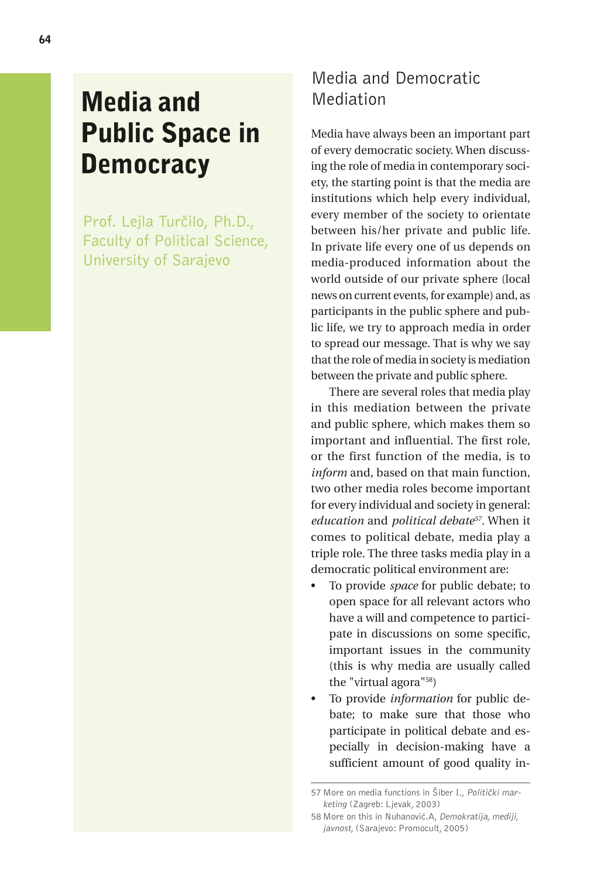# Media and Public Space in Democracy

Prof. Lejla Turčilo, Ph.D., Faculty of Political Science, University of Sarajevo

## Media and Democratic Mediation

Media have always been an important part of every democratic society. When discussing the role of media in contemporary society, the starting point is that the media are institutions which help every individual, every member of the society to orientate between his/her private and public life. In private life every one of us depends on media-produced information about the world outside of our private sphere (local news on current events, for example) and, as participants in the public sphere and public life, we try to approach media in order to spread our message. That is why we say that the role of media in society is mediation between the private and public sphere.

There are several roles that media play in this mediation between the private and public sphere, which makes them so important and influential. The first role, or the first function of the media, is to *inform* and, based on that main function, two other media roles become important for every individual and society in general: *education* and *political debate*[57]. When it comes to political debate, media play a triple role. The three tasks media play in a democratic political environment are:

- To provide *space* for public debate; to open space for all relevant actors who have a will and competence to participate in discussions on some specific, important issues in the community (this is why media are usually called the "virtual agora"[58])
- To provide *information* for public debate; to make sure that those who participate in political debate and especially in decision-making have a sufficient amount of good quality in-

---

57 More on media functions in Šiber I., *Politički marketing* (Zagreb: Ljevak, 2003)

58 More on this in Nuhanović.A, *Demokratija, mediji, javnost*, (Sarajevo: Promocult, 2005)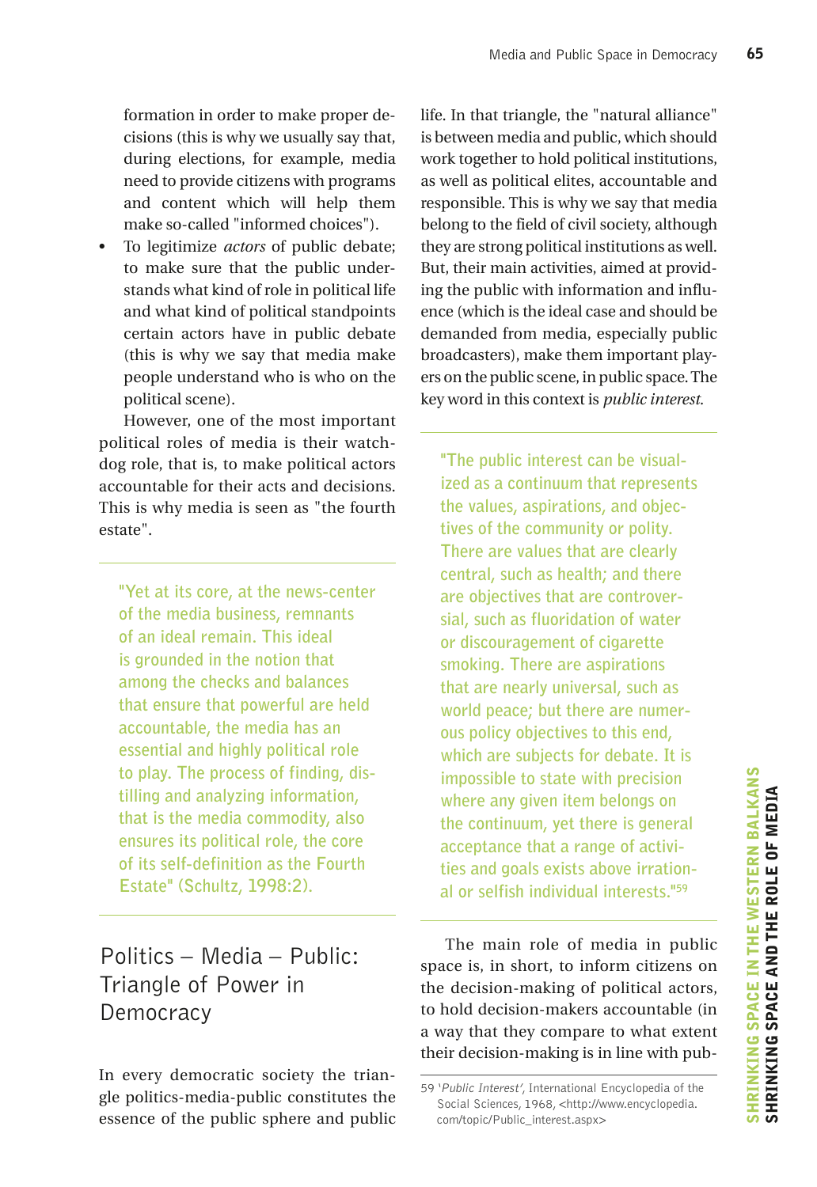formation in order to make proper decisions (this is why we usually say that, during elections, for example, media need to provide citizens with programs and content which will help them make so-called "informed choices").

- To legitimize *actors* of public debate; to make sure that the public understands what kind of role in political life and what kind of political standpoints certain actors have in public debate (this is why we say that media make people understand who is who on the political scene).

However, one of the most important political roles of media is their watchdog role, that is, to make political actors accountable for their acts and decisions. This is why media is seen as "the fourth estate".

> "Yet at its core, at the news-center of the media business, remnants of an ideal remain. This ideal is grounded in the notion that among the checks and balances that ensure that powerful are held accountable, the media has an essential and highly political role to play. The process of finding, distilling and analyzing information, that is the media commodity, also ensures its political role, the core of its self-definition as the Fourth Estate" (Schultz, 1998:2).

## Politics – Media – Public: Triangle of Power in Democracy

In every democratic society the triangle politics-media-public constitutes the essence of the public sphere and public life. In that triangle, the "natural alliance" is between media and public, which should work together to hold political institutions, as well as political elites, accountable and responsible. This is why we say that media belong to the field of civil society, although they are strong political institutions as well. But, their main activities, aimed at providing the public with information and influence (which is the ideal case and should be demanded from media, especially public broadcasters), make them important players on the public scene, in public space. The key word in this context is *public interest.*

> "The public interest can be visualized as a continuum that represents the values, aspirations, and objectives of the community or polity. There are values that are clearly central, such as health; and there are objectives that are controversial, such as fluoridation of water or discouragement of cigarette smoking. There are aspirations that are nearly universal, such as world peace; but there are numerous policy objectives to this end, which are subjects for debate. It is impossible to state with precision where any given item belongs on the continuum, yet there is general acceptance that a range of activities and goals exists above irrational or selfish individual interests."[59]

The main role of media in public space is, in short, to inform citizens on the decision-making of political actors, to hold decision-makers accountable (in a way that they compare to what extent their decision-making is in line with pub-

59 '*Public Interest'*, International Encyclopedia of the Social Sciences, 1968, <http://www.encyclopedia.com/topic/Public_interest.aspx>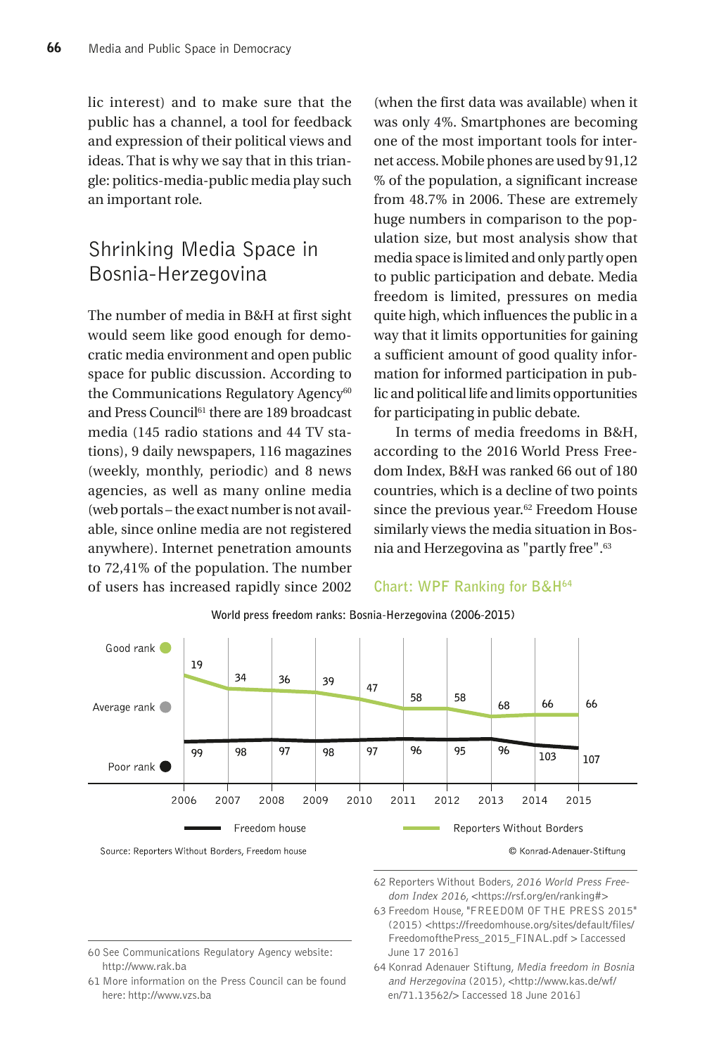lic interest) and to make sure that the public has a channel, a tool for feedback and expression of their political views and ideas. That is why we say that in this triangle: politics-media-public media play such an important role.

## Shrinking Media Space in Bosnia-Herzegovina

The number of media in B&H at first sight would seem like good enough for democratic media environment and open public space for public discussion. According to the Communications Regulatory Agency[60] and Press Council[61] there are 189 broadcast media (145 radio stations and 44 TV stations), 9 daily newspapers, 116 magazines (weekly, monthly, periodic) and 8 news agencies, as well as many online media (web portals – the exact number is not available, since online media are not registered anywhere). Internet penetration amounts to 72,41% of the population. The number of users has increased rapidly since 2002 (when the first data was available) when it was only 4%. Smartphones are becoming one of the most important tools for internet access. Mobile phones are used by 91,12 % of the population, a significant increase from 48.7% in 2006. These are extremely huge numbers in comparison to the population size, but most analysis show that media space is limited and only partly open to public participation and debate. Media freedom is limited, pressures on media quite high, which influences the public in a way that it limits opportunities for gaining a sufficient amount of good quality information for informed participation in public and political life and limits opportunities for participating in public debate.

In terms of media freedoms in B&H, according to the 2016 World Press Freedom Index, B&H was ranked 66 out of 180 countries, which is a decline of two points since the previous year.[62] Freedom House similarly views the media situation in Bosnia and Herzegovina as "partly free".[63]

**Chart: WPF Ranking for B&H[64]**

**World press freedom ranks: Bosnia-Herzegovina (2006-2015)**

| Year | Reporters Without Borders | Freedom house |
|---|---|---|
| 2006 | 19 | 99 |
| 2007 | 34 | 98 |
| 2008 | 36 | 97 |
| 2009 | 39 | 98 |
| 2010 | 47 | 97 |
| 2011 | 58 | 96 |
| 2012 | 58 | 95 |
| 2013 | 68 | 96 |
| 2014 | 66 | 103 |
| 2015 | 66 | 107 |

Source: Reporters Without Borders, Freedom house

© Konrad-Adenauer-Stiftung

60 See Communications Regulatory Agency website: http://www.rak.ba

61 More information on the Press Council can be found here: http://www.vzs.ba

62 Reporters Without Boders, *2016 World Press Freedom Index 2016*, <https://rsf.org/en/ranking#>

63 Freedom House, "FREEDOM OF THE PRESS 2015" (2015) <https://freedomhouse.org/sites/default/files/FreedomofthePress_2015_FINAL.pdf > [accessed June 17 2016]

64 Konrad Adenauer Stiftung, *Media freedom in Bosnia and Herzegovina* (2015), <http://www.kas.de/wf/en/71.13562/> [accessed 18 June 2016]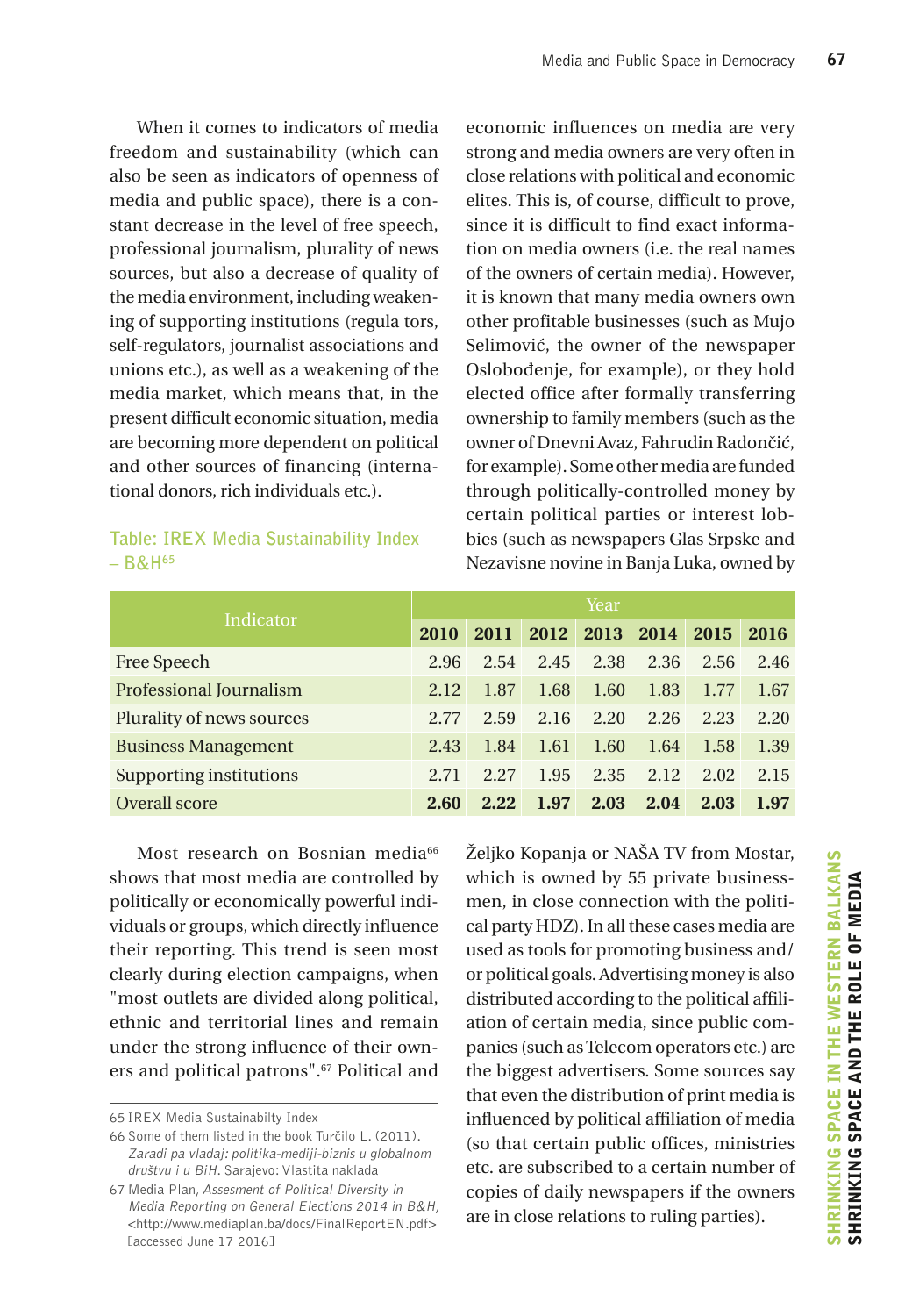When it comes to indicators of media freedom and sustainability (which can also be seen as indicators of openness of media and public space), there is a constant decrease in the level of free speech, professional journalism, plurality of news sources, but also a decrease of quality of the media environment, including weakening of supporting institutions (regula tors, self-regulators, journalist associations and unions etc.), as well as a weakening of the media market, which means that, in the present difficult economic situation, media are becoming more dependent on political and other sources of financing (international donors, rich individuals etc.).

**Table: IREX Media Sustainability Index – B&H**[65]

| Indicator | Year | | | | | | |
|---|---|---|---|---|---|---|---|
| | **2010** | **2011** | **2012** | **2013** | **2014** | **2015** | **2016** |
| Free Speech | 2.96 | 2.54 | 2.45 | 2.38 | 2.36 | 2.56 | 2.46 |
| Professional Journalism | 2.12 | 1.87 | 1.68 | 1.60 | 1.83 | 1.77 | 1.67 |
| Plurality of news sources | 2.77 | 2.59 | 2.16 | 2.20 | 2.26 | 2.23 | 2.20 |
| Business Management | 2.43 | 1.84 | 1.61 | 1.60 | 1.64 | 1.58 | 1.39 |
| Supporting institutions | 2.71 | 2.27 | 1.95 | 2.35 | 2.12 | 2.02 | 2.15 |
| Overall score | **2.60** | **2.22** | **1.97** | **2.03** | **2.04** | **2.03** | **1.97** |

Most research on Bosnian media[66] shows that most media are controlled by politically or economically powerful individuals or groups, which directly influence their reporting. This trend is seen most clearly during election campaigns, when "most outlets are divided along political, ethnic and territorial lines and remain under the strong influence of their owners and political patrons".[67] Political and economic influences on media are very strong and media owners are very often in close relations with political and economic elites. This is, of course, difficult to prove, since it is difficult to find exact information on media owners (i.e. the real names of the owners of certain media). However, it is known that many media owners own other profitable businesses (such as Mujo Selimović, the owner of the newspaper Oslobođenje, for example), or they hold elected office after formally transferring ownership to family members (such as the owner of Dnevni Avaz, Fahrudin Radončić, for example). Some other media are funded through politically-controlled money by certain political parties or interest lobbies (such as newspapers Glas Srpske and Nezavisne novine in Banja Luka, owned by Željko Kopanja or NAŠA TV from Mostar, which is owned by 55 private businessmen, in close connection with the political party HDZ). In all these cases media are used as tools for promoting business and/or political goals. Advertising money is also distributed according to the political affiliation of certain media, since public companies (such as Telecom operators etc.) are the biggest advertisers. Some sources say that even the distribution of print media is influenced by political affiliation of media (so that certain public offices, ministries etc. are subscribed to a certain number of copies of daily newspapers if the owners are in close relations to ruling parties).

---

65 IREX Media Sustainabilty Index

66 Some of them listed in the book Turčilo L. (2011). *Zaradi pa vladaj: politika-mediji-biznis u globalnom društvu i u BiH.* Sarajevo: Vlastita naklada

67 Media Plan, *Assesment of Political Diversity in Media Reporting on General Elections 2014 in B&H,* <http://www.mediaplan.ba/docs/FinalReportEN.pdf> [accessed June 17 2016]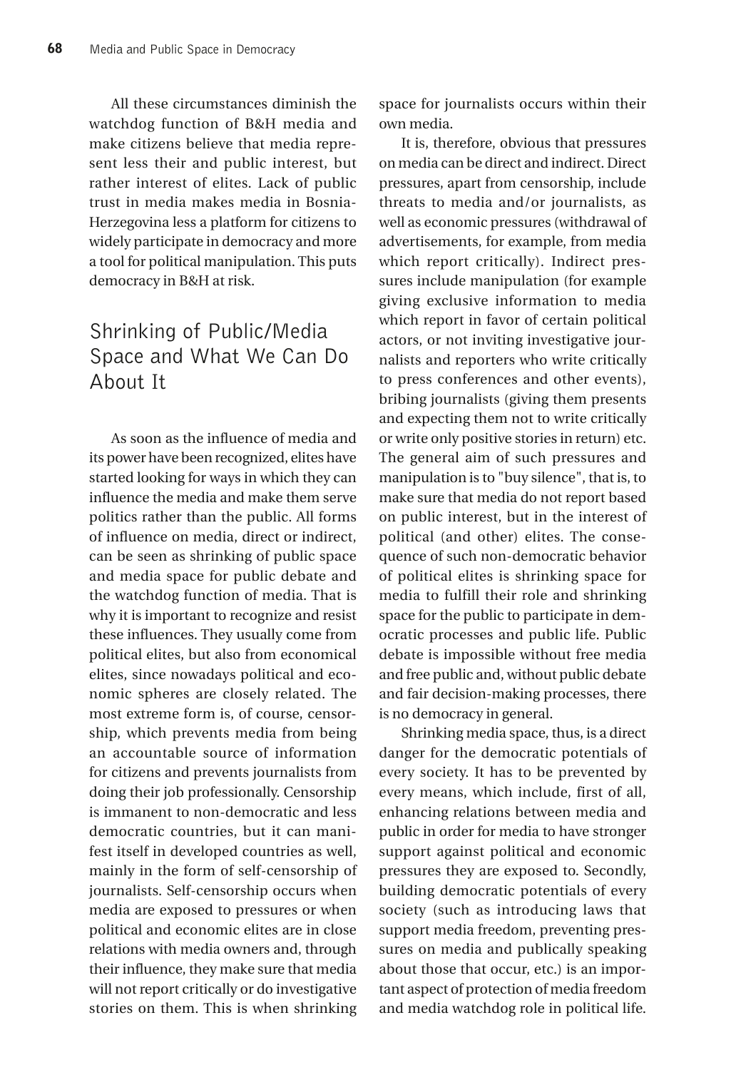All these circumstances diminish the watchdog function of B&H media and make citizens believe that media represent less their and public interest, but rather interest of elites. Lack of public trust in media makes media in Bosnia-Herzegovina less a platform for citizens to widely participate in democracy and more a tool for political manipulation. This puts democracy in B&H at risk.

## Shrinking of Public/Media Space and What We Can Do About It

As soon as the influence of media and its power have been recognized, elites have started looking for ways in which they can influence the media and make them serve politics rather than the public. All forms of influence on media, direct or indirect, can be seen as shrinking of public space and media space for public debate and the watchdog function of media. That is why it is important to recognize and resist these influences. They usually come from political elites, but also from economical elites, since nowadays political and economic spheres are closely related. The most extreme form is, of course, censorship, which prevents media from being an accountable source of information for citizens and prevents journalists from doing their job professionally. Censorship is immanent to non-democratic and less democratic countries, but it can manifest itself in developed countries as well, mainly in the form of self-censorship of journalists. Self-censorship occurs when media are exposed to pressures or when political and economic elites are in close relations with media owners and, through their influence, they make sure that media will not report critically or do investigative stories on them. This is when shrinking space for journalists occurs within their own media.

It is, therefore, obvious that pressures on media can be direct and indirect. Direct pressures, apart from censorship, include threats to media and/or journalists, as well as economic pressures (withdrawal of advertisements, for example, from media which report critically). Indirect pressures include manipulation (for example giving exclusive information to media which report in favor of certain political actors, or not inviting investigative journalists and reporters who write critically to press conferences and other events), bribing journalists (giving them presents and expecting them not to write critically or write only positive stories in return) etc. The general aim of such pressures and manipulation is to "buy silence", that is, to make sure that media do not report based on public interest, but in the interest of political (and other) elites. The consequence of such non-democratic behavior of political elites is shrinking space for media to fulfill their role and shrinking space for the public to participate in democratic processes and public life. Public debate is impossible without free media and free public and, without public debate and fair decision-making processes, there is no democracy in general.

Shrinking media space, thus, is a direct danger for the democratic potentials of every society. It has to be prevented by every means, which include, first of all, enhancing relations between media and public in order for media to have stronger support against political and economic pressures they are exposed to. Secondly, building democratic potentials of every society (such as introducing laws that support media freedom, preventing pressures on media and publically speaking about those that occur, etc.) is an important aspect of protection of media freedom and media watchdog role in political life.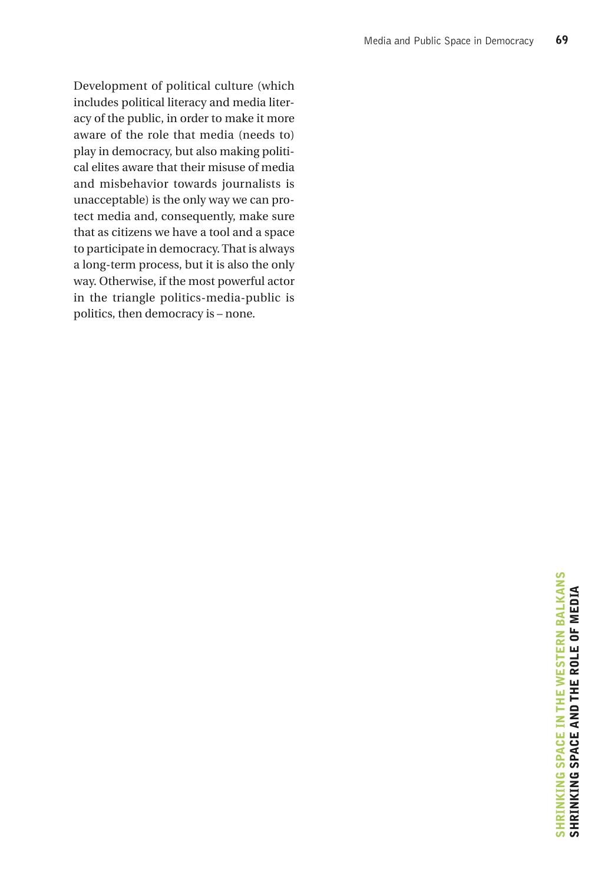Development of political culture (which includes political literacy and media literacy of the public, in order to make it more aware of the role that media (needs to) play in democracy, but also making political elites aware that their misuse of media and misbehavior towards journalists is unacceptable) is the only way we can protect media and, consequently, make sure that as citizens we have a tool and a space to participate in democracy. That is always a long-term process, but it is also the only way. Otherwise, if the most powerful actor in the triangle politics-media-public is politics, then democracy is – none.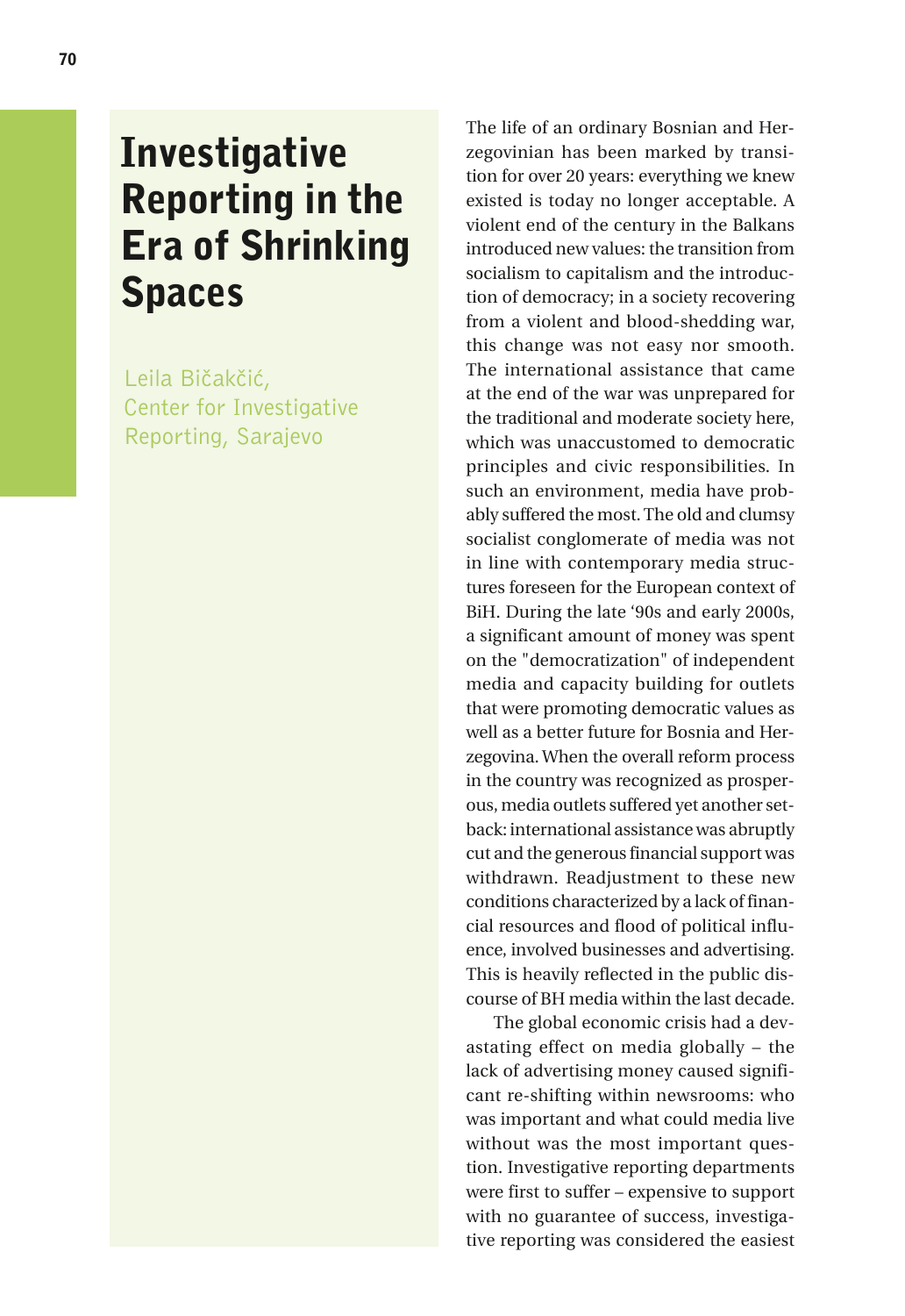# Investigative Reporting in the Era of Shrinking Spaces

Leila Bičakčić, Center for Investigative Reporting, Sarajevo

The life of an ordinary Bosnian and Herzegovinian has been marked by transition for over 20 years: everything we knew existed is today no longer acceptable. A violent end of the century in the Balkans introduced new values: the transition from socialism to capitalism and the introduction of democracy; in a society recovering from a violent and blood-shedding war, this change was not easy nor smooth. The international assistance that came at the end of the war was unprepared for the traditional and moderate society here, which was unaccustomed to democratic principles and civic responsibilities. In such an environment, media have probably suffered the most. The old and clumsy socialist conglomerate of media was not in line with contemporary media structures foreseen for the European context of BiH. During the late '90s and early 2000s, a significant amount of money was spent on the "democratization" of independent media and capacity building for outlets that were promoting democratic values as well as a better future for Bosnia and Herzegovina. When the overall reform process in the country was recognized as prosperous, media outlets suffered yet another setback: international assistance was abruptly cut and the generous financial support was withdrawn. Readjustment to these new conditions characterized by a lack of financial resources and flood of political influence, involved businesses and advertising. This is heavily reflected in the public discourse of BH media within the last decade.

The global economic crisis had a devastating effect on media globally – the lack of advertising money caused significant re-shifting within newsrooms: who was important and what could media live without was the most important question. Investigative reporting departments were first to suffer – expensive to support with no guarantee of success, investigative reporting was considered the easiest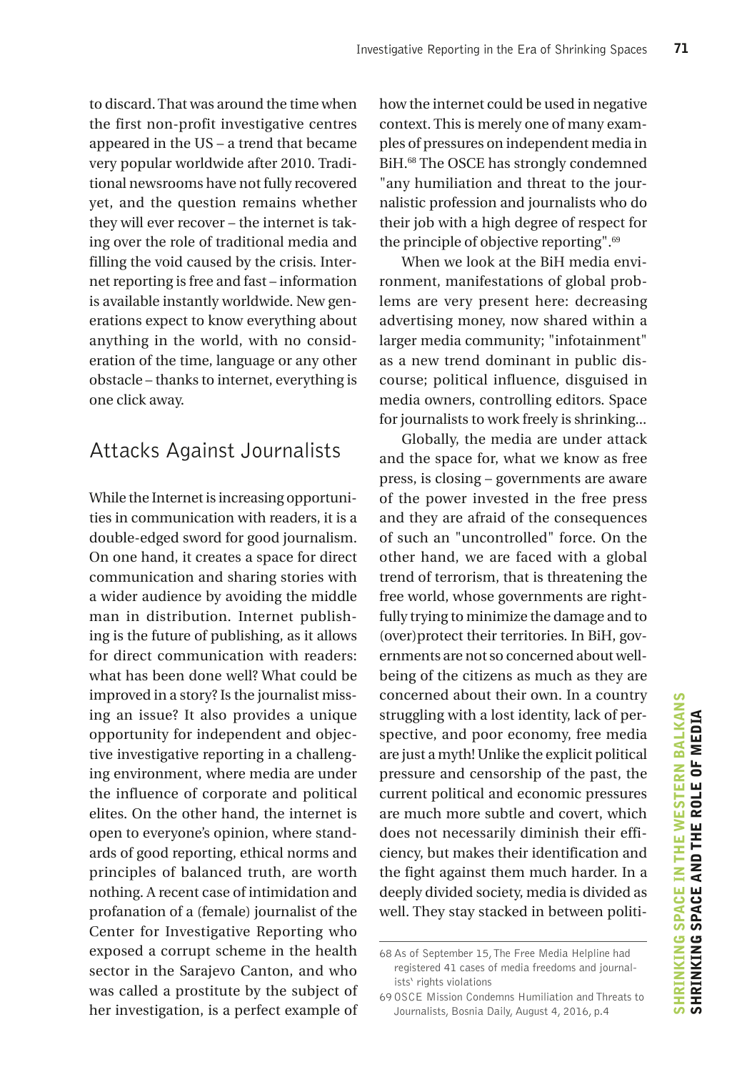to discard. That was around the time when the first non-profit investigative centres appeared in the US – a trend that became very popular worldwide after 2010. Traditional newsrooms have not fully recovered yet, and the question remains whether they will ever recover – the internet is taking over the role of traditional media and filling the void caused by the crisis. Internet reporting is free and fast – information is available instantly worldwide. New generations expect to know everything about anything in the world, with no consideration of the time, language or any other obstacle – thanks to internet, everything is one click away.

## Attacks Against Journalists

While the Internet is increasing opportunities in communication with readers, it is a double-edged sword for good journalism. On one hand, it creates a space for direct communication and sharing stories with a wider audience by avoiding the middle man in distribution. Internet publishing is the future of publishing, as it allows for direct communication with readers: what has been done well? What could be improved in a story? Is the journalist missing an issue? It also provides a unique opportunity for independent and objective investigative reporting in a challenging environment, where media are under the influence of corporate and political elites. On the other hand, the internet is open to everyone's opinion, where standards of good reporting, ethical norms and principles of balanced truth, are worth nothing. A recent case of intimidation and profanation of a (female) journalist of the Center for Investigative Reporting who exposed a corrupt scheme in the health sector in the Sarajevo Canton, and who was called a prostitute by the subject of her investigation, is a perfect example of how the internet could be used in negative context. This is merely one of many examples of pressures on independent media in BiH.[68] The OSCE has strongly condemned "any humiliation and threat to the journalistic profession and journalists who do their job with a high degree of respect for the principle of objective reporting".[69]

When we look at the BiH media environment, manifestations of global problems are very present here: decreasing advertising money, now shared within a larger media community; "infotainment" as a new trend dominant in public discourse; political influence, disguised in media owners, controlling editors. Space for journalists to work freely is shrinking...

Globally, the media are under attack and the space for, what we know as free press, is closing – governments are aware of the power invested in the free press and they are afraid of the consequences of such an "uncontrolled" force. On the other hand, we are faced with a global trend of terrorism, that is threatening the free world, whose governments are rightfully trying to minimize the damage and to (over)protect their territories. In BiH, governments are not so concerned about well-being of the citizens as much as they are concerned about their own. In a country struggling with a lost identity, lack of perspective, and poor economy, free media are just a myth! Unlike the explicit political pressure and censorship of the past, the current political and economic pressures are much more subtle and covert, which does not necessarily diminish their efficiency, but makes their identification and the fight against them much harder. In a deeply divided society, media is divided as well. They stay stacked in between politi-

68 As of September 15, The Free Media Helpline had registered 41 cases of media freedoms and journalists' rights violations

69 OSCE Mission Condemns Humiliation and Threats to Journalists, Bosnia Daily, August 4, 2016, p.4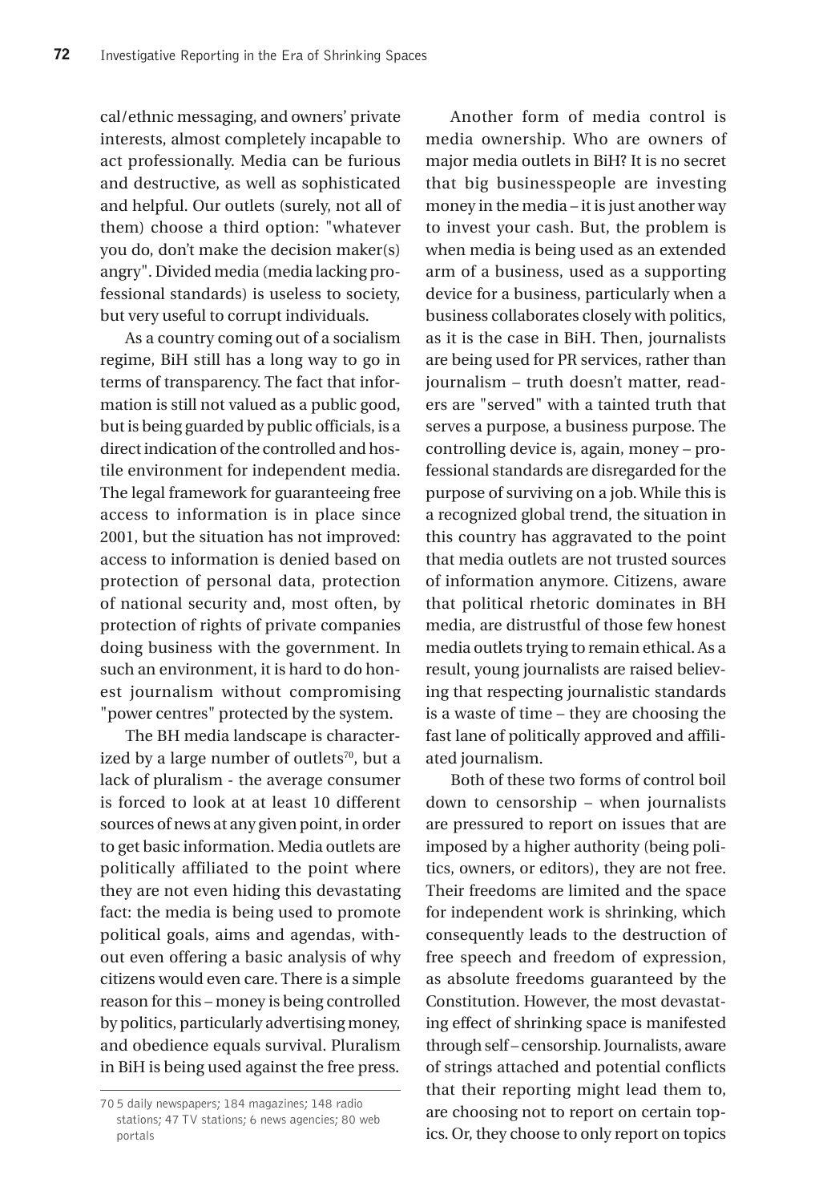cal/ethnic messaging, and owners' private interests, almost completely incapable to act professionally. Media can be furious and destructive, as well as sophisticated and helpful. Our outlets (surely, not all of them) choose a third option: "whatever you do, don't make the decision maker(s) angry". Divided media (media lacking professional standards) is useless to society, but very useful to corrupt individuals.

As a country coming out of a socialism regime, BiH still has a long way to go in terms of transparency. The fact that information is still not valued as a public good, but is being guarded by public officials, is a direct indication of the controlled and hostile environment for independent media. The legal framework for guaranteeing free access to information is in place since 2001, but the situation has not improved: access to information is denied based on protection of personal data, protection of national security and, most often, by protection of rights of private companies doing business with the government. In such an environment, it is hard to do honest journalism without compromising "power centres" protected by the system.

The BH media landscape is characterized by a large number of outlets[70], but a lack of pluralism - the average consumer is forced to look at at least 10 different sources of news at any given point, in order to get basic information. Media outlets are politically affiliated to the point where they are not even hiding this devastating fact: the media is being used to promote political goals, aims and agendas, without even offering a basic analysis of why citizens would even care. There is a simple reason for this – money is being controlled by politics, particularly advertising money, and obedience equals survival. Pluralism in BiH is being used against the free press.

Another form of media control is media ownership. Who are owners of major media outlets in BiH? It is no secret that big businesspeople are investing money in the media – it is just another way to invest your cash. But, the problem is when media is being used as an extended arm of a business, used as a supporting device for a business, particularly when a business collaborates closely with politics, as it is the case in BiH. Then, journalists are being used for PR services, rather than journalism – truth doesn't matter, readers are "served" with a tainted truth that serves a purpose, a business purpose. The controlling device is, again, money – professional standards are disregarded for the purpose of surviving on a job. While this is a recognized global trend, the situation in this country has aggravated to the point that media outlets are not trusted sources of information anymore. Citizens, aware that political rhetoric dominates in BH media, are distrustful of those few honest media outlets trying to remain ethical. As a result, young journalists are raised believing that respecting journalistic standards is a waste of time – they are choosing the fast lane of politically approved and affiliated journalism.

Both of these two forms of control boil down to censorship – when journalists are pressured to report on issues that are imposed by a higher authority (being politics, owners, or editors), they are not free. Their freedoms are limited and the space for independent work is shrinking, which consequently leads to the destruction of free speech and freedom of expression, as absolute freedoms guaranteed by the Constitution. However, the most devastating effect of shrinking space is manifested through self – censorship. Journalists, aware of strings attached and potential conflicts that their reporting might lead them to, are choosing not to report on certain topics. Or, they choose to only report on topics

---

70 5 daily newspapers; 184 magazines; 148 radio stations; 47 TV stations; 6 news agencies; 80 web portals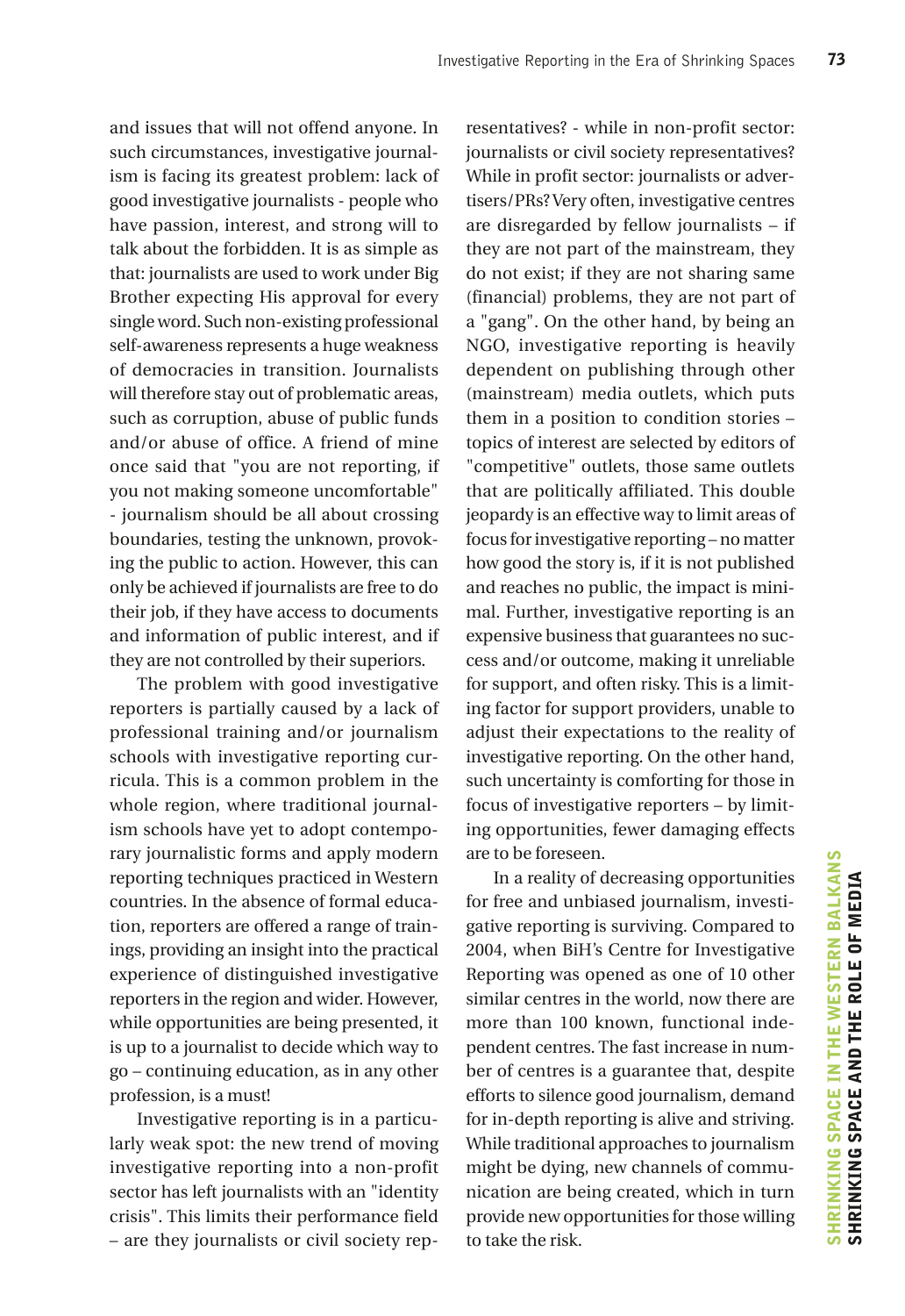and issues that will not offend anyone. In such circumstances, investigative journalism is facing its greatest problem: lack of good investigative journalists - people who have passion, interest, and strong will to talk about the forbidden. It is as simple as that: journalists are used to work under Big Brother expecting His approval for every single word. Such non-existing professional self-awareness represents a huge weakness of democracies in transition. Journalists will therefore stay out of problematic areas, such as corruption, abuse of public funds and/or abuse of office. A friend of mine once said that "you are not reporting, if you not making someone uncomfortable" - journalism should be all about crossing boundaries, testing the unknown, provoking the public to action. However, this can only be achieved if journalists are free to do their job, if they have access to documents and information of public interest, and if they are not controlled by their superiors.

The problem with good investigative reporters is partially caused by a lack of professional training and/or journalism schools with investigative reporting curricula. This is a common problem in the whole region, where traditional journalism schools have yet to adopt contemporary journalistic forms and apply modern reporting techniques practiced in Western countries. In the absence of formal education, reporters are offered a range of trainings, providing an insight into the practical experience of distinguished investigative reporters in the region and wider. However, while opportunities are being presented, it is up to a journalist to decide which way to go – continuing education, as in any other profession, is a must!

Investigative reporting is in a particularly weak spot: the new trend of moving investigative reporting into a non-profit sector has left journalists with an "identity crisis". This limits their performance field – are they journalists or civil society representatives? - while in non-profit sector: journalists or civil society representatives? While in profit sector: journalists or advertisers/PRs? Very often, investigative centres are disregarded by fellow journalists – if they are not part of the mainstream, they do not exist; if they are not sharing same (financial) problems, they are not part of a "gang". On the other hand, by being an NGO, investigative reporting is heavily dependent on publishing through other (mainstream) media outlets, which puts them in a position to condition stories – topics of interest are selected by editors of "competitive" outlets, those same outlets that are politically affiliated. This double jeopardy is an effective way to limit areas of focus for investigative reporting – no matter how good the story is, if it is not published and reaches no public, the impact is minimal. Further, investigative reporting is an expensive business that guarantees no success and/or outcome, making it unreliable for support, and often risky. This is a limiting factor for support providers, unable to adjust their expectations to the reality of investigative reporting. On the other hand, such uncertainty is comforting for those in focus of investigative reporters – by limiting opportunities, fewer damaging effects are to be foreseen.

In a reality of decreasing opportunities for free and unbiased journalism, investigative reporting is surviving. Compared to 2004, when BiH's Centre for Investigative Reporting was opened as one of 10 other similar centres in the world, now there are more than 100 known, functional independent centres. The fast increase in number of centres is a guarantee that, despite efforts to silence good journalism, demand for in-depth reporting is alive and striving. While traditional approaches to journalism might be dying, new channels of communication are being created, which in turn provide new opportunities for those willing to take the risk.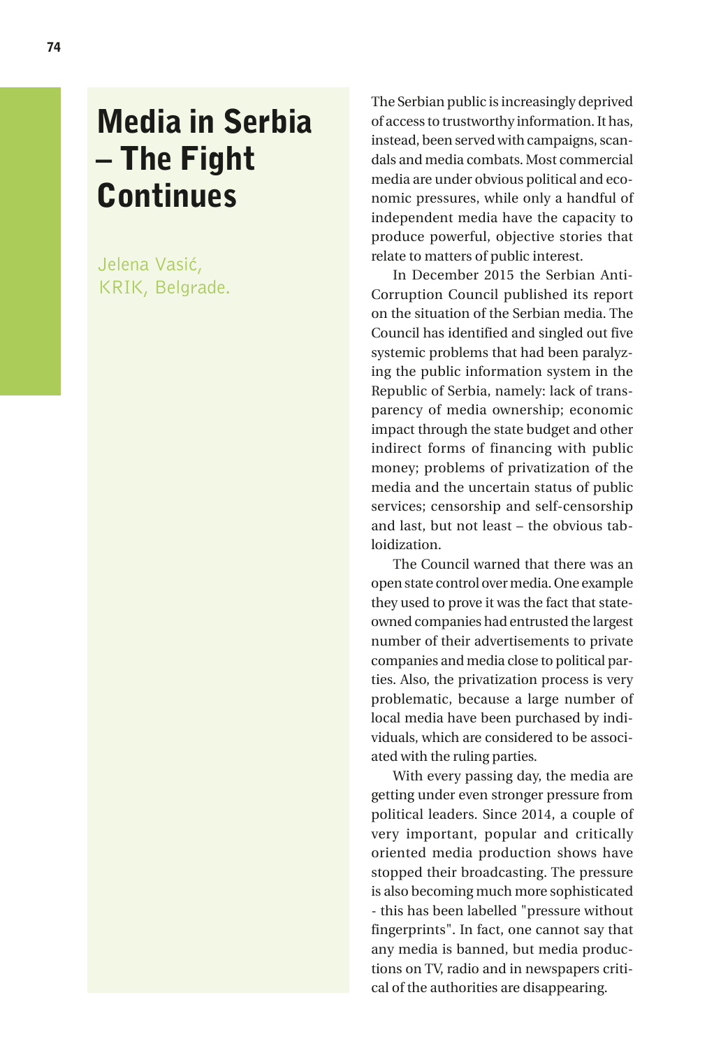# Media in Serbia – The Fight Continues

Jelena Vasić,
KRIK, Belgrade.

The Serbian public is increasingly deprived of access to trustworthy information. It has, instead, been served with campaigns, scandals and media combats. Most commercial media are under obvious political and economic pressures, while only a handful of independent media have the capacity to produce powerful, objective stories that relate to matters of public interest.

In December 2015 the Serbian Anti-Corruption Council published its report on the situation of the Serbian media. The Council has identified and singled out five systemic problems that had been paralyzing the public information system in the Republic of Serbia, namely: lack of transparency of media ownership; economic impact through the state budget and other indirect forms of financing with public money; problems of privatization of the media and the uncertain status of public services; censorship and self-censorship and last, but not least – the obvious tabloidization.

The Council warned that there was an open state control over media. One example they used to prove it was the fact that state-owned companies had entrusted the largest number of their advertisements to private companies and media close to political parties. Also, the privatization process is very problematic, because a large number of local media have been purchased by individuals, which are considered to be associated with the ruling parties.

With every passing day, the media are getting under even stronger pressure from political leaders. Since 2014, a couple of very important, popular and critically oriented media production shows have stopped their broadcasting. The pressure is also becoming much more sophisticated - this has been labelled "pressure without fingerprints". In fact, one cannot say that any media is banned, but media productions on TV, radio and in newspapers critical of the authorities are disappearing.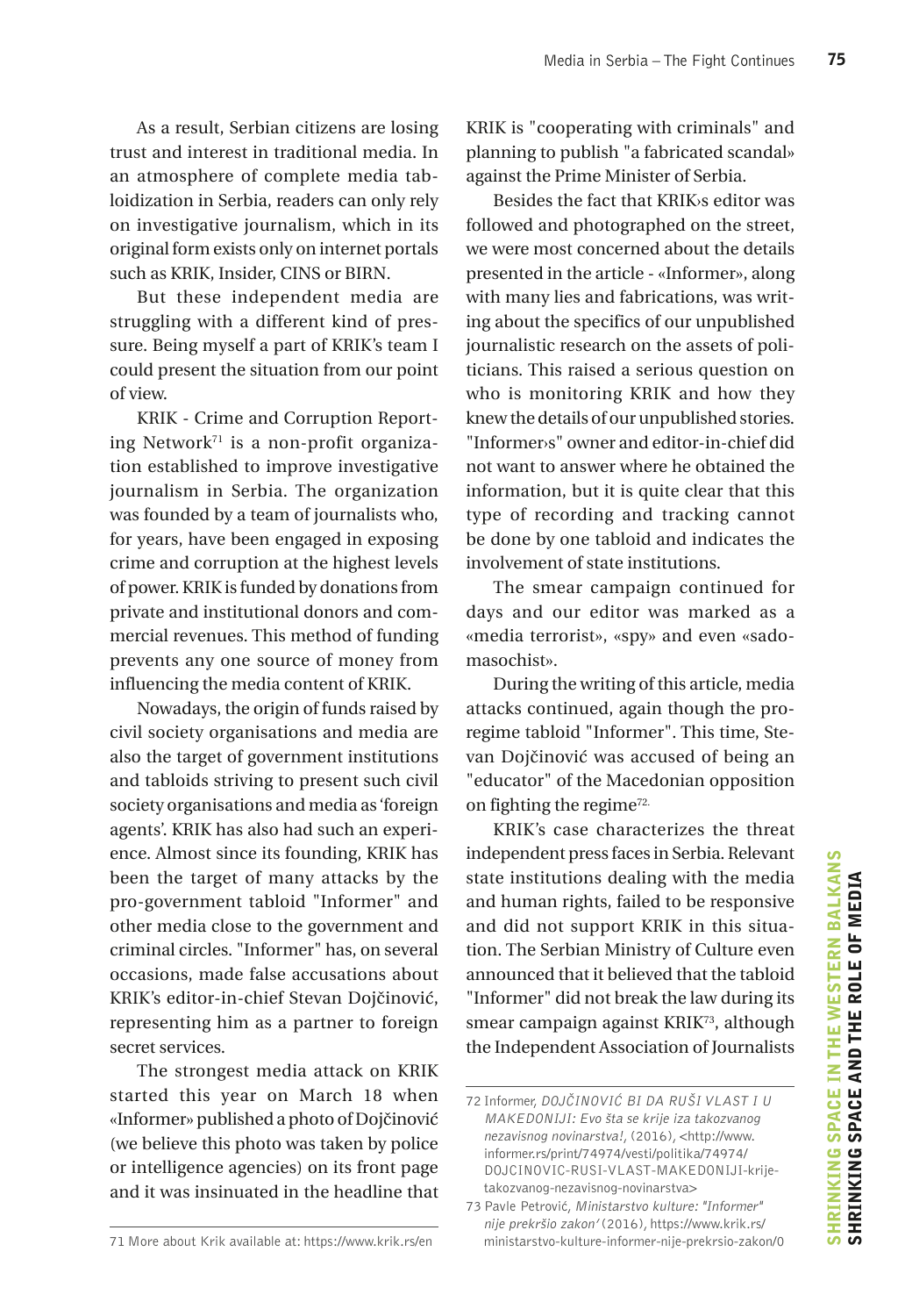As a result, Serbian citizens are losing trust and interest in traditional media. In an atmosphere of complete media tabloidization in Serbia, readers can only rely on investigative journalism, which in its original form exists only on internet portals such as KRIK, Insider, CINS or BIRN.

But these independent media are struggling with a different kind of pressure. Being myself a part of KRIK's team I could present the situation from our point of view.

KRIK - Crime and Corruption Reporting Network[71] is a non-profit organization established to improve investigative journalism in Serbia. The organization was founded by a team of journalists who, for years, have been engaged in exposing crime and corruption at the highest levels of power. KRIK is funded by donations from private and institutional donors and commercial revenues. This method of funding prevents any one source of money from influencing the media content of KRIK.

Nowadays, the origin of funds raised by civil society organisations and media are also the target of government institutions and tabloids striving to present such civil society organisations and media as 'foreign agents'. KRIK has also had such an experience. Almost since its founding, KRIK has been the target of many attacks by the pro-government tabloid "Informer" and other media close to the government and criminal circles. "Informer" has, on several occasions, made false accusations about KRIK's editor-in-chief Stevan Dojčinović, representing him as a partner to foreign secret services.

The strongest media attack on KRIK started this year on March 18 when «Informer» published a photo of Dojčinović (we believe this photo was taken by police or intelligence agencies) on its front page and it was insinuated in the headline that KRIK is "cooperating with criminals" and planning to publish "a fabricated scandal» against the Prime Minister of Serbia.

Besides the fact that KRIK›s editor was followed and photographed on the street, we were most concerned about the details presented in the article - «Informer», along with many lies and fabrications, was writing about the specifics of our unpublished journalistic research on the assets of politicians. This raised a serious question on who is monitoring KRIK and how they knew the details of our unpublished stories. "Informer›s" owner and editor-in-chief did not want to answer where he obtained the information, but it is quite clear that this type of recording and tracking cannot be done by one tabloid and indicates the involvement of state institutions.

The smear campaign continued for days and our editor was marked as a «media terrorist», «spy» and even «sado-masochist».

During the writing of this article, media attacks continued, again though the pro-regime tabloid "Informer". This time, Stevan Dojčinović was accused of being an "educator" of the Macedonian opposition on fighting the regime[72].

KRIK's case characterizes the threat independent press faces in Serbia. Relevant state institutions dealing with the media and human rights, failed to be responsive and did not support KRIK in this situation. The Serbian Ministry of Culture even announced that it believed that the tabloid "Informer" did not break the law during its smear campaign against KRIK[73], although the Independent Association of Journalists

---

71 More about Krik available at: https://www.krik.rs/en

72 Informer, *DOJČINOVIĆ BI DA RUŠI VLAST I U MAKEDONIJI: Evo šta se krije iza takozvanog nezavisnog novinarstva!*, (2016), <http://www.informer.rs/print/74974/vesti/politika/74974/DOJCINOVIC-RUSI-VLAST-MAKEDONIJI-krije-takozvanog-nezavisnog-novinarstva>

73 Pavle Petrović, *Ministarstvo kulture: "Informer" nije prekršio zakon'* (2016), https://www.krik.rs/ministarstvo-kulture-informer-nije-prekrsio-zakon/0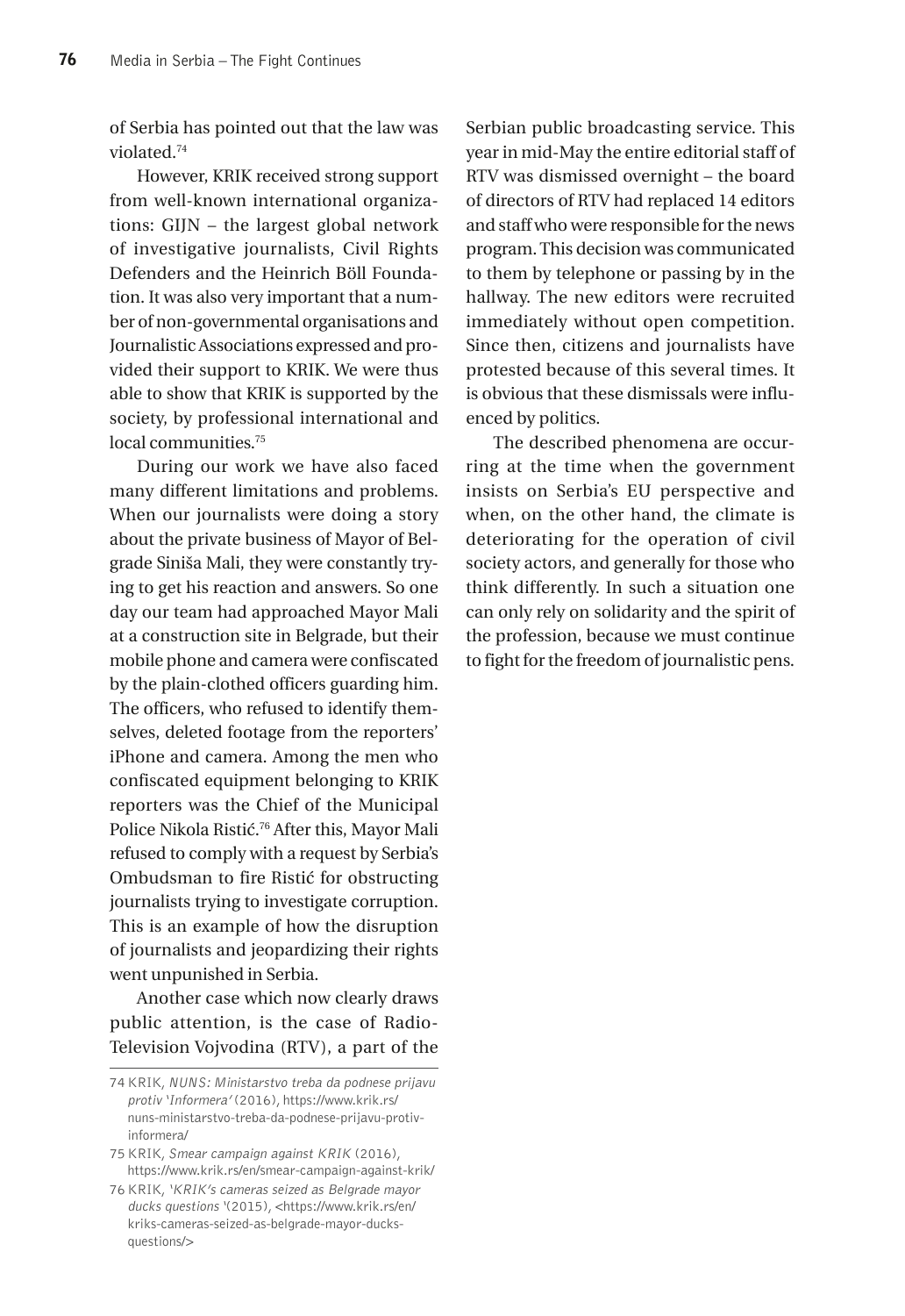of Serbia has pointed out that the law was violated.[74]

However, KRIK received strong support from well-known international organizations: GIJN – the largest global network of investigative journalists, Civil Rights Defenders and the Heinrich Böll Foundation. It was also very important that a number of non-governmental organisations and Journalistic Associations expressed and provided their support to KRIK. We were thus able to show that KRIK is supported by the society, by professional international and local communities.[75]

During our work we have also faced many different limitations and problems. When our journalists were doing a story about the private business of Mayor of Belgrade Siniša Mali, they were constantly trying to get his reaction and answers. So one day our team had approached Mayor Mali at a construction site in Belgrade, but their mobile phone and camera were confiscated by the plain-clothed officers guarding him. The officers, who refused to identify themselves, deleted footage from the reporters' iPhone and camera. Among the men who confiscated equipment belonging to KRIK reporters was the Chief of the Municipal Police Nikola Ristić.[76] After this, Mayor Mali refused to comply with a request by Serbia's Ombudsman to fire Ristić for obstructing journalists trying to investigate corruption. This is an example of how the disruption of journalists and jeopardizing their rights went unpunished in Serbia.

Another case which now clearly draws public attention, is the case of Radio-Television Vojvodina (RTV), a part of the Serbian public broadcasting service. This year in mid-May the entire editorial staff of RTV was dismissed overnight – the board of directors of RTV had replaced 14 editors and staff who were responsible for the news program. This decision was communicated to them by telephone or passing by in the hallway. The new editors were recruited immediately without open competition. Since then, citizens and journalists have protested because of this several times. It is obvious that these dismissals were influenced by politics.

The described phenomena are occurring at the time when the government insists on Serbia's EU perspective and when, on the other hand, the climate is deteriorating for the operation of civil society actors, and generally for those who think differently. In such a situation one can only rely on solidarity and the spirit of the profession, because we must continue to fight for the freedom of journalistic pens.

---

74 KRIK, *NUNS: Ministarstvo treba da podnese prijavu protiv 'Informera'* (2016), https://www.krik.rs/nuns-ministarstvo-treba-da-podnese-prijavu-protiv-informera/

75 KRIK, *Smear campaign against KRIK* (2016), https://www.krik.rs/en/smear-campaign-against-krik/

76 KRIK, *'KRIK's cameras seized as Belgrade mayor ducks questions* '(2015), <https://www.krik.rs/en/kriks-cameras-seized-as-belgrade-mayor-ducks-questions/>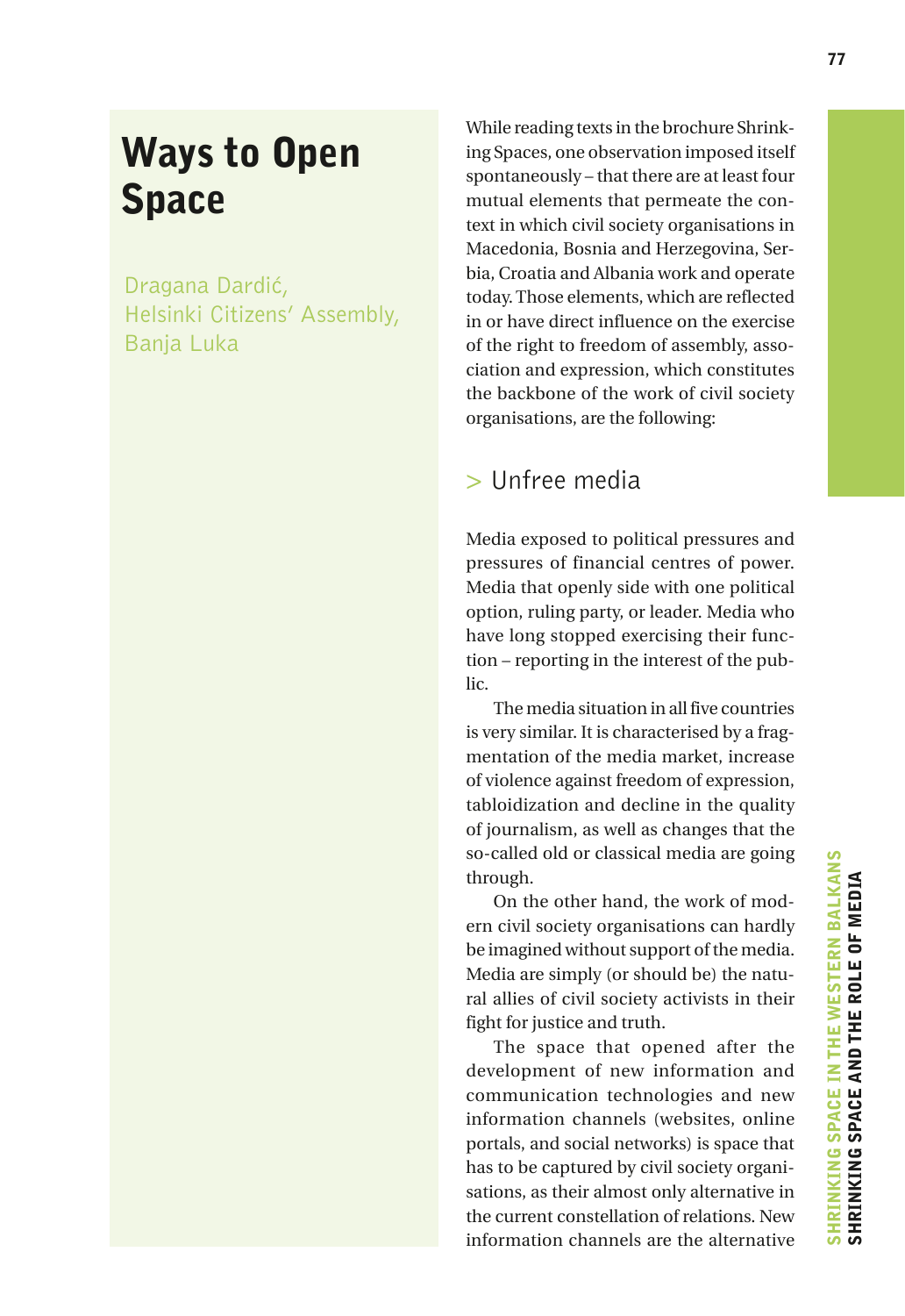# Ways to Open Space

Dragana Dardić,
Helsinki Citizens' Assembly,
Banja Luka

While reading texts in the brochure Shrinking Spaces, one observation imposed itself spontaneously – that there are at least four mutual elements that permeate the context in which civil society organisations in Macedonia, Bosnia and Herzegovina, Serbia, Croatia and Albania work and operate today. Those elements, which are reflected in or have direct influence on the exercise of the right to freedom of assembly, association and expression, which constitutes the backbone of the work of civil society organisations, are the following:

## > Unfree media

Media exposed to political pressures and pressures of financial centres of power. Media that openly side with one political option, ruling party, or leader. Media who have long stopped exercising their function – reporting in the interest of the public.

The media situation in all five countries is very similar. It is characterised by a fragmentation of the media market, increase of violence against freedom of expression, tabloidization and decline in the quality of journalism, as well as changes that the so-called old or classical media are going through.

On the other hand, the work of modern civil society organisations can hardly be imagined without support of the media. Media are simply (or should be) the natural allies of civil society activists in their fight for justice and truth.

The space that opened after the development of new information and communication technologies and new information channels (websites, online portals, and social networks) is space that has to be captured by civil society organisations, as their almost only alternative in the current constellation of relations. New information channels are the alternative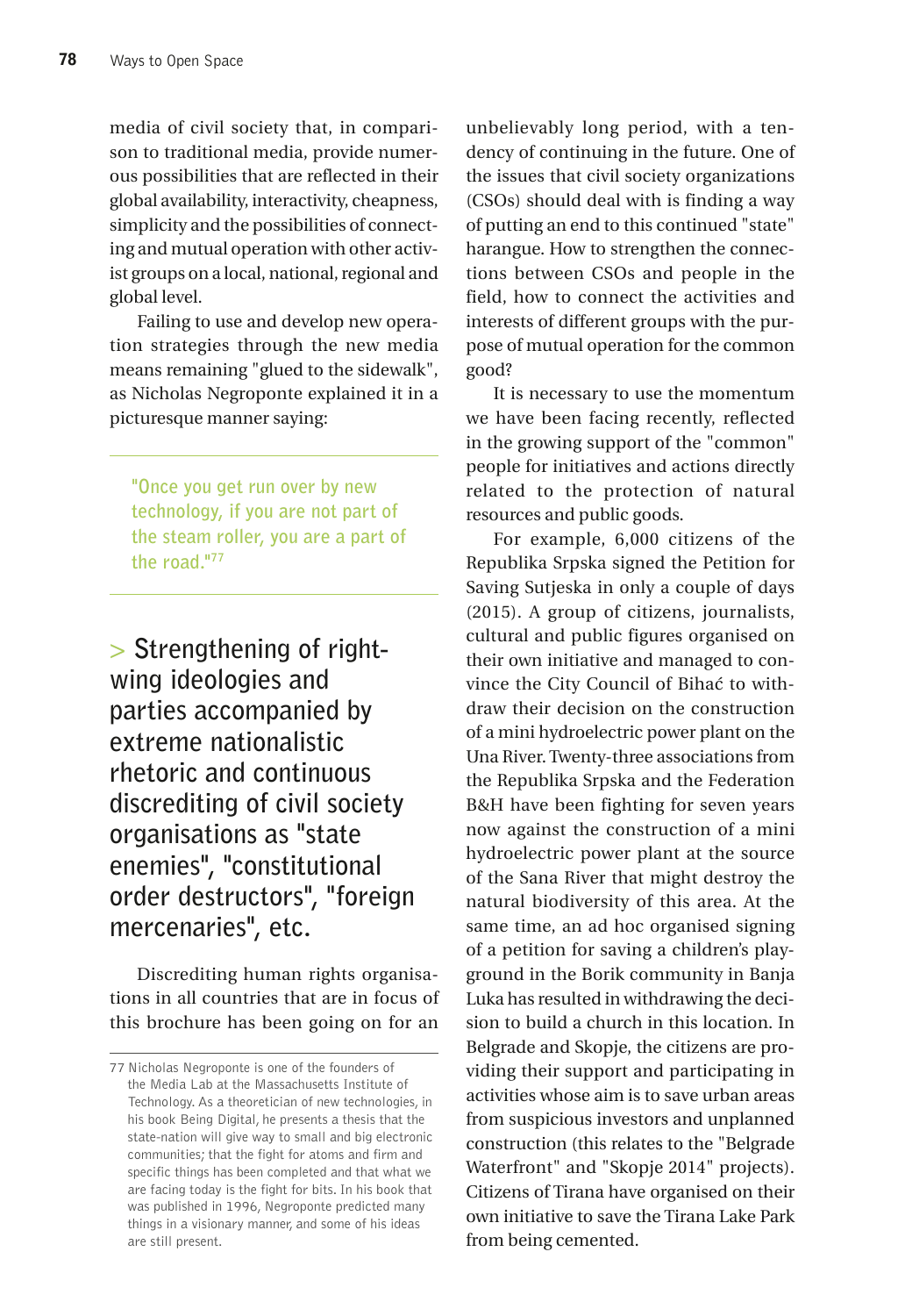media of civil society that, in comparison to traditional media, provide numerous possibilities that are reflected in their global availability, interactivity, cheapness, simplicity and the possibilities of connecting and mutual operation with other activist groups on a local, national, regional and global level.

Failing to use and develop new operation strategies through the new media means remaining "glued to the sidewalk", as Nicholas Negroponte explained it in a picturesque manner saying:

> "Once you get run over by new technology, if you are not part of the steam roller, you are a part of the road."[77]

## > Strengthening of right-wing ideologies and parties accompanied by extreme nationalistic rhetoric and continuous discrediting of civil society organisations as "state enemies", "constitutional order destructors", "foreign mercenaries", etc.

Discrediting human rights organisations in all countries that are in focus of this brochure has been going on for an unbelievably long period, with a tendency of continuing in the future. One of the issues that civil society organizations (CSOs) should deal with is finding a way of putting an end to this continued "state" harangue. How to strengthen the connections between CSOs and people in the field, how to connect the activities and interests of different groups with the purpose of mutual operation for the common good?

It is necessary to use the momentum we have been facing recently, reflected in the growing support of the "common" people for initiatives and actions directly related to the protection of natural resources and public goods.

For example, 6,000 citizens of the Republika Srpska signed the Petition for Saving Sutjeska in only a couple of days (2015). A group of citizens, journalists, cultural and public figures organised on their own initiative and managed to convince the City Council of Bihać to withdraw their decision on the construction of a mini hydroelectric power plant on the Una River. Twenty-three associations from the Republika Srpska and the Federation B&H have been fighting for seven years now against the construction of a mini hydroelectric power plant at the source of the Sana River that might destroy the natural biodiversity of this area. At the same time, an ad hoc organised signing of a petition for saving a children's playground in the Borik community in Banja Luka has resulted in withdrawing the decision to build a church in this location. In Belgrade and Skopje, the citizens are providing their support and participating in activities whose aim is to save urban areas from suspicious investors and unplanned construction (this relates to the "Belgrade Waterfront" and "Skopje 2014" projects). Citizens of Tirana have organised on their own initiative to save the Tirana Lake Park from being cemented.

---

77 Nicholas Negroponte is one of the founders of the Media Lab at the Massachusetts Institute of Technology. As a theoretician of new technologies, in his book *Being Digital*, he presents a thesis that the state-nation will give way to small and big electronic communities; that the fight for atoms and firm and specific things has been completed and that what we are facing today is the fight for bits. In his book that was published in 1996, Negroponte predicted many things in a visionary manner, and some of his ideas are still present.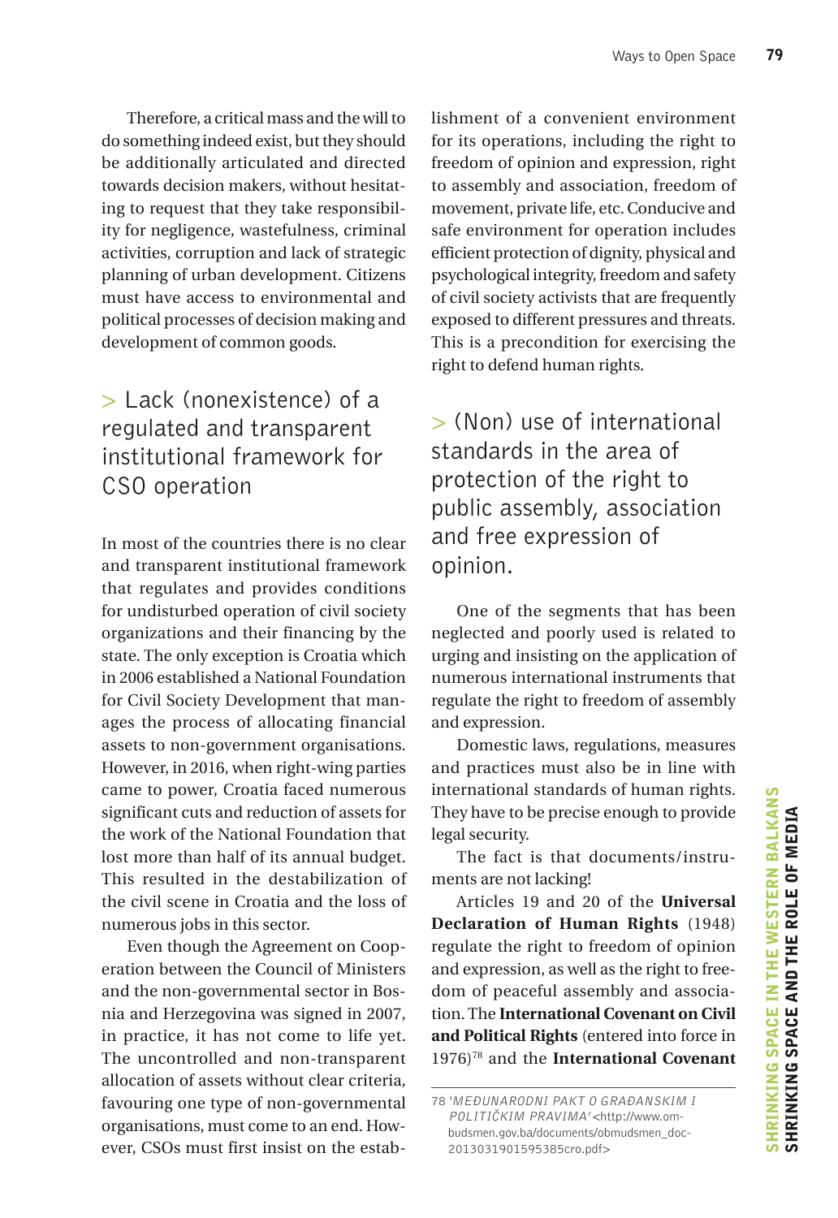Therefore, a critical mass and the will to do something indeed exist, but they should be additionally articulated and directed towards decision makers, without hesitating to request that they take responsibility for negligence, wastefulness, criminal activities, corruption and lack of strategic planning of urban development. Citizens must have access to environmental and political processes of decision making and development of common goods.

## > Lack (nonexistence) of a regulated and transparent institutional framework for CSO operation

In most of the countries there is no clear and transparent institutional framework that regulates and provides conditions for undisturbed operation of civil society organizations and their financing by the state. The only exception is Croatia which in 2006 established a National Foundation for Civil Society Development that manages the process of allocating financial assets to non-government organisations. However, in 2016, when right-wing parties came to power, Croatia faced numerous significant cuts and reduction of assets for the work of the National Foundation that lost more than half of its annual budget. This resulted in the destabilization of the civil scene in Croatia and the loss of numerous jobs in this sector.

Even though the Agreement on Cooperation between the Council of Ministers and the non-governmental sector in Bosnia and Herzegovina was signed in 2007, in practice, it has not come to life yet. The uncontrolled and non-transparent allocation of assets without clear criteria, favouring one type of non-governmental organisations, must come to an end. However, CSOs must first insist on the establishment of a convenient environment for its operations, including the right to freedom of opinion and expression, right to assembly and association, freedom of movement, private life, etc. Conducive and safe environment for operation includes efficient protection of dignity, physical and psychological integrity, freedom and safety of civil society activists that are frequently exposed to different pressures and threats. This is a precondition for exercising the right to defend human rights.

## > (Non) use of international standards in the area of protection of the right to public assembly, association and free expression of opinion.

One of the segments that has been neglected and poorly used is related to urging and insisting on the application of numerous international instruments that regulate the right to freedom of assembly and expression.

Domestic laws, regulations, measures and practices must also be in line with international standards of human rights. They have to be precise enough to provide legal security.

The fact is that documents/instruments are not lacking!

Articles 19 and 20 of the **Universal Declaration of Human Rights** (1948) regulate the right to freedom of opinion and expression, as well as the right to freedom of peaceful assembly and association. The **International Covenant on Civil and Political Rights** (entered into force in 1976)[78] and the **International Covenant**

---

78 '*MEĐUNARODNI PAKT O GRAĐANSKIM I POLITIČKIM PRAVIMA*' <http://www.ombudsmen.gov.ba/documents/obmudsmen_doc-2013031901595385cro.pdf>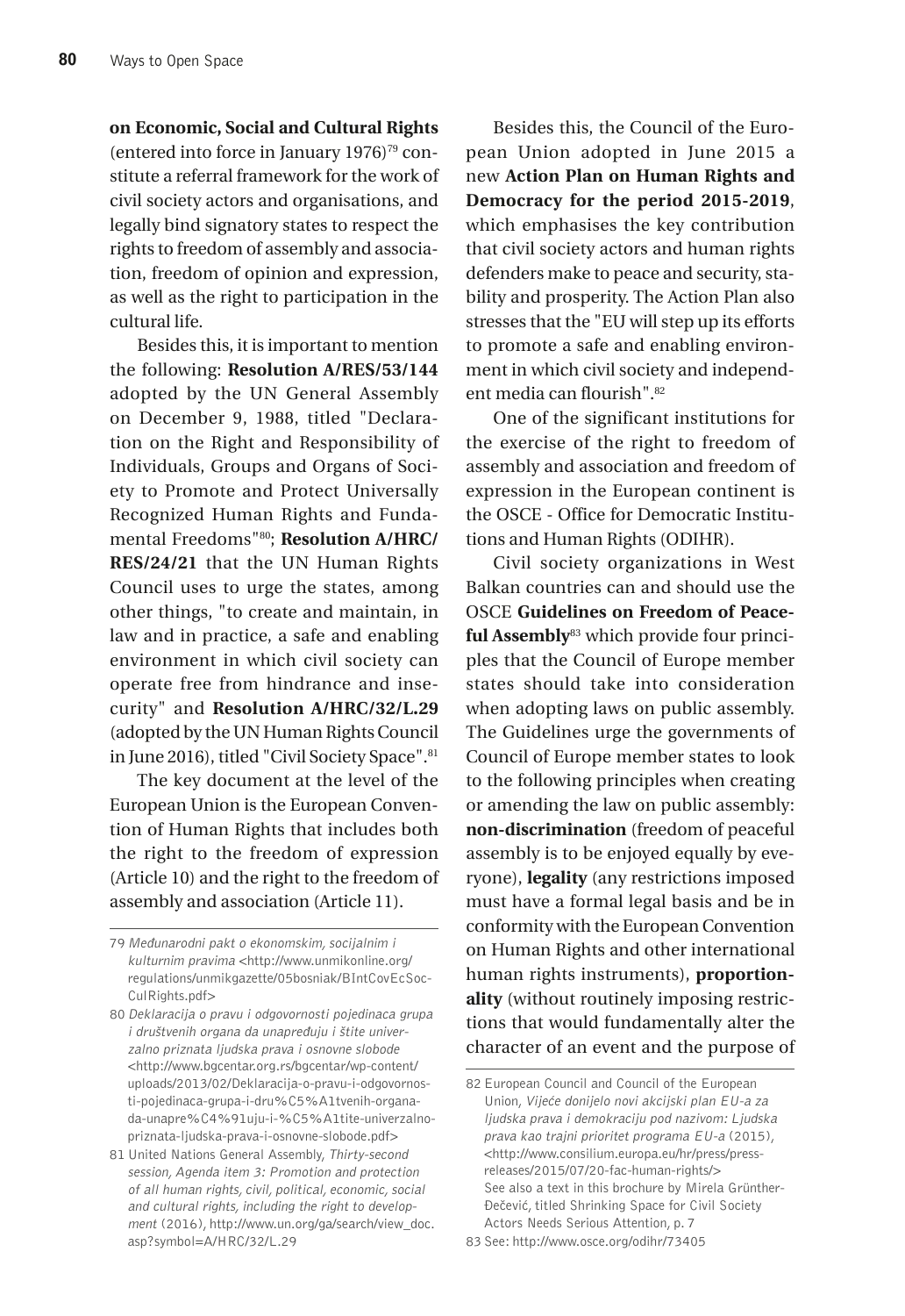**on Economic, Social and Cultural Rights** (entered into force in January 1976)[79] constitute a referral framework for the work of civil society actors and organisations, and legally bind signatory states to respect the rights to freedom of assembly and association, freedom of opinion and expression, as well as the right to participation in the cultural life.

Besides this, it is important to mention the following: **Resolution A/RES/53/144** adopted by the UN General Assembly on December 9, 1988, titled "Declaration on the Right and Responsibility of Individuals, Groups and Organs of Society to Promote and Protect Universally Recognized Human Rights and Fundamental Freedoms"[80]; **Resolution A/HRC/RES/24/21** that the UN Human Rights Council uses to urge the states, among other things, "to create and maintain, in law and in practice, a safe and enabling environment in which civil society can operate free from hindrance and insecurity" and **Resolution A/HRC/32/L.29** (adopted by the UN Human Rights Council in June 2016), titled "Civil Society Space".[81]

The key document at the level of the European Union is the European Convention of Human Rights that includes both the right to the freedom of expression (Article 10) and the right to the freedom of assembly and association (Article 11).

Besides this, the Council of the European Union adopted in June 2015 a new **Action Plan on Human Rights and Democracy for the period 2015-2019**, which emphasises the key contribution that civil society actors and human rights defenders make to peace and security, stability and prosperity. The Action Plan also stresses that the "EU will step up its efforts to promote a safe and enabling environment in which civil society and independent media can flourish".[82]

One of the significant institutions for the exercise of the right to freedom of assembly and association and freedom of expression in the European continent is the OSCE - Office for Democratic Institutions and Human Rights (ODIHR).

Civil society organizations in West Balkan countries can and should use the OSCE **Guidelines on Freedom of Peaceful Assembly**[83] which provide four principles that the Council of Europe member states should take into consideration when adopting laws on public assembly. The Guidelines urge the governments of Council of Europe member states to look to the following principles when creating or amending the law on public assembly: **non-discrimination** (freedom of peaceful assembly is to be enjoyed equally by everyone), **legality** (any restrictions imposed must have a formal legal basis and be in conformity with the European Convention on Human Rights and other international human rights instruments), **proportionality** (without routinely imposing restrictions that would fundamentally alter the character of an event and the purpose of

---

79 *Međunarodni pakt o ekonomskim, socijalnim i kulturnim pravima* <http://www.unmikonline.org/regulations/unmikgazette/05bosniak/BIntCovEcSocCulRights.pdf>

80 *Deklaracija o pravu i odgovornosti pojedinaca grupa i društvenih organa da unapređuju i štite univerzalno priznata ljudska prava i osnovne slobode* <http://www.bgcentar.org.rs/bgcentar/wp-content/uploads/2013/02/Deklaracija-o-pravu-i-odgovornosti-pojedinaca-grupa-i-dru%C5%A1tvenih-organa-da-unapre%C4%91uju-i-%C5%A1tite-univerzalno-priznata-ljudska-prava-i-osnovne-slobode.pdf>

81 United Nations General Assembly, *Thirty-second session, Agenda item 3: Promotion and protection of all human rights, civil, political, economic, social and cultural rights, including the right to development* (2016), http://www.un.org/ga/search/view_doc.asp?symbol=A/HRC/32/L.29

82 European Council and Council of the European Union, *Vijeće donijelo novi akcijski plan EU-a za ljudska prava i demokraciju pod nazivom: Ljudska prava kao trajni prioritet programa EU-a* (2015), <http://www.consilium.europa.eu/hr/press/press-releases/2015/07/20-fac-human-rights/> See also a text in this brochure by Mirela Grünther-Đečević, titled Shrinking Space for Civil Society Actors Needs Serious Attention, p. 7

83 See: http://www.osce.org/odihr/73405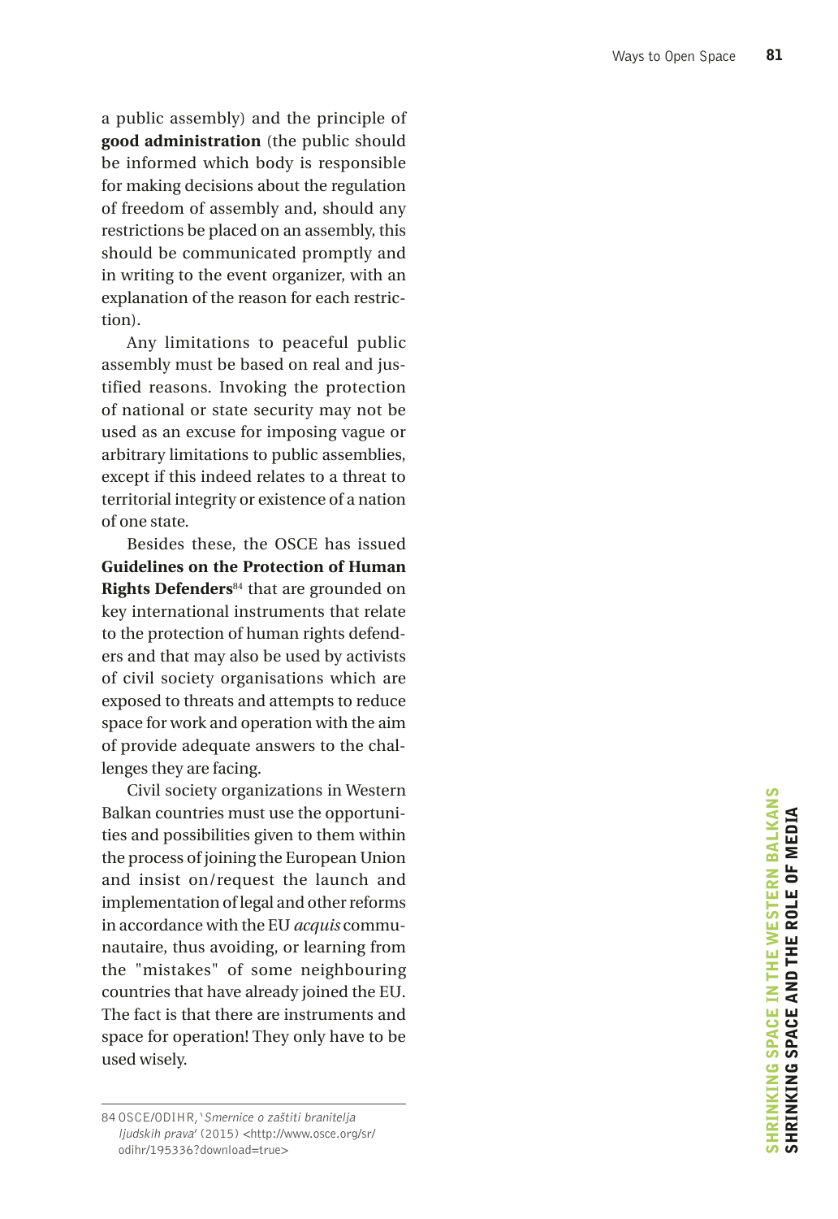a public assembly) and the principle of **good administration** (the public should be informed which body is responsible for making decisions about the regulation of freedom of assembly and, should any restrictions be placed on an assembly, this should be communicated promptly and in writing to the event organizer, with an explanation of the reason for each restriction).

Any limitations to peaceful public assembly must be based on real and justified reasons. Invoking the protection of national or state security may not be used as an excuse for imposing vague or arbitrary limitations to public assemblies, except if this indeed relates to a threat to territorial integrity or existence of a nation of one state.

Besides these, the OSCE has issued **Guidelines on the Protection of Human Rights Defenders**[84] that are grounded on key international instruments that relate to the protection of human rights defenders and that may also be used by activists of civil society organisations which are exposed to threats and attempts to reduce space for work and operation with the aim of provide adequate answers to the challenges they are facing.

Civil society organizations in Western Balkan countries must use the opportunities and possibilities given to them within the process of joining the European Union and insist on/request the launch and implementation of legal and other reforms in accordance with the EU *acquis* communautaire, thus avoiding, or learning from the "mistakes" of some neighbouring countries that have already joined the EU. The fact is that there are instruments and space for operation! They only have to be used wisely.

---

84 OSCE/ODIHR, '*Smernice o zaštiti branitelja ljudskih prava*' (2015) <http://www.osce.org/sr/odihr/195336?download=true>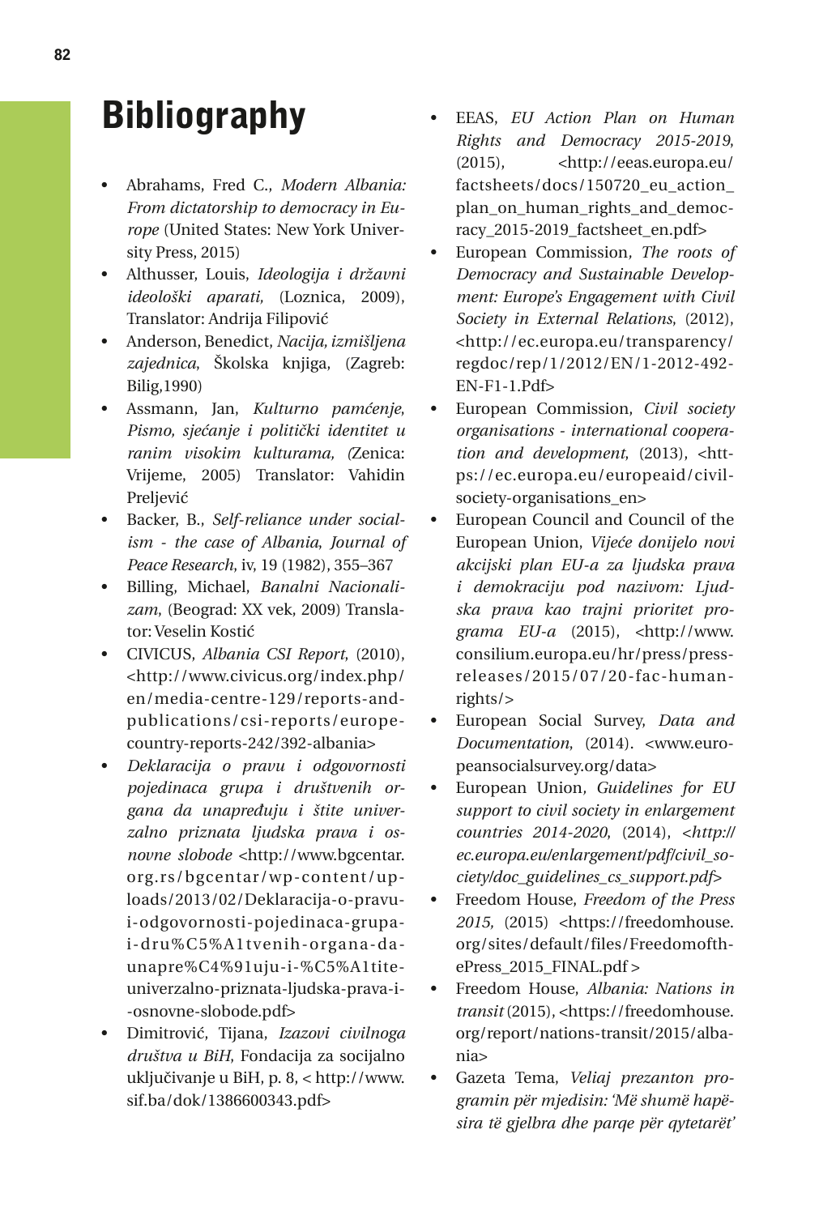# Bibliography

- Abrahams, Fred C., *Modern Albania: From dictatorship to democracy in Europe* (United States: New York University Press, 2015)
- Althusser, Louis, *Ideologija i državni ideološki aparati,* (Loznica, 2009), Translator: Andrija Filipović
- Anderson, Benedict, *Nacija, izmišljena zajednica*, Školska knjiga, (Zagreb: Bilig,1990)
- Assmann, Jan, *Kulturno pamćenje, Pismo, sjećanje i politički identitet u ranim visokim kulturama, (*Zenica: Vrijeme, 2005) Translator: Vahidin Preljević
- Backer, B., *Self-reliance under socialism - the case of Albania, Journal of Peace Research*, iv, 19 (1982), 355–367
- Billing, Michael, *Banalni Nacionalizam*, (Beograd: XX vek, 2009) Translator: Veselin Kostić
- CIVICUS, *Albania CSI Report*, (2010), <http://www.civicus.org/index.php/en/media-centre-129/reports-and-publications/csi-reports/europe-country-reports-242/392-albania>
- *Deklaracija o pravu i odgovornosti pojedinaca grupa i društvenih organa da unapređuju i štite univerzalno priznata ljudska prava i osnovne slobode* <http://www.bgcentar.org.rs/bgcentar/wp-content/uploads/2013/02/Deklaracija-o-pravu-i-odgovornosti-pojedinaca-grupa-i-dru%C5%A1tvenih-organa-da-unapre%C4%91uju-i-%C5%A1tite-univerzalno-priznata-ljudska-prava-i--osnovne-slobode.pdf>
- Dimitrović, Tijana, *Izazovi civilnoga društva u BiH*, Fondacija za socijalno uključivanje u BiH, p. 8, < http://www.sif.ba/dok/1386600343.pdf>
- EEAS, *EU Action Plan on Human Rights and Democracy 2015-2019*, (2015), <http://eeas.europa.eu/factsheets/docs/150720_eu_action_plan_on_human_rights_and_democracy_2015-2019_factsheet_en.pdf>
- European Commission, *The roots of Democracy and Sustainable Development: Europe's Engagement with Civil Society in External Relations*, (2012), <http://ec.europa.eu/transparency/regdoc/rep/1/2012/EN/1-2012-492-EN-F1-1.Pdf>
- European Commission, *Civil society organisations - international cooperation and development*, (2013), <https://ec.europa.eu/europeaid/civil-society-organisations_en>
- European Council and Council of the European Union, *Vijeće donijelo novi akcijski plan EU-a za ljudska prava i demokraciju pod nazivom: Ljudska prava kao trajni prioritet programa EU-a* (2015), <http://www.consilium.europa.eu/hr/press/press-releases/2015/07/20-fac-human-rights/>
- European Social Survey, *Data and Documentation*, (2014). <www.europeansocialsurvey.org/data>
- European Union, *Guidelines for EU support to civil society in enlargement countries 2014-2020*, (2014), *<http://ec.europa.eu/enlargement/pdf/civil_society/doc_guidelines_cs_support.pdf>*
- Freedom House, *Freedom of the Press 2015,* (2015) <https://freedomhouse.org/sites/default/files/FreedomofthePress_2015_FINAL.pdf >
- Freedom House, *Albania: Nations in transit* (2015), <https://freedomhouse.org/report/nations-transit/2015/albania>
- Gazeta Tema, *Veliaj prezanton programin për mjedisin: 'Më shumë hapësira të gjelbra dhe parqe për qytetarët'*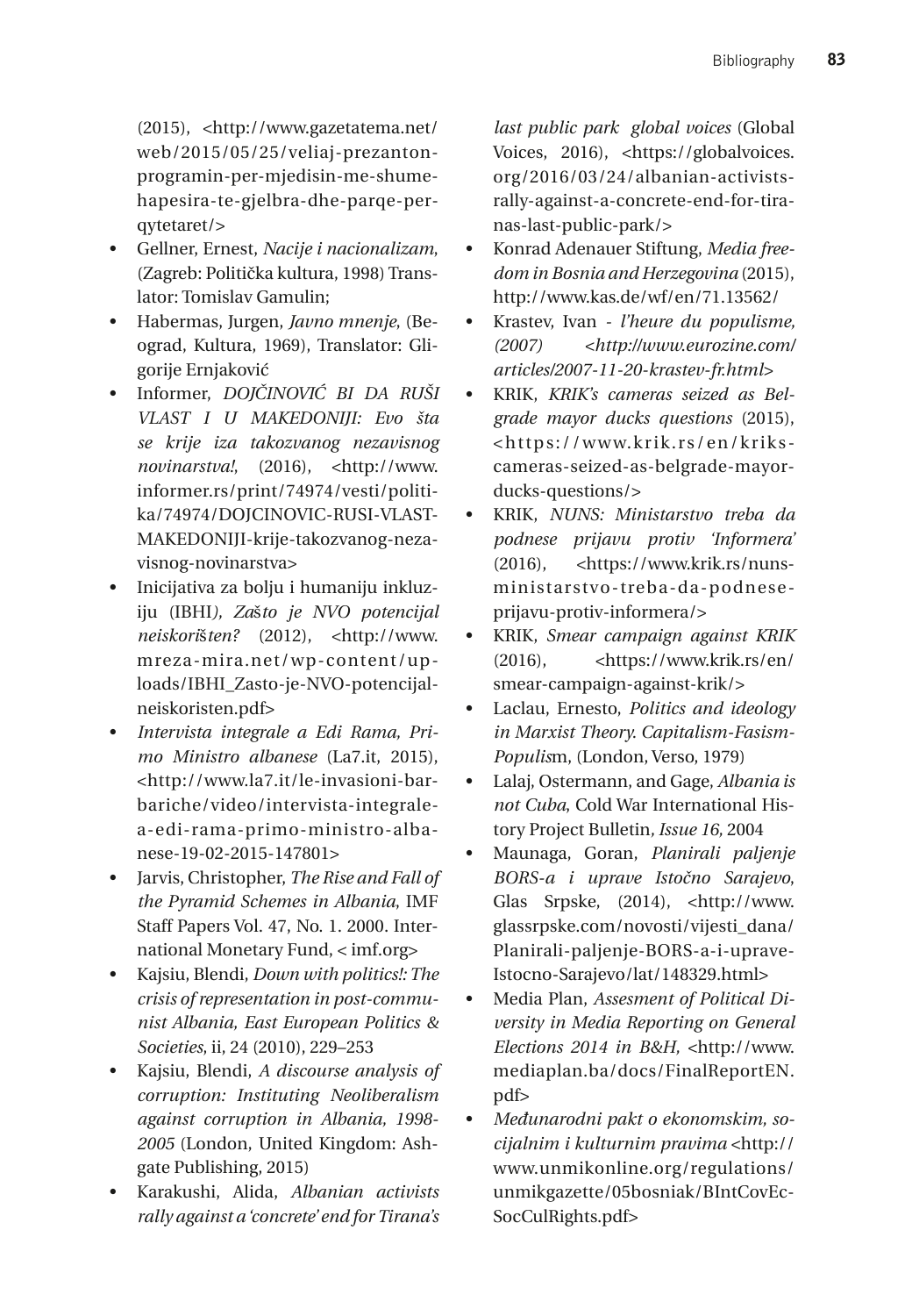(2015), <http://www.gazetatema.net/web/2015/05/25/veliaj-prezanton-programin-per-mjedisin-me-shume-hapesira-te-gjelbra-dhe-parqe-per-qytetaret/>

- Gellner, Ernest, *Nacije i nacionalizam*, (Zagreb: Politička kultura, 1998) Translator: Tomislav Gamulin;
- Habermas, Jurgen, *Javno mnenje*, (Beograd, Kultura, 1969), Translator: Gligorije Ernjaković
- Informer, *DOJČINOVIĆ BI DA RUŠI VLAST I U MAKEDONIJI: Evo šta se krije iza takozvanog nezavisnog novinarstva!*, (2016), <http://www.informer.rs/print/74974/vesti/politika/74974/DOJCINOVIC-RUSI-VLAST-MAKEDONIJI-krije-takozvanog-nezavisnog-novinarstva>
- Inicijativa za bolju i humaniju inkluziju (IBHI*), Zašto je NVO potencijal neiskorišten?* (2012), <http://www.mreza-mira.net/wp-content/uploads/IBHI_Zasto-je-NVO-potencijal-neiskoristen.pdf>
- *Intervista integrale a Edi Rama, Primo Ministro albanese* (La7.it, 2015), <http://www.la7.it/le-invasioni-barbariche/video/intervista-integrale-a-edi-rama-primo-ministro-albanese-19-02-2015-147801>
- Jarvis, Christopher, *The Rise and Fall of the Pyramid Schemes in Albania*, IMF Staff Papers Vol. 47, No. 1. 2000. International Monetary Fund, < imf.org>
- Kajsiu, Blendi, *Down with politics!: The crisis of representation in post-communist Albania, East European Politics & Societies*, ii, 24 (2010), 229–253
- Kajsiu, Blendi, *A discourse analysis of corruption: Instituting Neoliberalism against corruption in Albania, 1998-2005* (London, United Kingdom: Ashgate Publishing, 2015)
- Karakushi, Alida, *Albanian activists rally against a 'concrete' end for Tirana's last public park global voices* (Global Voices, 2016), <https://globalvoices.org/2016/03/24/albanian-activists-rally-against-a-concrete-end-for-tiranas-last-public-park/>
- Konrad Adenauer Stiftung, *Media freedom in Bosnia and Herzegovina* (2015), http://www.kas.de/wf/en/71.13562/
- Krastev, Ivan - *l'heure du populisme, (2007) <http://www.eurozine.com/articles/2007-11-20-krastev-fr.html>*
- KRIK, *KRIK's cameras seized as Belgrade mayor ducks questions* (2015), <https://www.krik.rs/en/kriks-cameras-seized-as-belgrade-mayor-ducks-questions/>
- KRIK, *NUNS: Ministarstvo treba da podnese prijavu protiv 'Informera'* (2016), <https://www.krik.rs/nuns-ministarstvo-treba-da-podnese-prijavu-protiv-informera/>
- KRIK, *Smear campaign against KRIK* (2016), <https://www.krik.rs/en/smear-campaign-against-krik/>
- Laclau, Ernesto, *Politics and ideology in Marxist Theory. Capitalism-Fasism-Populis*m, (London, Verso, 1979)
- Lalaj, Ostermann, and Gage, *Albania is not Cuba*, Cold War International History Project Bulletin, *Issue 16*, 2004
- Maunaga, Goran, *Planirali paljenje BORS-a i uprave Istočno Sarajevo*, Glas Srpske, (2014), <http://www.glassrpske.com/novosti/vijesti_dana/Planirali-paljenje-BORS-a-i-uprave-Istocno-Sarajevo/lat/148329.html>
- Media Plan, *Assesment of Political Diversity in Media Reporting on General Elections 2014 in B&H,* <http://www.mediaplan.ba/docs/FinalReportEN.pdf>
- *Međunarodni pakt o ekonomskim, socijalnim i kulturnim pravima* <http://www.unmikonline.org/regulations/unmikgazette/05bosniak/BIntCovEcSocCulRights.pdf>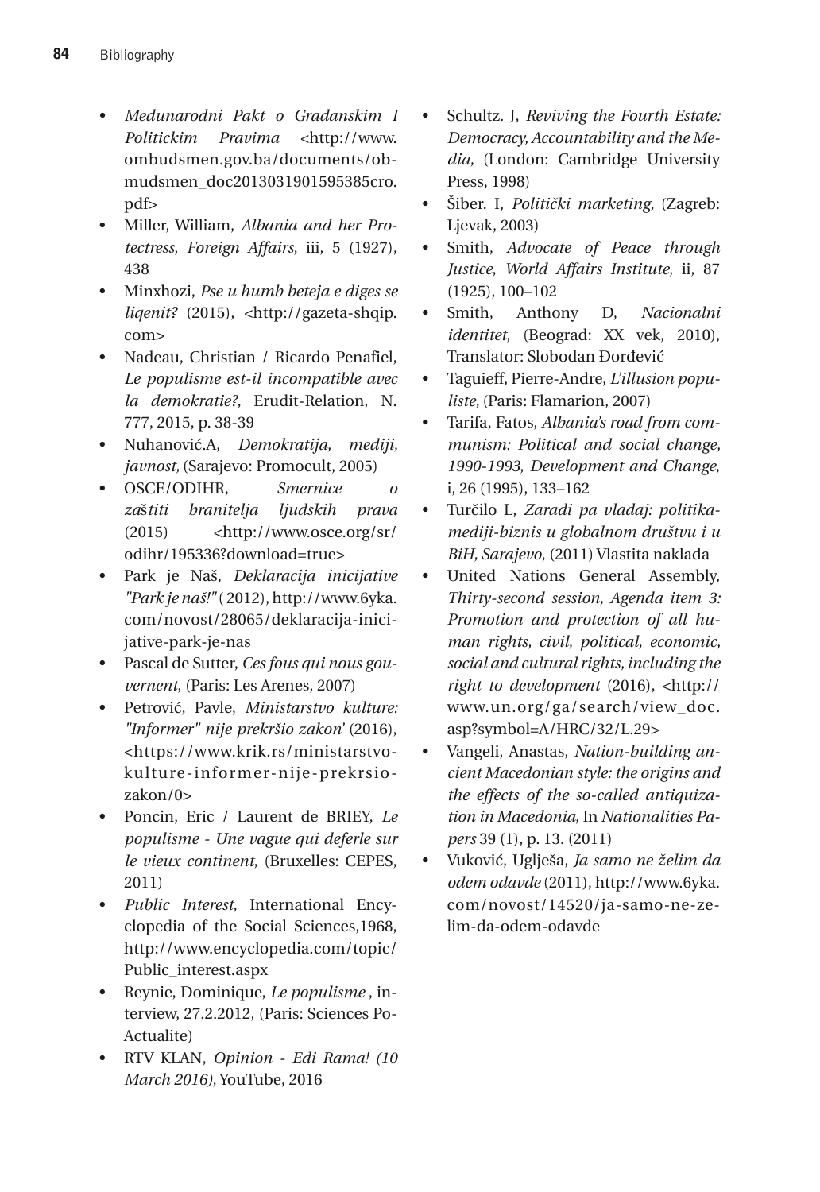- *Medunarodni Pakt o Gradanskim I Politickim Pravima* <http://www.ombudsmen.gov.ba/documents/obmudsmen_doc2013031901595385cro.pdf>
- Miller, William, *Albania and her Protectress, Foreign Affairs*, iii, 5 (1927), 438
- Minxhozi, *Pse u humb beteja e diges se liqenit?* (2015), <http://gazeta-shqip.com>
- Nadeau, Christian / Ricardo Penafiel, *Le populisme est-il incompatible avec la demokratie?*, Erudit-Relation, N. 777, 2015, p. 38-39
- Nuhanović.A, *Demokratija, mediji, javnost,* (Sarajevo: Promocult, 2005)
- OSCE/ODIHR, *Smernice o zaštiti branitelja ljudskih prava* (2015) <http://www.osce.org/sr/odihr/195336?download=true>
- Park je Naš, *Deklaracija inicijative "Park je naš!"* ( 2012), http://www.6yka.com/novost/28065/deklaracija-inicijative-park-je-nas
- Pascal de Sutter, *Ces fous qui nous gouvernent*, (Paris: Les Arenes, 2007)
- Petrović, Pavle, *Ministarstvo kulture: "Informer" nije prekršio zakon*' (2016), <https://www.krik.rs/ministarstvo-kulture-informer-nije-prekrsio-zakon/0>
- Poncin, Eric / Laurent de BRIEY, *Le populisme - Une vague qui deferle sur le vieux continent*, (Bruxelles: CEPES, 2011)
- *Public Interest*, International Encyclopedia of the Social Sciences,1968, http://www.encyclopedia.com/topic/Public_interest.aspx
- Reynie, Dominique, *Le populisme* , interview, 27.2.2012, (Paris: Sciences Po-Actualite)
- RTV KLAN, *Opinion - Edi Rama! (10 March 2016)*, YouTube, 2016
- Schultz. J, *Reviving the Fourth Estate: Democracy, Accountability and the Media,* (London: Cambridge University Press, 1998)
- Šiber. I, *Politički marketing,* (Zagreb: Ljevak, 2003)
- Smith, *Advocate of Peace through Justice*, *World Affairs Institute*, ii, 87 (1925), 100–102
- Smith, Anthony D, *Nacionalni identitet*, (Beograd: XX vek, 2010), Translator: Slobodan Đorđević
- Taguieff, Pierre-Andre, *L'illusion populiste*, (Paris: Flamarion, 2007)
- Tarifa, Fatos, *Albania's road from communism: Political and social change, 1990-1993*, *Development and Change*, i, 26 (1995), 133–162
- Turčilo L, *Zaradi pa vladaj: politika-mediji-biznis u globalnom društvu i u BiH, Sarajevo*, (2011) Vlastita naklada
- United Nations General Assembly, *Thirty-second session, Agenda item 3: Promotion and protection of all human rights, civil, political, economic, social and cultural rights, including the right to development* (2016), <http://www.un.org/ga/search/view_doc.asp?symbol=A/HRC/32/L.29>
- Vangeli, Anastas, *Nation-building ancient Macedonian style: the origins and the effects of the so-called antiquization in Macedonia*, In *Nationalities Papers* 39 (1), p. 13. (2011)
- Vuković, Uglješa, *Ja samo ne želim da odem odavde* (2011), http://www.6yka.com/novost/14520/ja-samo-ne-zelim-da-odem-odavde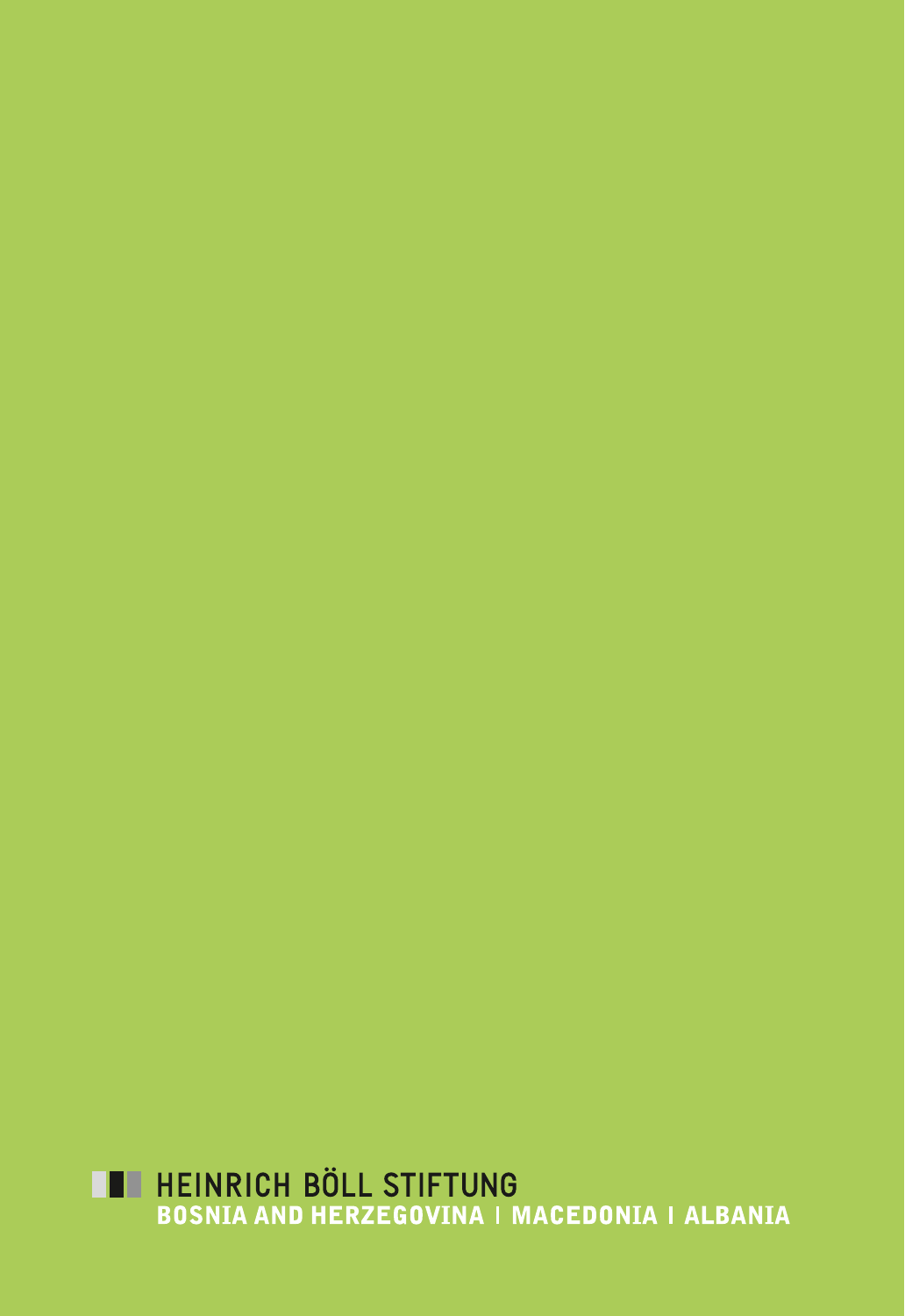HEINRICH BÖLL STIFTUNG
BOSNIA AND HERZEGOVINA | MACEDONIA | ALBANIA